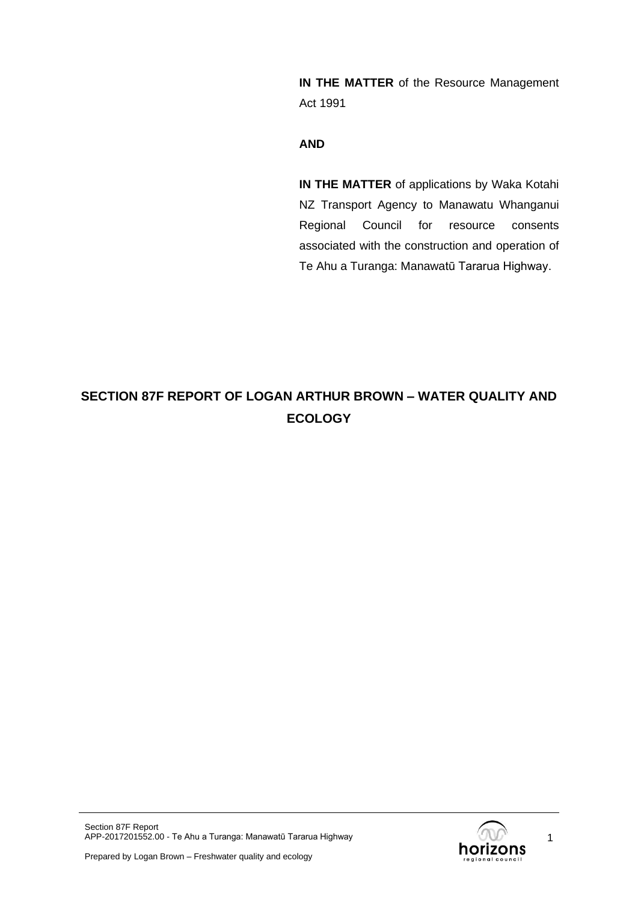**IN THE MATTER** of the Resource Management Act 1991

**AND**

**IN THE MATTER** of applications by Waka Kotahi NZ Transport Agency to Manawatu Whanganui Regional Council for resource consents associated with the construction and operation of Te Ahu a Turanga: Manawatū Tararua Highway.

# SECTION 87F REPORT OF LOGAN ARTHUR BROWN – WATER QUALITY AND ECOLOGY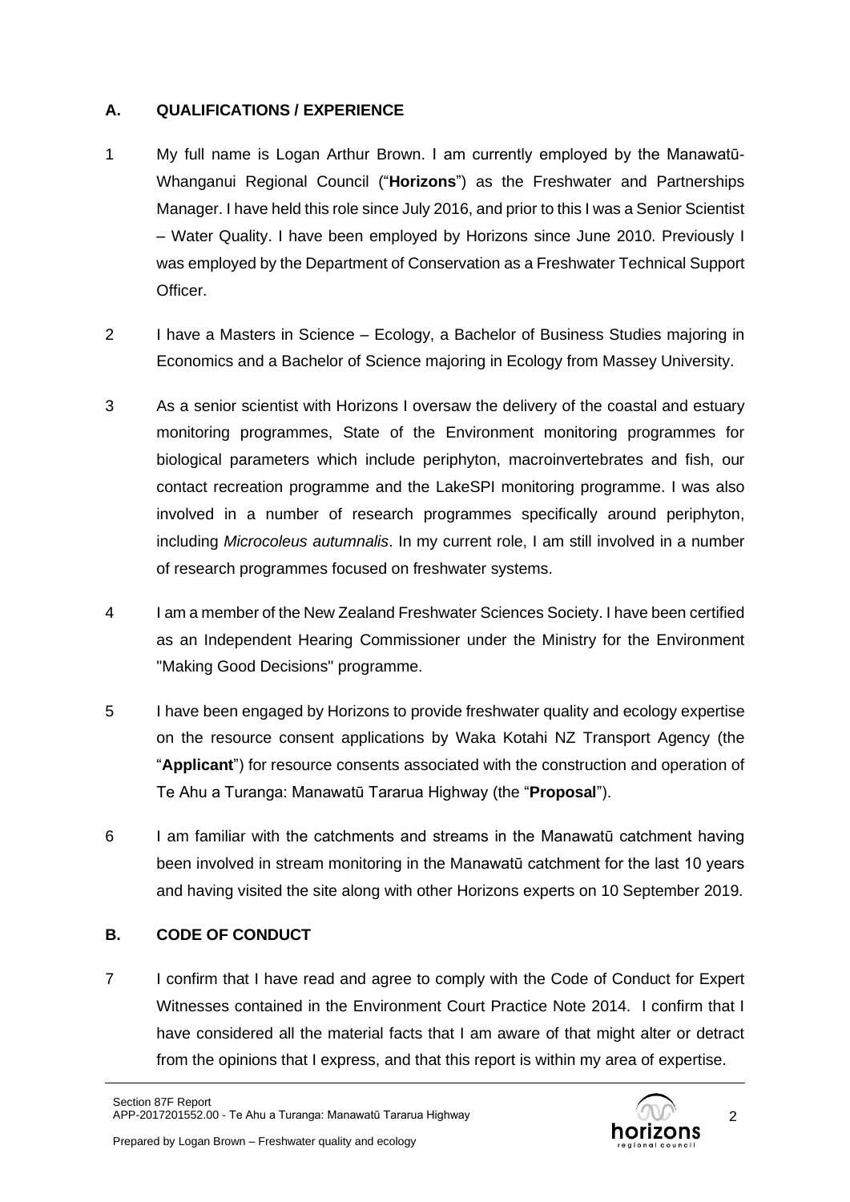## A. QUALIFICATIONS / EXPERIENCE

1 My full name is Logan Arthur Brown. I am currently employed by the Manawatū-Whanganui Regional Council ("**Horizons**") as the Freshwater and Partnerships Manager. I have held this role since July 2016, and prior to this I was a Senior Scientist – Water Quality. I have been employed by Horizons since June 2010. Previously I was employed by the Department of Conservation as a Freshwater Technical Support Officer.

2 I have a Masters in Science – Ecology, a Bachelor of Business Studies majoring in Economics and a Bachelor of Science majoring in Ecology from Massey University.

3 As a senior scientist with Horizons I oversaw the delivery of the coastal and estuary monitoring programmes, State of the Environment monitoring programmes for biological parameters which include periphyton, macroinvertebrates and fish, our contact recreation programme and the LakeSPI monitoring programme. I was also involved in a number of research programmes specifically around periphyton, including *Microcoleus autumnalis*. In my current role, I am still involved in a number of research programmes focused on freshwater systems.

4 I am a member of the New Zealand Freshwater Sciences Society. I have been certified as an Independent Hearing Commissioner under the Ministry for the Environment "Making Good Decisions" programme.

5 I have been engaged by Horizons to provide freshwater quality and ecology expertise on the resource consent applications by Waka Kotahi NZ Transport Agency (the "**Applicant**") for resource consents associated with the construction and operation of Te Ahu a Turanga: Manawatū Tararua Highway (the "**Proposal**").

6 I am familiar with the catchments and streams in the Manawatū catchment having been involved in stream monitoring in the Manawatū catchment for the last 10 years and having visited the site along with other Horizons experts on 10 September 2019.

## B. CODE OF CONDUCT

7 I confirm that I have read and agree to comply with the Code of Conduct for Expert Witnesses contained in the Environment Court Practice Note 2014. I confirm that I have considered all the material facts that I am aware of that might alter or detract from the opinions that I express, and that this report is within my area of expertise.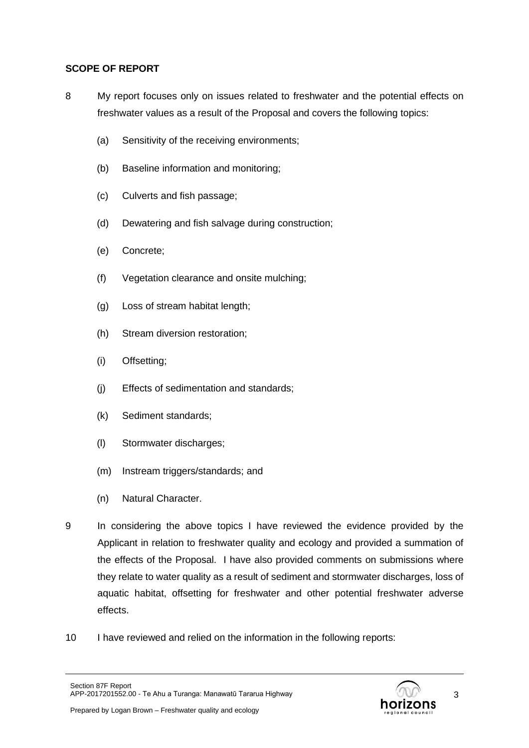**SCOPE OF REPORT**

8 My report focuses only on issues related to freshwater and the potential effects on freshwater values as a result of the Proposal and covers the following topics:

(a) Sensitivity of the receiving environments;

(b) Baseline information and monitoring;

(c) Culverts and fish passage;

(d) Dewatering and fish salvage during construction;

(e) Concrete;

(f) Vegetation clearance and onsite mulching;

(g) Loss of stream habitat length;

(h) Stream diversion restoration;

(i) Offsetting;

(j) Effects of sedimentation and standards;

(k) Sediment standards;

(l) Stormwater discharges;

(m) Instream triggers/standards; and

(n) Natural Character.

9 In considering the above topics I have reviewed the evidence provided by the Applicant in relation to freshwater quality and ecology and provided a summation of the effects of the Proposal. I have also provided comments on submissions where they relate to water quality as a result of sediment and stormwater discharges, loss of aquatic habitat, offsetting for freshwater and other potential freshwater adverse effects.

10 I have reviewed and relied on the information in the following reports: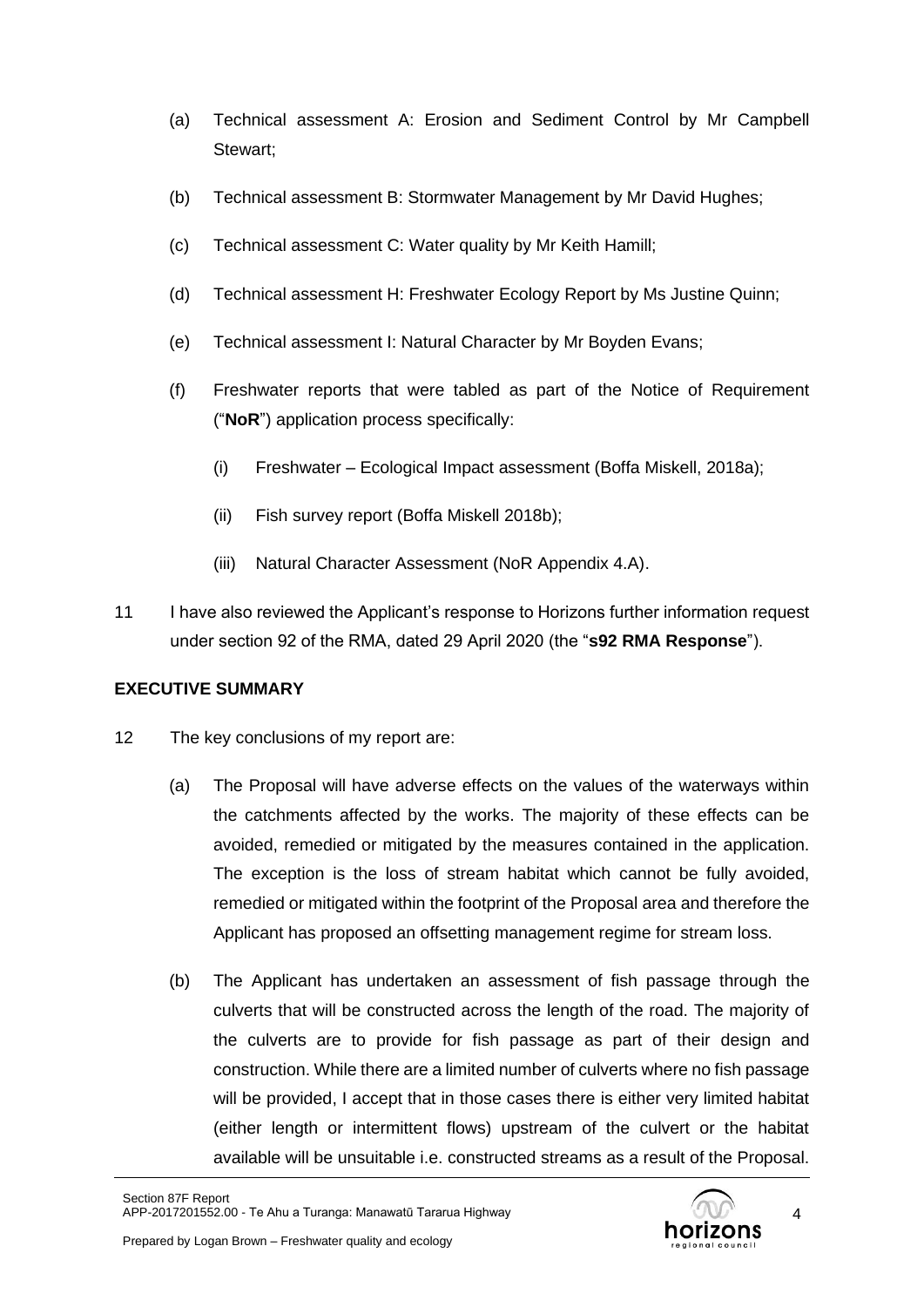(a) Technical assessment A: Erosion and Sediment Control by Mr Campbell Stewart;

(b) Technical assessment B: Stormwater Management by Mr David Hughes;

(c) Technical assessment C: Water quality by Mr Keith Hamill;

(d) Technical assessment H: Freshwater Ecology Report by Ms Justine Quinn;

(e) Technical assessment I: Natural Character by Mr Boyden Evans;

(f) Freshwater reports that were tabled as part of the Notice of Requirement ("**NoR**") application process specifically:

   (i) Freshwater – Ecological Impact assessment (Boffa Miskell, 2018a);

   (ii) Fish survey report (Boffa Miskell 2018b);

   (iii) Natural Character Assessment (NoR Appendix 4.A).

11 I have also reviewed the Applicant's response to Horizons further information request under section 92 of the RMA, dated 29 April 2020 (the "**s92 RMA Response**").

## EXECUTIVE SUMMARY

12 The key conclusions of my report are:

(a) The Proposal will have adverse effects on the values of the waterways within the catchments affected by the works. The majority of these effects can be avoided, remedied or mitigated by the measures contained in the application. The exception is the loss of stream habitat which cannot be fully avoided, remedied or mitigated within the footprint of the Proposal area and therefore the Applicant has proposed an offsetting management regime for stream loss.

(b) The Applicant has undertaken an assessment of fish passage through the culverts that will be constructed across the length of the road. The majority of the culverts are to provide for fish passage as part of their design and construction. While there are a limited number of culverts where no fish passage will be provided, I accept that in those cases there is either very limited habitat (either length or intermittent flows) upstream of the culvert or the habitat available will be unsuitable i.e. constructed streams as a result of the Proposal.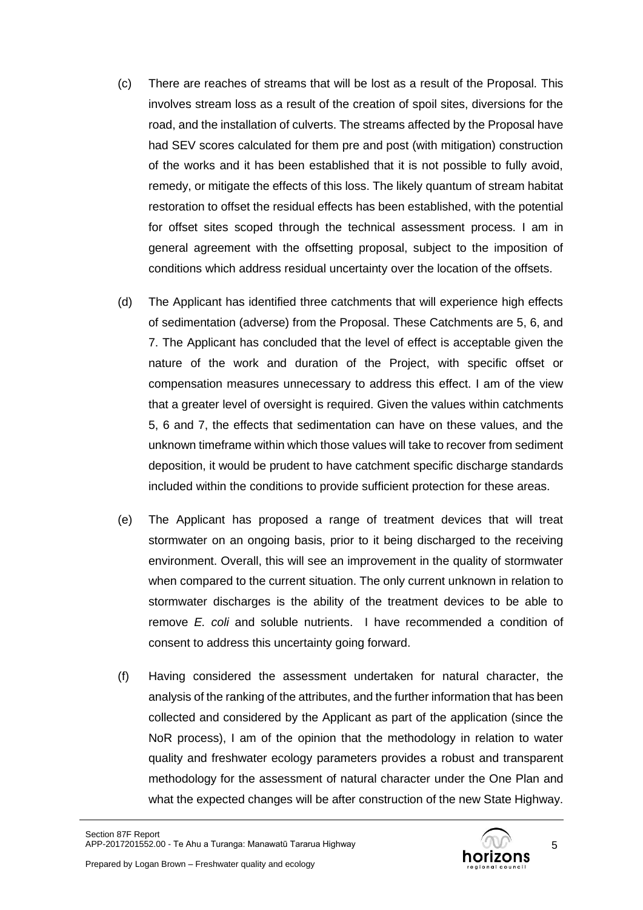(c) There are reaches of streams that will be lost as a result of the Proposal. This involves stream loss as a result of the creation of spoil sites, diversions for the road, and the installation of culverts. The streams affected by the Proposal have had SEV scores calculated for them pre and post (with mitigation) construction of the works and it has been established that it is not possible to fully avoid, remedy, or mitigate the effects of this loss. The likely quantum of stream habitat restoration to offset the residual effects has been established, with the potential for offset sites scoped through the technical assessment process. I am in general agreement with the offsetting proposal, subject to the imposition of conditions which address residual uncertainty over the location of the offsets.

(d) The Applicant has identified three catchments that will experience high effects of sedimentation (adverse) from the Proposal. These Catchments are 5, 6, and 7. The Applicant has concluded that the level of effect is acceptable given the nature of the work and duration of the Project, with specific offset or compensation measures unnecessary to address this effect. I am of the view that a greater level of oversight is required. Given the values within catchments 5, 6 and 7, the effects that sedimentation can have on these values, and the unknown timeframe within which those values will take to recover from sediment deposition, it would be prudent to have catchment specific discharge standards included within the conditions to provide sufficient protection for these areas.

(e) The Applicant has proposed a range of treatment devices that will treat stormwater on an ongoing basis, prior to it being discharged to the receiving environment. Overall, this will see an improvement in the quality of stormwater when compared to the current situation. The only current unknown in relation to stormwater discharges is the ability of the treatment devices to be able to remove *E. coli* and soluble nutrients. I have recommended a condition of consent to address this uncertainty going forward.

(f) Having considered the assessment undertaken for natural character, the analysis of the ranking of the attributes, and the further information that has been collected and considered by the Applicant as part of the application (since the NoR process), I am of the opinion that the methodology in relation to water quality and freshwater ecology parameters provides a robust and transparent methodology for the assessment of natural character under the One Plan and what the expected changes will be after construction of the new State Highway.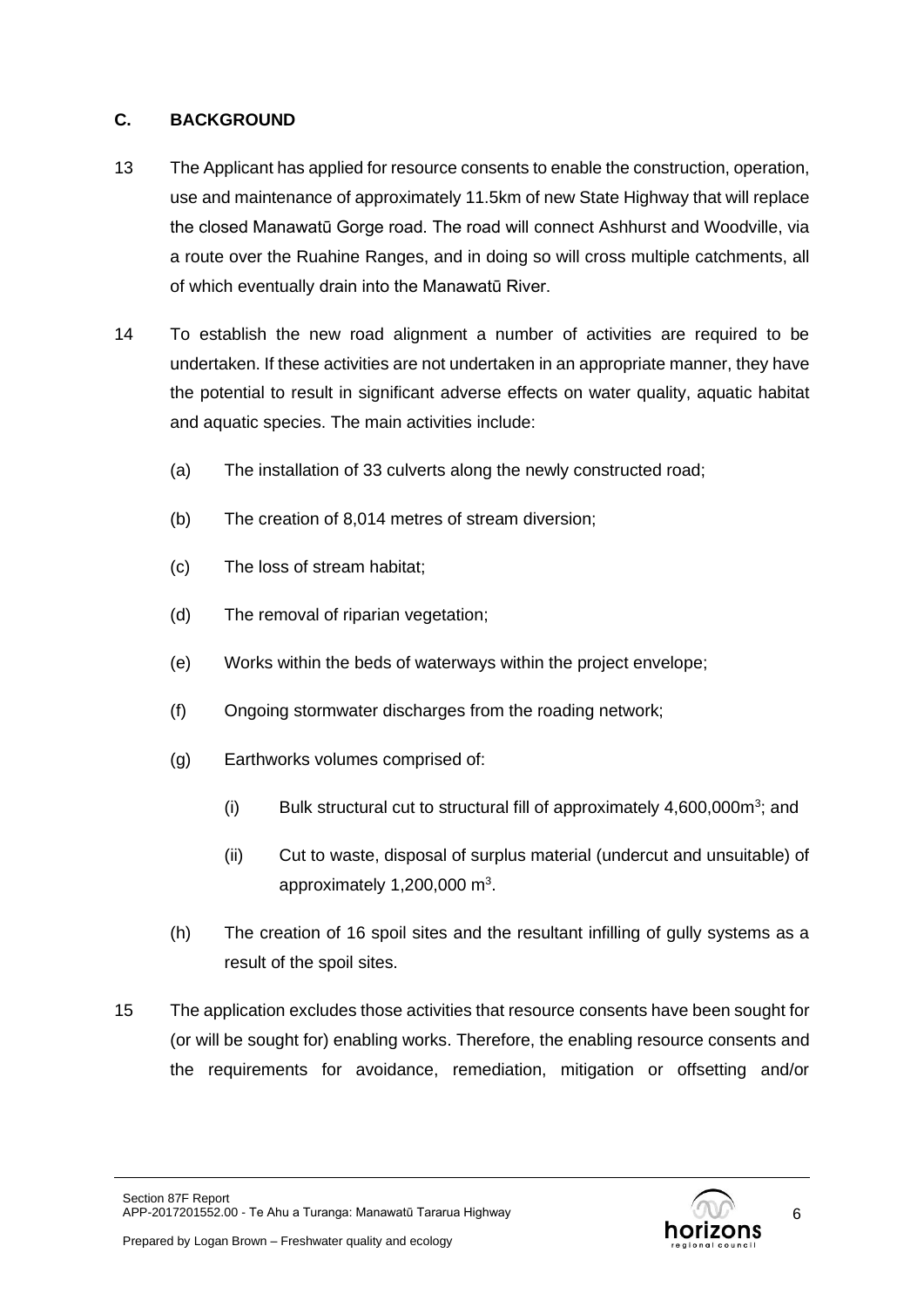## C. BACKGROUND

13 The Applicant has applied for resource consents to enable the construction, operation, use and maintenance of approximately 11.5km of new State Highway that will replace the closed Manawatū Gorge road. The road will connect Ashhurst and Woodville, via a route over the Ruahine Ranges, and in doing so will cross multiple catchments, all of which eventually drain into the Manawatū River.

14 To establish the new road alignment a number of activities are required to be undertaken. If these activities are not undertaken in an appropriate manner, they have the potential to result in significant adverse effects on water quality, aquatic habitat and aquatic species. The main activities include:

(a) The installation of 33 culverts along the newly constructed road;

(b) The creation of 8,014 metres of stream diversion;

(c) The loss of stream habitat;

(d) The removal of riparian vegetation;

(e) Works within the beds of waterways within the project envelope;

(f) Ongoing stormwater discharges from the roading network;

(g) Earthworks volumes comprised of:

(i) Bulk structural cut to structural fill of approximately 4,600,000$m^3$; and

(ii) Cut to waste, disposal of surplus material (undercut and unsuitable) of approximately 1,200,000 $m^3$.

(h) The creation of 16 spoil sites and the resultant infilling of gully systems as a result of the spoil sites.

15 The application excludes those activities that resource consents have been sought for (or will be sought for) enabling works. Therefore, the enabling resource consents and the requirements for avoidance, remediation, mitigation or offsetting and/or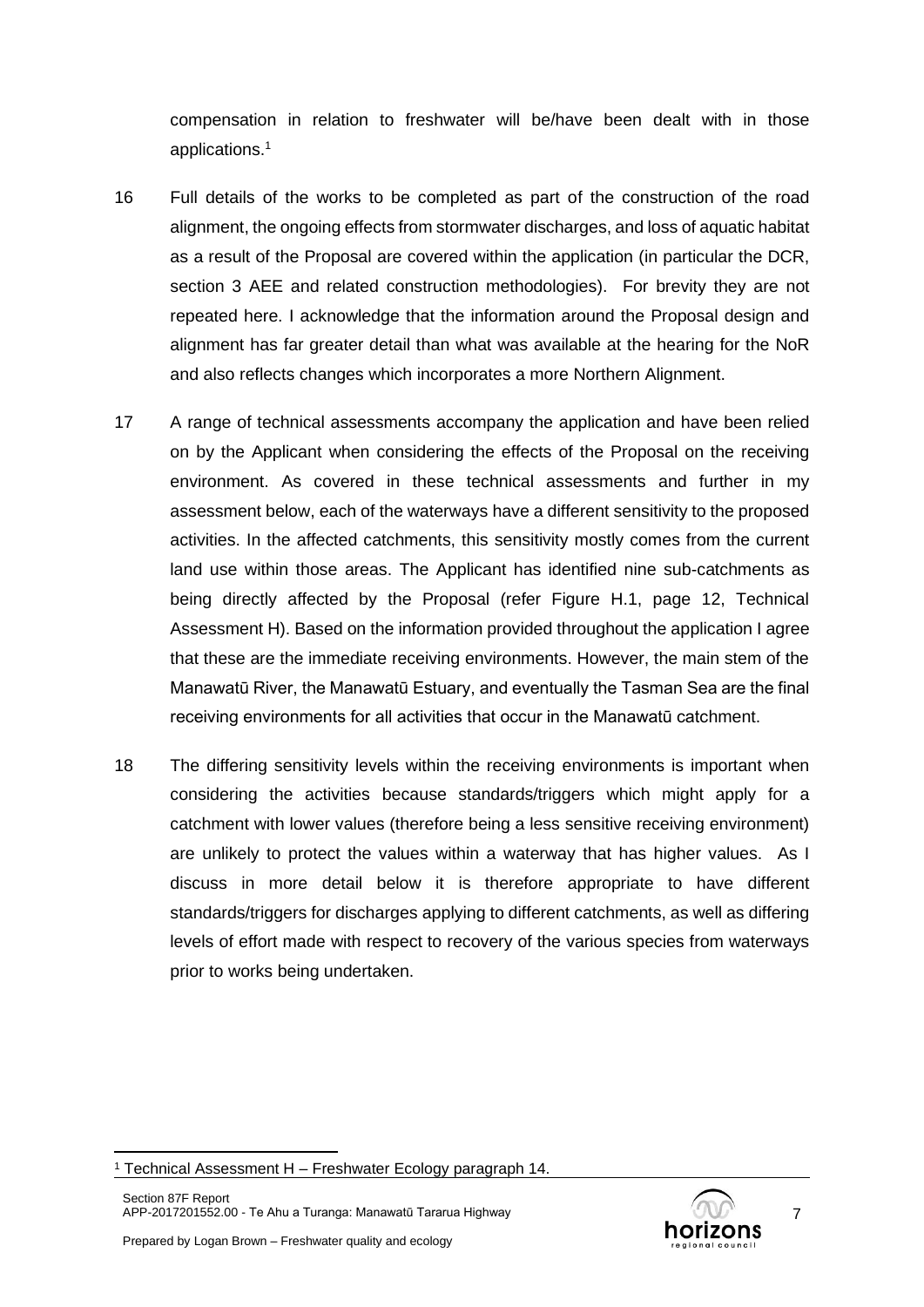compensation in relation to freshwater will be/have been dealt with in those applications.[1]

16 Full details of the works to be completed as part of the construction of the road alignment, the ongoing effects from stormwater discharges, and loss of aquatic habitat as a result of the Proposal are covered within the application (in particular the DCR, section 3 AEE and related construction methodologies). For brevity they are not repeated here. I acknowledge that the information around the Proposal design and alignment has far greater detail than what was available at the hearing for the NoR and also reflects changes which incorporates a more Northern Alignment.

17 A range of technical assessments accompany the application and have been relied on by the Applicant when considering the effects of the Proposal on the receiving environment. As covered in these technical assessments and further in my assessment below, each of the waterways have a different sensitivity to the proposed activities. In the affected catchments, this sensitivity mostly comes from the current land use within those areas. The Applicant has identified nine sub-catchments as being directly affected by the Proposal (refer Figure H.1, page 12, Technical Assessment H). Based on the information provided throughout the application I agree that these are the immediate receiving environments. However, the main stem of the Manawatū River, the Manawatū Estuary, and eventually the Tasman Sea are the final receiving environments for all activities that occur in the Manawatū catchment.

18 The differing sensitivity levels within the receiving environments is important when considering the activities because standards/triggers which might apply for a catchment with lower values (therefore being a less sensitive receiving environment) are unlikely to protect the values within a waterway that has higher values. As I discuss in more detail below it is therefore appropriate to have different standards/triggers for discharges applying to different catchments, as well as differing levels of effort made with respect to recovery of the various species from waterways prior to works being undertaken.

[1] Technical Assessment H – Freshwater Ecology paragraph 14.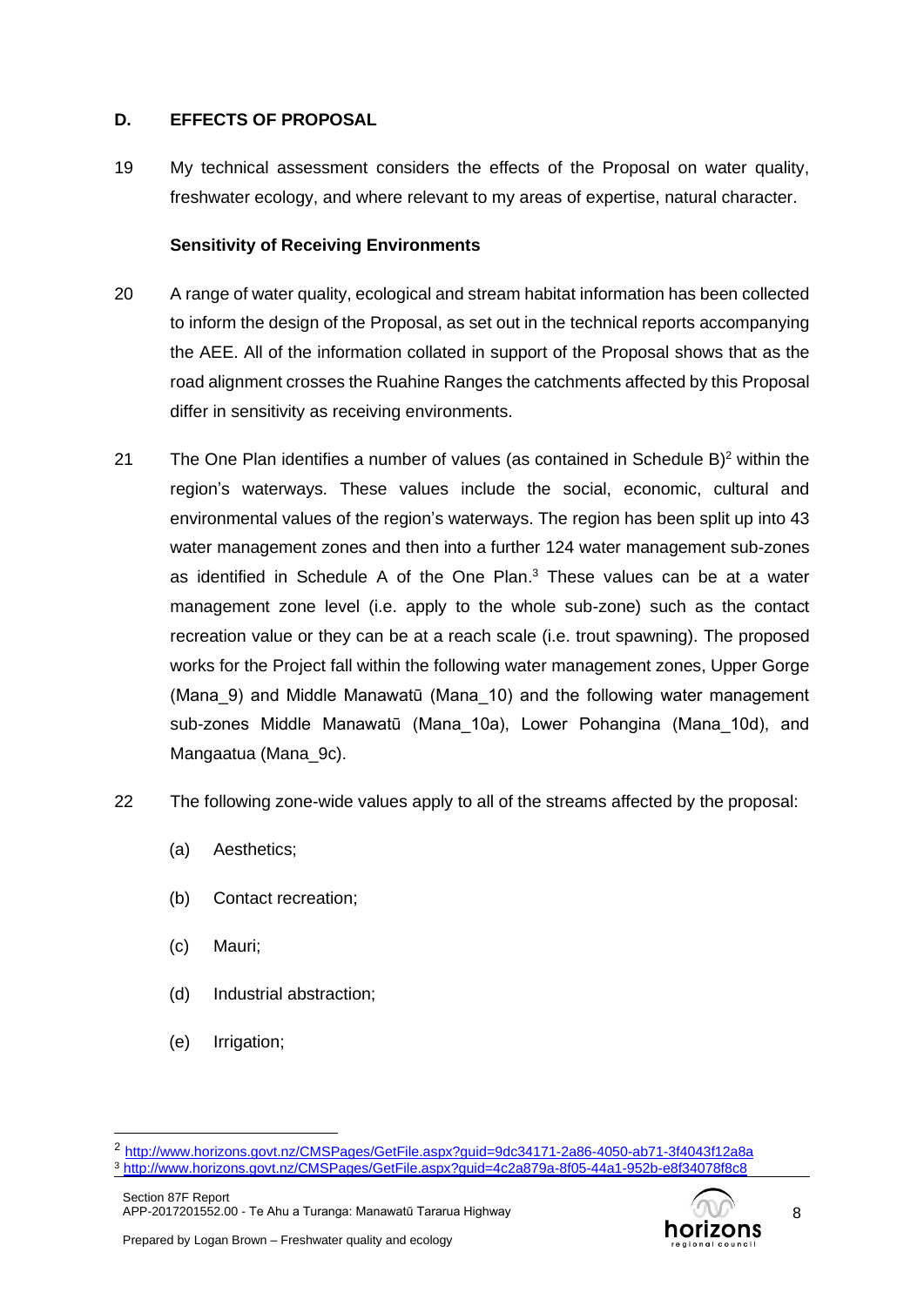## D. EFFECTS OF PROPOSAL

19 My technical assessment considers the effects of the Proposal on water quality, freshwater ecology, and where relevant to my areas of expertise, natural character.

### Sensitivity of Receiving Environments

20 A range of water quality, ecological and stream habitat information has been collected to inform the design of the Proposal, as set out in the technical reports accompanying the AEE. All of the information collated in support of the Proposal shows that as the road alignment crosses the Ruahine Ranges the catchments affected by this Proposal differ in sensitivity as receiving environments.

21 The One Plan identifies a number of values (as contained in Schedule B)[2] within the region's waterways. These values include the social, economic, cultural and environmental values of the region's waterways. The region has been split up into 43 water management zones and then into a further 124 water management sub-zones as identified in Schedule A of the One Plan.[3] These values can be at a water management zone level (i.e. apply to the whole sub-zone) such as the contact recreation value or they can be at a reach scale (i.e. trout spawning). The proposed works for the Project fall within the following water management zones, Upper Gorge (Mana_9) and Middle Manawatū (Mana_10) and the following water management sub-zones Middle Manawatū (Mana_10a), Lower Pohangina (Mana_10d), and Mangaatua (Mana_9c).

22 The following zone-wide values apply to all of the streams affected by the proposal:

(a) Aesthetics;

(b) Contact recreation;

(c) Mauri;

(d) Industrial abstraction;

(e) Irrigation;

---

[2] http://www.horizons.govt.nz/CMSPages/GetFile.aspx?guid=9dc34171-2a86-4050-ab71-3f4043f12a8a

[3] http://www.horizons.govt.nz/CMSPages/GetFile.aspx?guid=4c2a879a-8f05-44a1-952b-e8f34078f8c8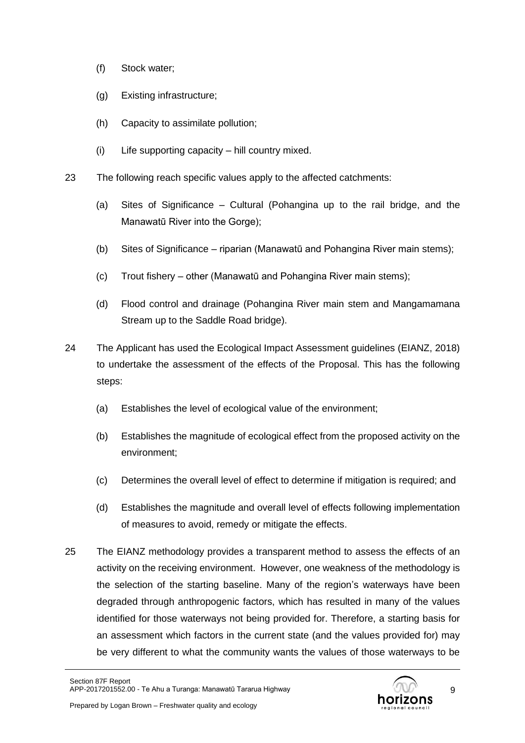(f) Stock water;

(g) Existing infrastructure;

(h) Capacity to assimilate pollution;

(i) Life supporting capacity – hill country mixed.

23 The following reach specific values apply to the affected catchments:

(a) Sites of Significance – Cultural (Pohangina up to the rail bridge, and the Manawatū River into the Gorge);

(b) Sites of Significance – riparian (Manawatū and Pohangina River main stems);

(c) Trout fishery – other (Manawatū and Pohangina River main stems);

(d) Flood control and drainage (Pohangina River main stem and Mangamamana Stream up to the Saddle Road bridge).

24 The Applicant has used the Ecological Impact Assessment guidelines (EIANZ, 2018) to undertake the assessment of the effects of the Proposal. This has the following steps:

(a) Establishes the level of ecological value of the environment;

(b) Establishes the magnitude of ecological effect from the proposed activity on the environment;

(c) Determines the overall level of effect to determine if mitigation is required; and

(d) Establishes the magnitude and overall level of effects following implementation of measures to avoid, remedy or mitigate the effects.

25 The EIANZ methodology provides a transparent method to assess the effects of an activity on the receiving environment. However, one weakness of the methodology is the selection of the starting baseline. Many of the region's waterways have been degraded through anthropogenic factors, which has resulted in many of the values identified for those waterways not being provided for. Therefore, a starting basis for an assessment which factors in the current state (and the values provided for) may be very different to what the community wants the values of those waterways to be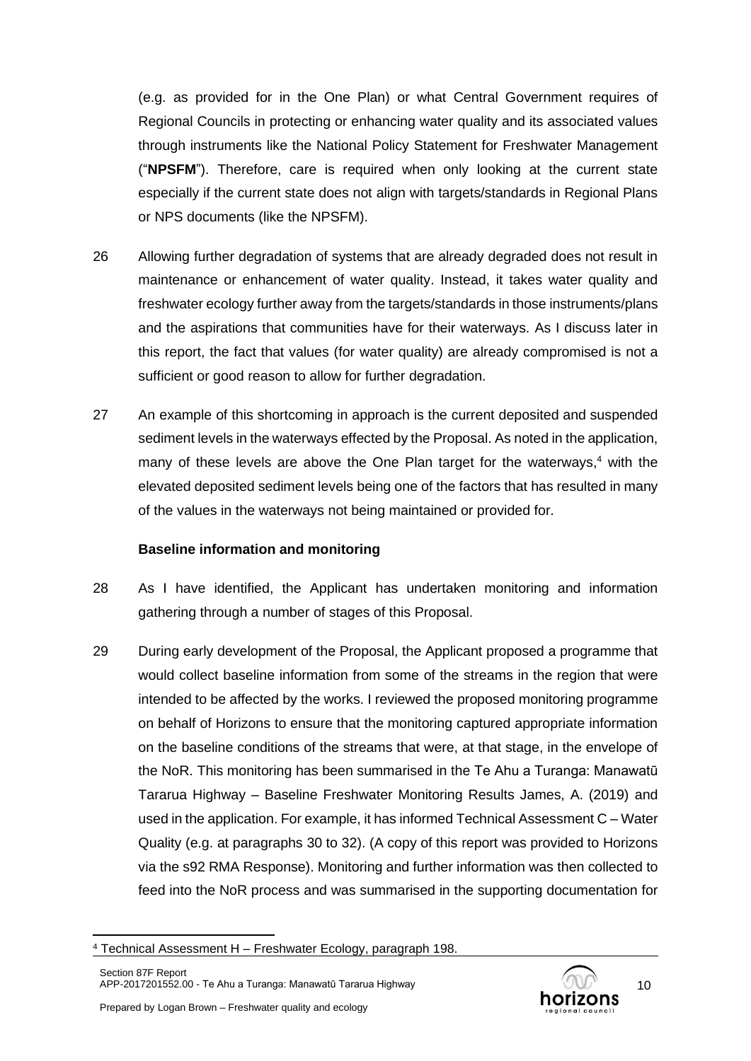(e.g. as provided for in the One Plan) or what Central Government requires of Regional Councils in protecting or enhancing water quality and its associated values through instruments like the National Policy Statement for Freshwater Management ("**NPSFM**"). Therefore, care is required when only looking at the current state especially if the current state does not align with targets/standards in Regional Plans or NPS documents (like the NPSFM).

26 Allowing further degradation of systems that are already degraded does not result in maintenance or enhancement of water quality. Instead, it takes water quality and freshwater ecology further away from the targets/standards in those instruments/plans and the aspirations that communities have for their waterways. As I discuss later in this report, the fact that values (for water quality) are already compromised is not a sufficient or good reason to allow for further degradation.

27 An example of this shortcoming in approach is the current deposited and suspended sediment levels in the waterways effected by the Proposal. As noted in the application, many of these levels are above the One Plan target for the waterways,[4] with the elevated deposited sediment levels being one of the factors that has resulted in many of the values in the waterways not being maintained or provided for.

**Baseline information and monitoring**

28 As I have identified, the Applicant has undertaken monitoring and information gathering through a number of stages of this Proposal.

29 During early development of the Proposal, the Applicant proposed a programme that would collect baseline information from some of the streams in the region that were intended to be affected by the works. I reviewed the proposed monitoring programme on behalf of Horizons to ensure that the monitoring captured appropriate information on the baseline conditions of the streams that were, at that stage, in the envelope of the NoR. This monitoring has been summarised in the Te Ahu a Turanga: Manawatū Tararua Highway – Baseline Freshwater Monitoring Results James, A. (2019) and used in the application. For example, it has informed Technical Assessment C – Water Quality (e.g. at paragraphs 30 to 32). (A copy of this report was provided to Horizons via the s92 RMA Response). Monitoring and further information was then collected to feed into the NoR process and was summarised in the supporting documentation for

[4] Technical Assessment H – Freshwater Ecology, paragraph 198.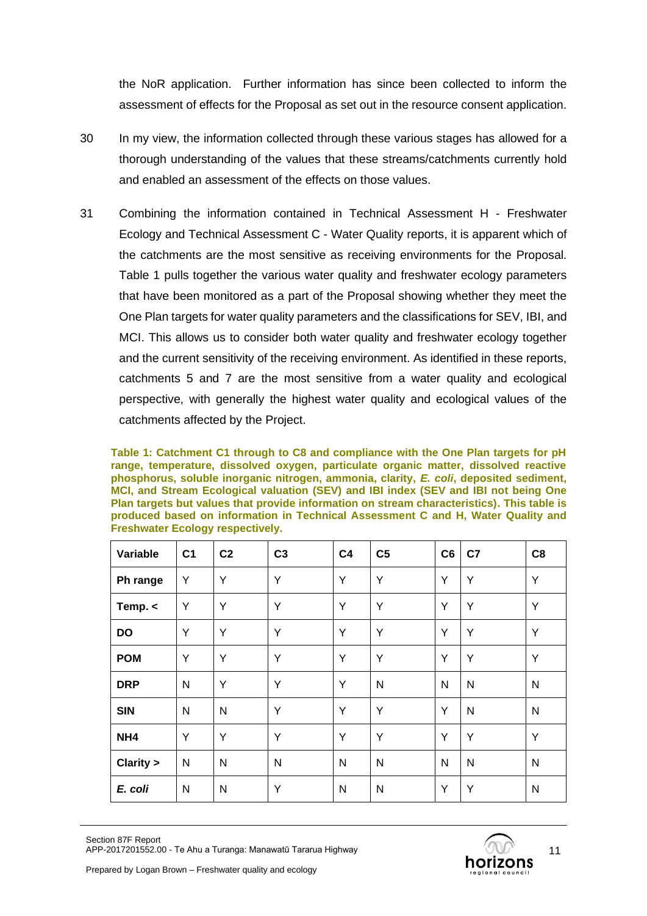the NoR application. Further information has since been collected to inform the assessment of effects for the Proposal as set out in the resource consent application.

30 In my view, the information collected through these various stages has allowed for a thorough understanding of the values that these streams/catchments currently hold and enabled an assessment of the effects on those values.

31 Combining the information contained in Technical Assessment H - Freshwater Ecology and Technical Assessment C - Water Quality reports, it is apparent which of the catchments are the most sensitive as receiving environments for the Proposal. Table 1 pulls together the various water quality and freshwater ecology parameters that have been monitored as a part of the Proposal showing whether they meet the One Plan targets for water quality parameters and the classifications for SEV, IBI, and MCI. This allows us to consider both water quality and freshwater ecology together and the current sensitivity of the receiving environment. As identified in these reports, catchments 5 and 7 are the most sensitive from a water quality and ecological perspective, with generally the highest water quality and ecological values of the catchments affected by the Project.

**Table 1: Catchment C1 through to C8 and compliance with the One Plan targets for pH range, temperature, dissolved oxygen, particulate organic matter, dissolved reactive phosphorus, soluble inorganic nitrogen, ammonia, clarity, *E. coli*, deposited sediment, MCI, and Stream Ecological valuation (SEV) and IBI index (SEV and IBI not being One Plan targets but values that provide information on stream characteristics). This table is produced based on information in Technical Assessment C and H, Water Quality and Freshwater Ecology respectively.**

| Variable | C1 | C2 | C3 | C4 | C5 | C6 | C7 | C8 |
|---|---|---|---|---|---|---|---|---|
| **Ph range** | Y | Y | Y | Y | Y | Y | Y | Y |
| **Temp. <** | Y | Y | Y | Y | Y | Y | Y | Y |
| **DO** | Y | Y | Y | Y | Y | Y | Y | Y |
| **POM** | Y | Y | Y | Y | Y | Y | Y | Y |
| **DRP** | N | Y | Y | Y | N | N | N | N |
| **SIN** | N | N | Y | Y | Y | Y | N | N |
| **NH4** | Y | Y | Y | Y | Y | Y | Y | Y |
| **Clarity >** | N | N | N | N | N | N | N | N |
| ***E. coli*** | N | N | Y | N | N | Y | Y | N |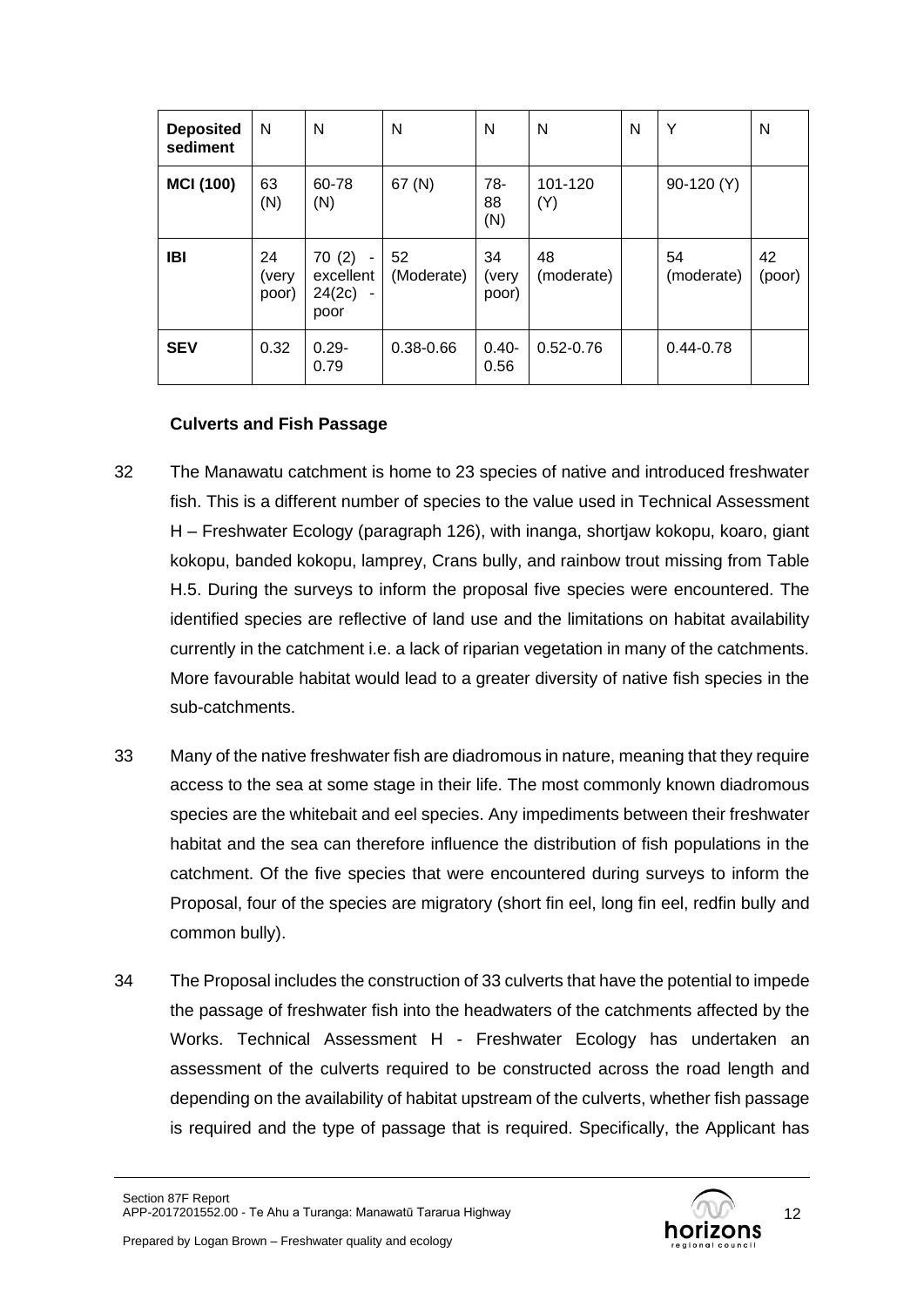| **Deposited sediment** | N | N | N | N | N | N | Y | N |
|---|---|---|---|---|---|---|---|---|
| **MCI (100)** | 63 (N) | 60-78 (N) | 67 (N) | 78-88 (N) | 101-120 (Y) | | 90-120 (Y) | |
| **IBI** | 24 (very poor) | 70 (2) - excellent 24(2c) - poor | 52 (Moderate) | 34 (very poor) | 48 (moderate) | | 54 (moderate) | 42 (poor) |
| **SEV** | 0.32 | 0.29-0.79 | 0.38-0.66 | 0.40-0.56 | 0.52-0.76 | | 0.44-0.78 | |

**Culverts and Fish Passage**

32 The Manawatu catchment is home to 23 species of native and introduced freshwater fish. This is a different number of species to the value used in Technical Assessment H – Freshwater Ecology (paragraph 126), with inanga, shortjaw kokopu, koaro, giant kokopu, banded kokopu, lamprey, Crans bully, and rainbow trout missing from Table H.5. During the surveys to inform the proposal five species were encountered. The identified species are reflective of land use and the limitations on habitat availability currently in the catchment i.e. a lack of riparian vegetation in many of the catchments. More favourable habitat would lead to a greater diversity of native fish species in the sub-catchments.

33 Many of the native freshwater fish are diadromous in nature, meaning that they require access to the sea at some stage in their life. The most commonly known diadromous species are the whitebait and eel species. Any impediments between their freshwater habitat and the sea can therefore influence the distribution of fish populations in the catchment. Of the five species that were encountered during surveys to inform the Proposal, four of the species are migratory (short fin eel, long fin eel, redfin bully and common bully).

34 The Proposal includes the construction of 33 culverts that have the potential to impede the passage of freshwater fish into the headwaters of the catchments affected by the Works. Technical Assessment H - Freshwater Ecology has undertaken an assessment of the culverts required to be constructed across the road length and depending on the availability of habitat upstream of the culverts, whether fish passage is required and the type of passage that is required. Specifically, the Applicant has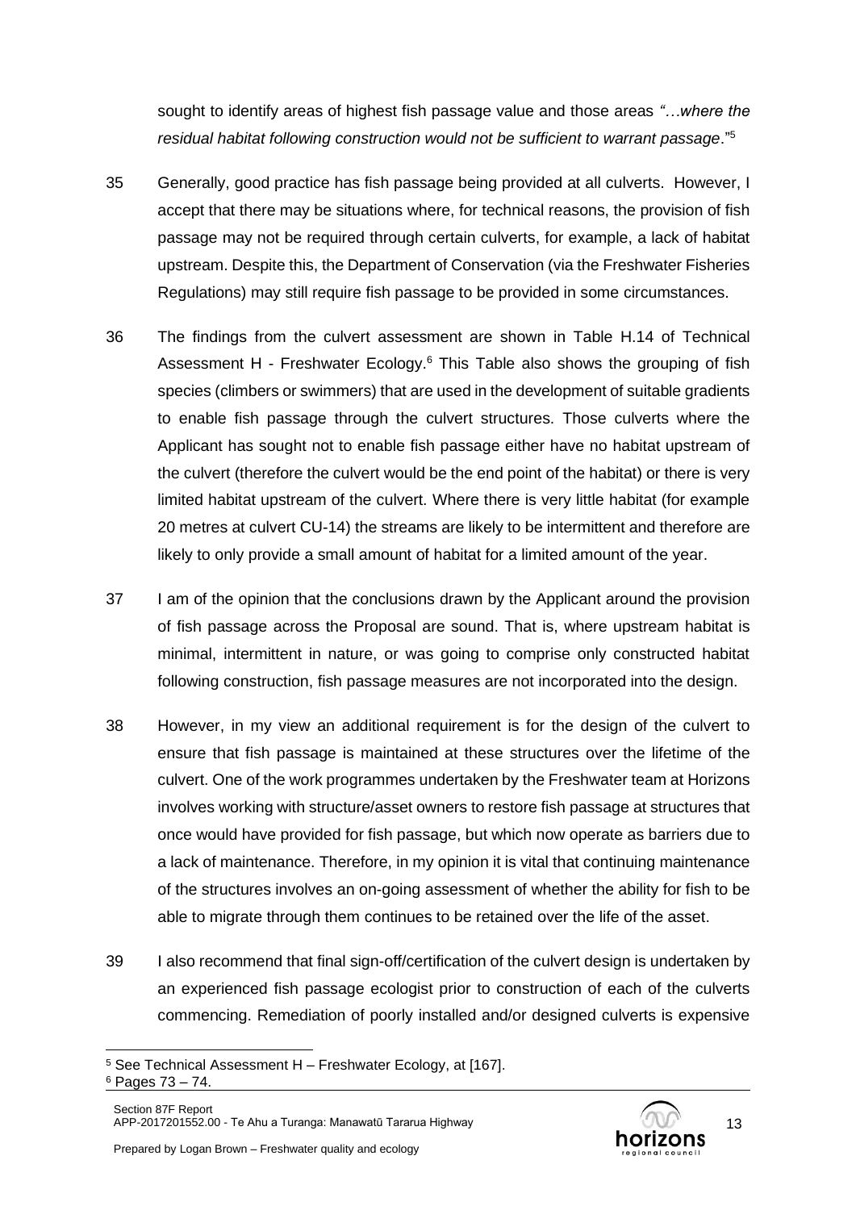sought to identify areas of highest fish passage value and those areas *"…where the residual habitat following construction would not be sufficient to warrant passage*."[5]

35 Generally, good practice has fish passage being provided at all culverts. However, I accept that there may be situations where, for technical reasons, the provision of fish passage may not be required through certain culverts, for example, a lack of habitat upstream. Despite this, the Department of Conservation (via the Freshwater Fisheries Regulations) may still require fish passage to be provided in some circumstances.

36 The findings from the culvert assessment are shown in Table H.14 of Technical Assessment H - Freshwater Ecology.[6] This Table also shows the grouping of fish species (climbers or swimmers) that are used in the development of suitable gradients to enable fish passage through the culvert structures. Those culverts where the Applicant has sought not to enable fish passage either have no habitat upstream of the culvert (therefore the culvert would be the end point of the habitat) or there is very limited habitat upstream of the culvert. Where there is very little habitat (for example 20 metres at culvert CU-14) the streams are likely to be intermittent and therefore are likely to only provide a small amount of habitat for a limited amount of the year.

37 I am of the opinion that the conclusions drawn by the Applicant around the provision of fish passage across the Proposal are sound. That is, where upstream habitat is minimal, intermittent in nature, or was going to comprise only constructed habitat following construction, fish passage measures are not incorporated into the design.

38 However, in my view an additional requirement is for the design of the culvert to ensure that fish passage is maintained at these structures over the lifetime of the culvert. One of the work programmes undertaken by the Freshwater team at Horizons involves working with structure/asset owners to restore fish passage at structures that once would have provided for fish passage, but which now operate as barriers due to a lack of maintenance. Therefore, in my opinion it is vital that continuing maintenance of the structures involves an on-going assessment of whether the ability for fish to be able to migrate through them continues to be retained over the life of the asset.

39 I also recommend that final sign-off/certification of the culvert design is undertaken by an experienced fish passage ecologist prior to construction of each of the culverts commencing. Remediation of poorly installed and/or designed culverts is expensive

---

[5] See Technical Assessment H – Freshwater Ecology, at [167].

[6] Pages 73 – 74.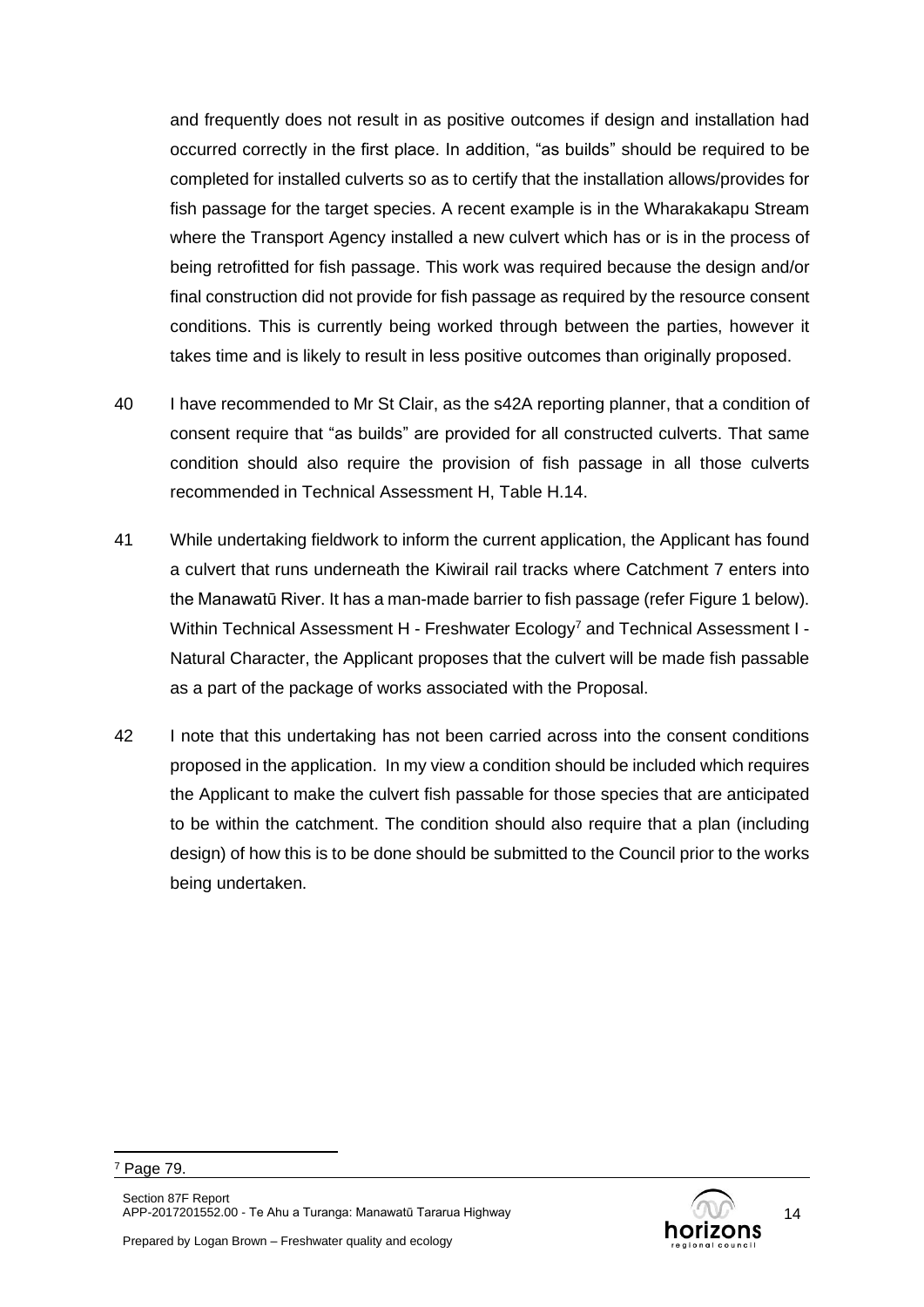and frequently does not result in as positive outcomes if design and installation had occurred correctly in the first place. In addition, "as builds" should be required to be completed for installed culverts so as to certify that the installation allows/provides for fish passage for the target species. A recent example is in the Wharakakapu Stream where the Transport Agency installed a new culvert which has or is in the process of being retrofitted for fish passage. This work was required because the design and/or final construction did not provide for fish passage as required by the resource consent conditions. This is currently being worked through between the parties, however it takes time and is likely to result in less positive outcomes than originally proposed.

40 I have recommended to Mr St Clair, as the s42A reporting planner, that a condition of consent require that "as builds" are provided for all constructed culverts. That same condition should also require the provision of fish passage in all those culverts recommended in Technical Assessment H, Table H.14.

41 While undertaking fieldwork to inform the current application, the Applicant has found a culvert that runs underneath the Kiwirail rail tracks where Catchment 7 enters into the Manawatū River. It has a man-made barrier to fish passage (refer Figure 1 below). Within Technical Assessment H - Freshwater Ecology[7] and Technical Assessment I - Natural Character, the Applicant proposes that the culvert will be made fish passable as a part of the package of works associated with the Proposal.

42 I note that this undertaking has not been carried across into the consent conditions proposed in the application. In my view a condition should be included which requires the Applicant to make the culvert fish passable for those species that are anticipated to be within the catchment. The condition should also require that a plan (including design) of how this is to be done should be submitted to the Council prior to the works being undertaken.

[7] Page 79.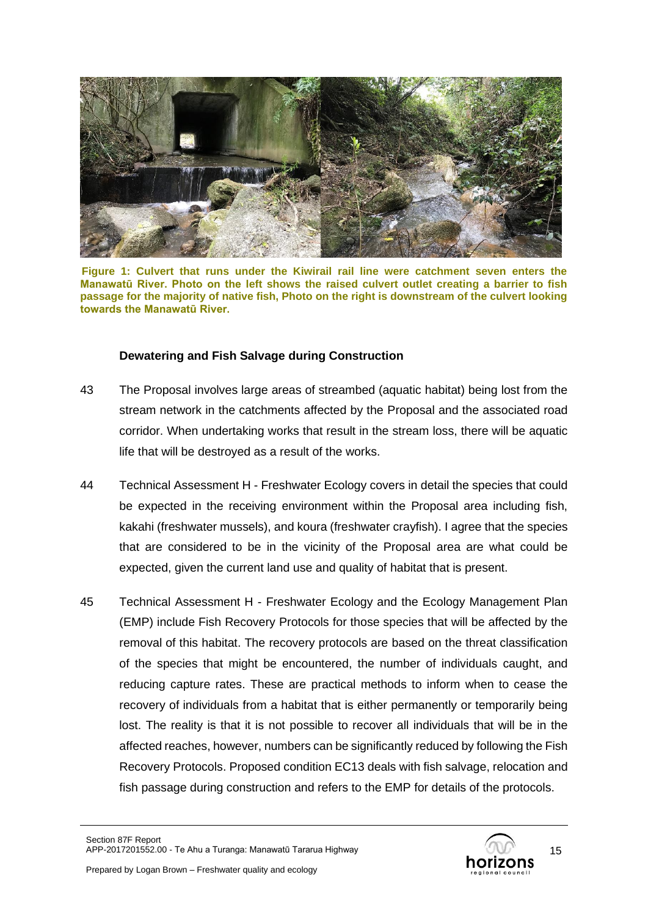**Figure 1: Culvert that runs under the Kiwirail rail line were catchment seven enters the Manawatū River. Photo on the left shows the raised culvert outlet creating a barrier to fish passage for the majority of native fish, Photo on the right is downstream of the culvert looking towards the Manawatū River.**

### Dewatering and Fish Salvage during Construction

43 The Proposal involves large areas of streambed (aquatic habitat) being lost from the stream network in the catchments affected by the Proposal and the associated road corridor. When undertaking works that result in the stream loss, there will be aquatic life that will be destroyed as a result of the works.

44 Technical Assessment H - Freshwater Ecology covers in detail the species that could be expected in the receiving environment within the Proposal area including fish, kakahi (freshwater mussels), and koura (freshwater crayfish). I agree that the species that are considered to be in the vicinity of the Proposal area are what could be expected, given the current land use and quality of habitat that is present.

45 Technical Assessment H - Freshwater Ecology and the Ecology Management Plan (EMP) include Fish Recovery Protocols for those species that will be affected by the removal of this habitat. The recovery protocols are based on the threat classification of the species that might be encountered, the number of individuals caught, and reducing capture rates. These are practical methods to inform when to cease the recovery of individuals from a habitat that is either permanently or temporarily being lost. The reality is that it is not possible to recover all individuals that will be in the affected reaches, however, numbers can be significantly reduced by following the Fish Recovery Protocols. Proposed condition EC13 deals with fish salvage, relocation and fish passage during construction and refers to the EMP for details of the protocols.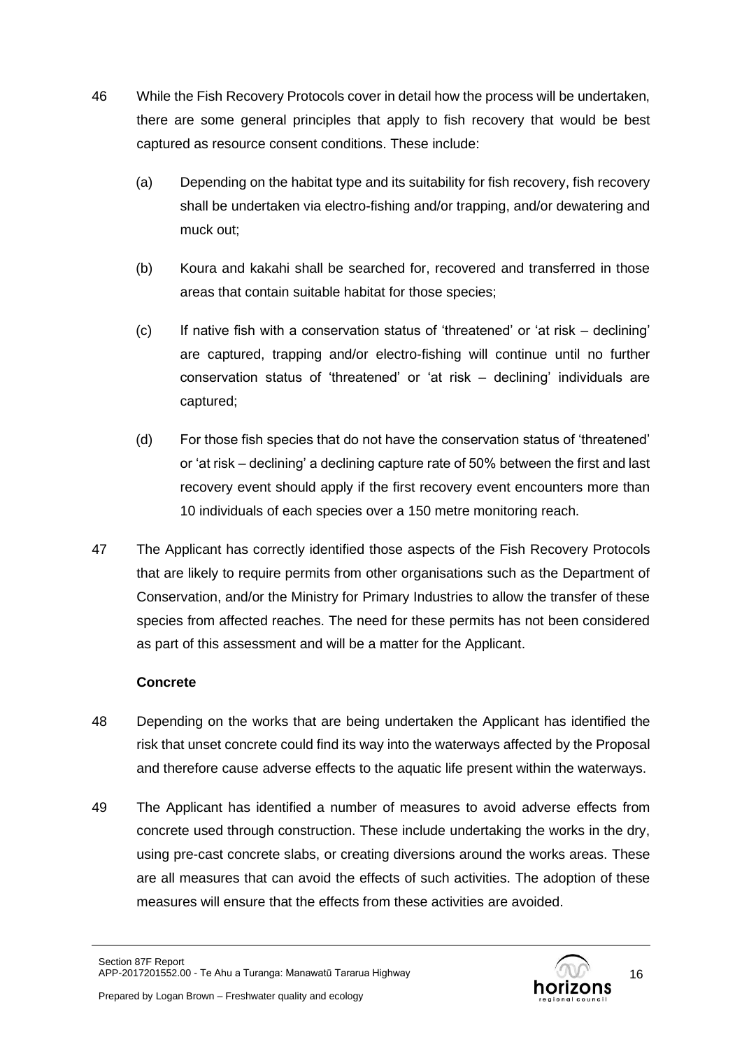46 While the Fish Recovery Protocols cover in detail how the process will be undertaken, there are some general principles that apply to fish recovery that would be best captured as resource consent conditions. These include:

(a) Depending on the habitat type and its suitability for fish recovery, fish recovery shall be undertaken via electro-fishing and/or trapping, and/or dewatering and muck out;

(b) Koura and kakahi shall be searched for, recovered and transferred in those areas that contain suitable habitat for those species;

(c) If native fish with a conservation status of 'threatened' or 'at risk – declining' are captured, trapping and/or electro-fishing will continue until no further conservation status of 'threatened' or 'at risk – declining' individuals are captured;

(d) For those fish species that do not have the conservation status of 'threatened' or 'at risk – declining' a declining capture rate of 50% between the first and last recovery event should apply if the first recovery event encounters more than 10 individuals of each species over a 150 metre monitoring reach.

47 The Applicant has correctly identified those aspects of the Fish Recovery Protocols that are likely to require permits from other organisations such as the Department of Conservation, and/or the Ministry for Primary Industries to allow the transfer of these species from affected reaches. The need for these permits has not been considered as part of this assessment and will be a matter for the Applicant.

**Concrete**

48 Depending on the works that are being undertaken the Applicant has identified the risk that unset concrete could find its way into the waterways affected by the Proposal and therefore cause adverse effects to the aquatic life present within the waterways.

49 The Applicant has identified a number of measures to avoid adverse effects from concrete used through construction. These include undertaking the works in the dry, using pre-cast concrete slabs, or creating diversions around the works areas. These are all measures that can avoid the effects of such activities. The adoption of these measures will ensure that the effects from these activities are avoided.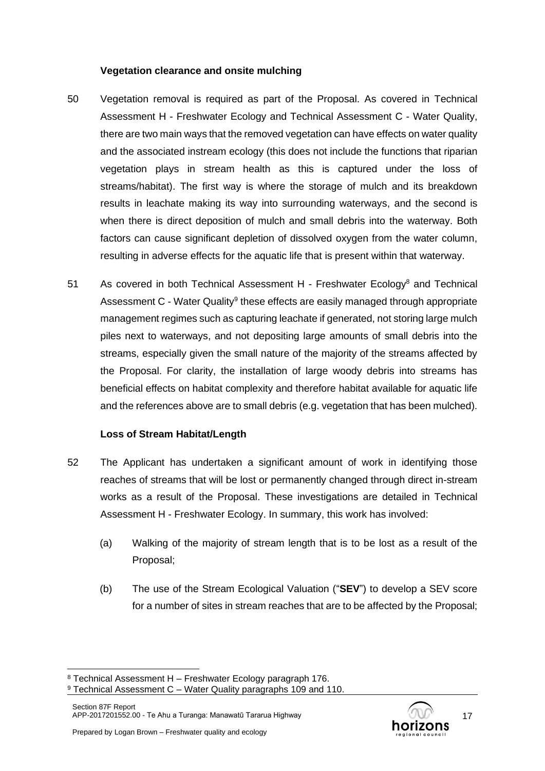**Vegetation clearance and onsite mulching**

50 Vegetation removal is required as part of the Proposal. As covered in Technical Assessment H - Freshwater Ecology and Technical Assessment C - Water Quality, there are two main ways that the removed vegetation can have effects on water quality and the associated instream ecology (this does not include the functions that riparian vegetation plays in stream health as this is captured under the loss of streams/habitat). The first way is where the storage of mulch and its breakdown results in leachate making its way into surrounding waterways, and the second is when there is direct deposition of mulch and small debris into the waterway. Both factors can cause significant depletion of dissolved oxygen from the water column, resulting in adverse effects for the aquatic life that is present within that waterway.

51 As covered in both Technical Assessment H - Freshwater Ecology[8] and Technical Assessment C - Water Quality[9] these effects are easily managed through appropriate management regimes such as capturing leachate if generated, not storing large mulch piles next to waterways, and not depositing large amounts of small debris into the streams, especially given the small nature of the majority of the streams affected by the Proposal. For clarity, the installation of large woody debris into streams has beneficial effects on habitat complexity and therefore habitat available for aquatic life and the references above are to small debris (e.g. vegetation that has been mulched).

**Loss of Stream Habitat/Length**

52 The Applicant has undertaken a significant amount of work in identifying those reaches of streams that will be lost or permanently changed through direct in-stream works as a result of the Proposal. These investigations are detailed in Technical Assessment H - Freshwater Ecology. In summary, this work has involved:

(a) Walking of the majority of stream length that is to be lost as a result of the Proposal;

(b) The use of the Stream Ecological Valuation ("**SEV**") to develop a SEV score for a number of sites in stream reaches that are to be affected by the Proposal;

---

[8] Technical Assessment H – Freshwater Ecology paragraph 176.

[9] Technical Assessment C – Water Quality paragraphs 109 and 110.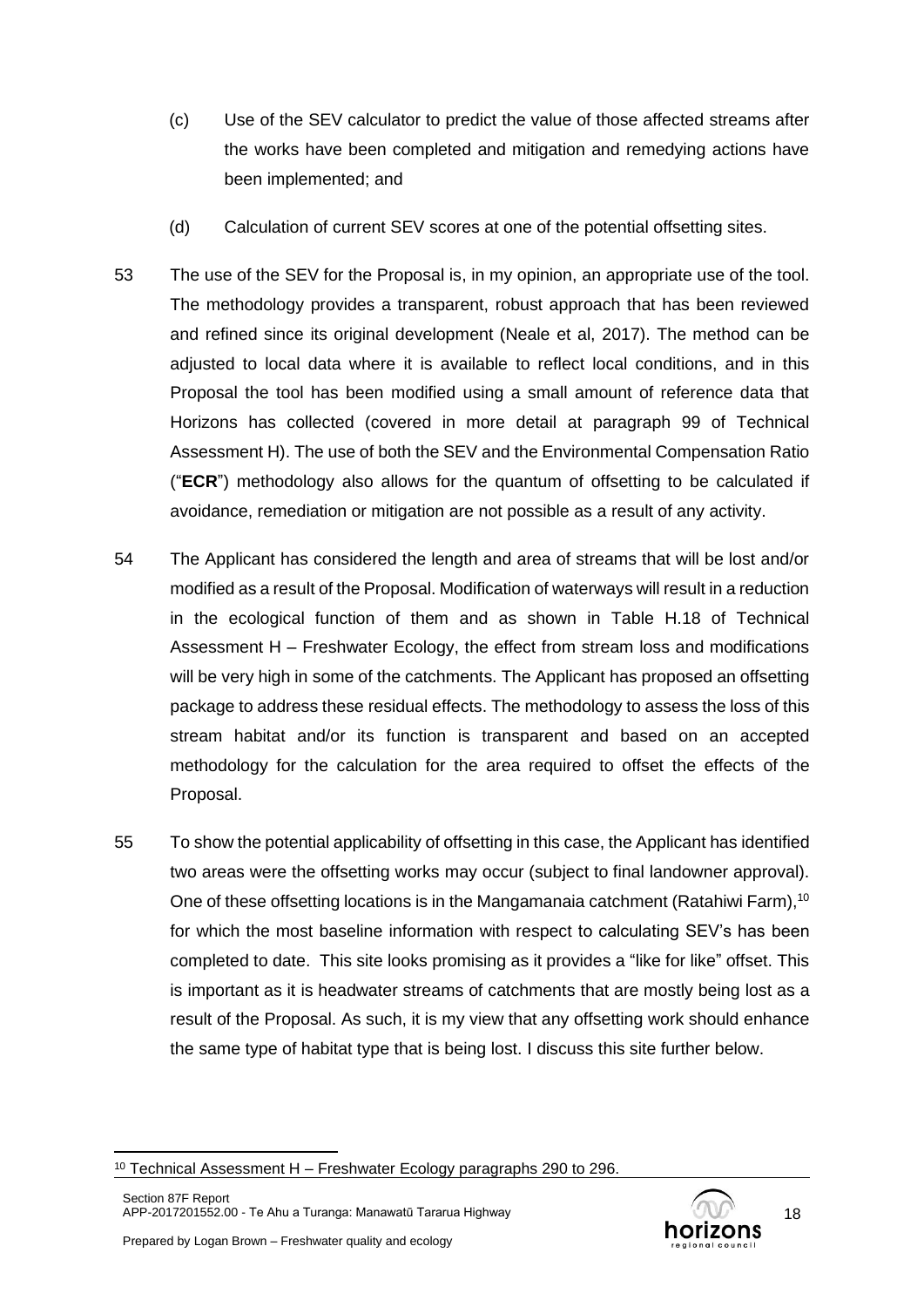(c) Use of the SEV calculator to predict the value of those affected streams after the works have been completed and mitigation and remedying actions have been implemented; and

(d) Calculation of current SEV scores at one of the potential offsetting sites.

53 The use of the SEV for the Proposal is, in my opinion, an appropriate use of the tool. The methodology provides a transparent, robust approach that has been reviewed and refined since its original development (Neale et al, 2017). The method can be adjusted to local data where it is available to reflect local conditions, and in this Proposal the tool has been modified using a small amount of reference data that Horizons has collected (covered in more detail at paragraph 99 of Technical Assessment H). The use of both the SEV and the Environmental Compensation Ratio ("**ECR**") methodology also allows for the quantum of offsetting to be calculated if avoidance, remediation or mitigation are not possible as a result of any activity.

54 The Applicant has considered the length and area of streams that will be lost and/or modified as a result of the Proposal. Modification of waterways will result in a reduction in the ecological function of them and as shown in Table H.18 of Technical Assessment H – Freshwater Ecology, the effect from stream loss and modifications will be very high in some of the catchments. The Applicant has proposed an offsetting package to address these residual effects. The methodology to assess the loss of this stream habitat and/or its function is transparent and based on an accepted methodology for the calculation for the area required to offset the effects of the Proposal.

55 To show the potential applicability of offsetting in this case, the Applicant has identified two areas were the offsetting works may occur (subject to final landowner approval). One of these offsetting locations is in the Mangamanaia catchment (Ratahiwi Farm),[10] for which the most baseline information with respect to calculating SEV's has been completed to date. This site looks promising as it provides a "like for like" offset. This is important as it is headwater streams of catchments that are mostly being lost as a result of the Proposal. As such, it is my view that any offsetting work should enhance the same type of habitat type that is being lost. I discuss this site further below.

[10] Technical Assessment H – Freshwater Ecology paragraphs 290 to 296.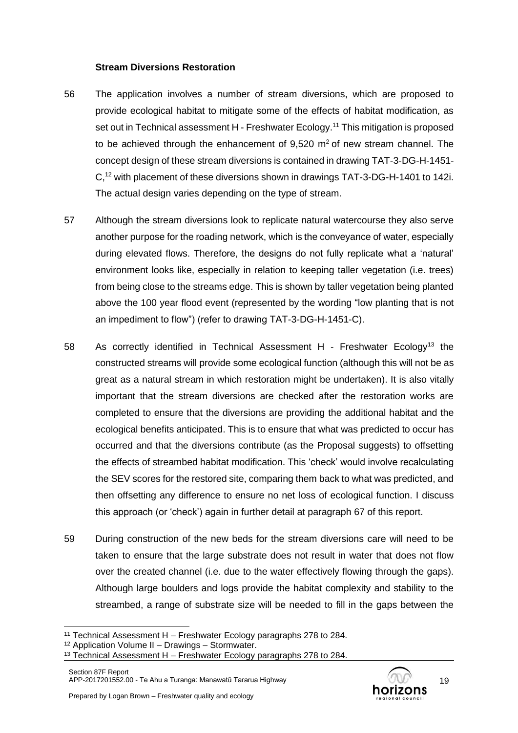### Stream Diversions Restoration

56 The application involves a number of stream diversions, which are proposed to provide ecological habitat to mitigate some of the effects of habitat modification, as set out in Technical assessment H - Freshwater Ecology.[11] This mitigation is proposed to be achieved through the enhancement of 9,520 $m^2$ of new stream channel. The concept design of these stream diversions is contained in drawing TAT-3-DG-H-1451-C,[12] with placement of these diversions shown in drawings TAT-3-DG-H-1401 to 142i. The actual design varies depending on the type of stream.

57 Although the stream diversions look to replicate natural watercourse they also serve another purpose for the roading network, which is the conveyance of water, especially during elevated flows. Therefore, the designs do not fully replicate what a 'natural' environment looks like, especially in relation to keeping taller vegetation (i.e. trees) from being close to the streams edge. This is shown by taller vegetation being planted above the 100 year flood event (represented by the wording "low planting that is not an impediment to flow") (refer to drawing TAT-3-DG-H-1451-C).

58 As correctly identified in Technical Assessment H - Freshwater Ecology[13] the constructed streams will provide some ecological function (although this will not be as great as a natural stream in which restoration might be undertaken). It is also vitally important that the stream diversions are checked after the restoration works are completed to ensure that the diversions are providing the additional habitat and the ecological benefits anticipated. This is to ensure that what was predicted to occur has occurred and that the diversions contribute (as the Proposal suggests) to offsetting the effects of streambed habitat modification. This 'check' would involve recalculating the SEV scores for the restored site, comparing them back to what was predicted, and then offsetting any difference to ensure no net loss of ecological function. I discuss this approach (or 'check') again in further detail at paragraph 67 of this report.

59 During construction of the new beds for the stream diversions care will need to be taken to ensure that the large substrate does not result in water that does not flow over the created channel (i.e. due to the water effectively flowing through the gaps). Although large boulders and logs provide the habitat complexity and stability to the streambed, a range of substrate size will be needed to fill in the gaps between the

[11] Technical Assessment H – Freshwater Ecology paragraphs 278 to 284.
[12] Application Volume II – Drawings – Stormwater.
[13] Technical Assessment H – Freshwater Ecology paragraphs 278 to 284.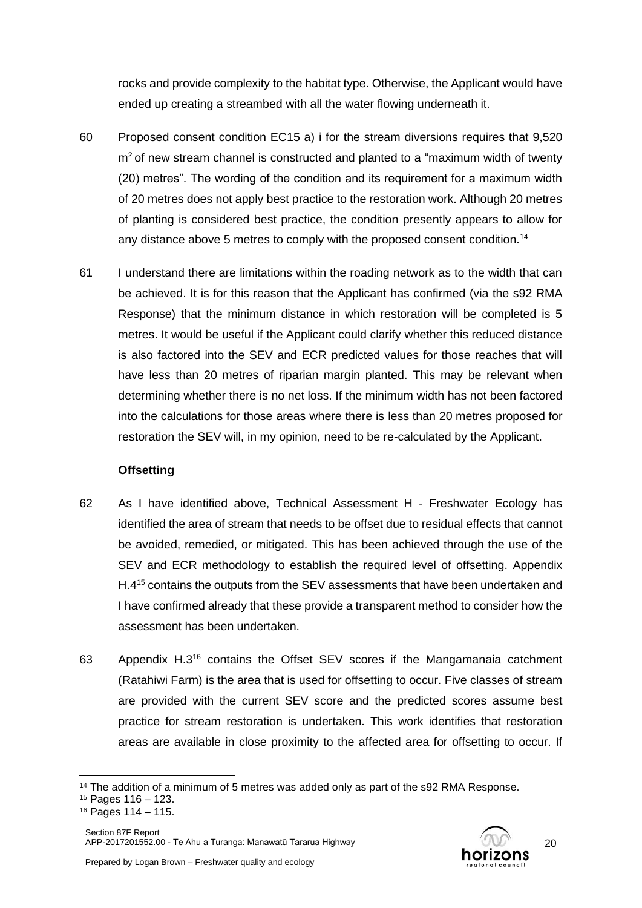rocks and provide complexity to the habitat type. Otherwise, the Applicant would have ended up creating a streambed with all the water flowing underneath it.

60 Proposed consent condition EC15 a) i for the stream diversions requires that 9,520 $m^2$ of new stream channel is constructed and planted to a "maximum width of twenty (20) metres". The wording of the condition and its requirement for a maximum width of 20 metres does not apply best practice to the restoration work. Although 20 metres of planting is considered best practice, the condition presently appears to allow for any distance above 5 metres to comply with the proposed consent condition.[14]

61 I understand there are limitations within the roading network as to the width that can be achieved. It is for this reason that the Applicant has confirmed (via the s92 RMA Response) that the minimum distance in which restoration will be completed is 5 metres. It would be useful if the Applicant could clarify whether this reduced distance is also factored into the SEV and ECR predicted values for those reaches that will have less than 20 metres of riparian margin planted. This may be relevant when determining whether there is no net loss. If the minimum width has not been factored into the calculations for those areas where there is less than 20 metres proposed for restoration the SEV will, in my opinion, need to be re-calculated by the Applicant.

**Offsetting**

62 As I have identified above, Technical Assessment H - Freshwater Ecology has identified the area of stream that needs to be offset due to residual effects that cannot be avoided, remedied, or mitigated. This has been achieved through the use of the SEV and ECR methodology to establish the required level of offsetting. Appendix H.4[15] contains the outputs from the SEV assessments that have been undertaken and I have confirmed already that these provide a transparent method to consider how the assessment has been undertaken.

63 Appendix H.3[16] contains the Offset SEV scores if the Mangamanaia catchment (Ratahiwi Farm) is the area that is used for offsetting to occur. Five classes of stream are provided with the current SEV score and the predicted scores assume best practice for stream restoration is undertaken. This work identifies that restoration areas are available in close proximity to the affected area for offsetting to occur. If

[14] The addition of a minimum of 5 metres was added only as part of the s92 RMA Response.

[15] Pages 116 – 123.

[16] Pages 114 – 115.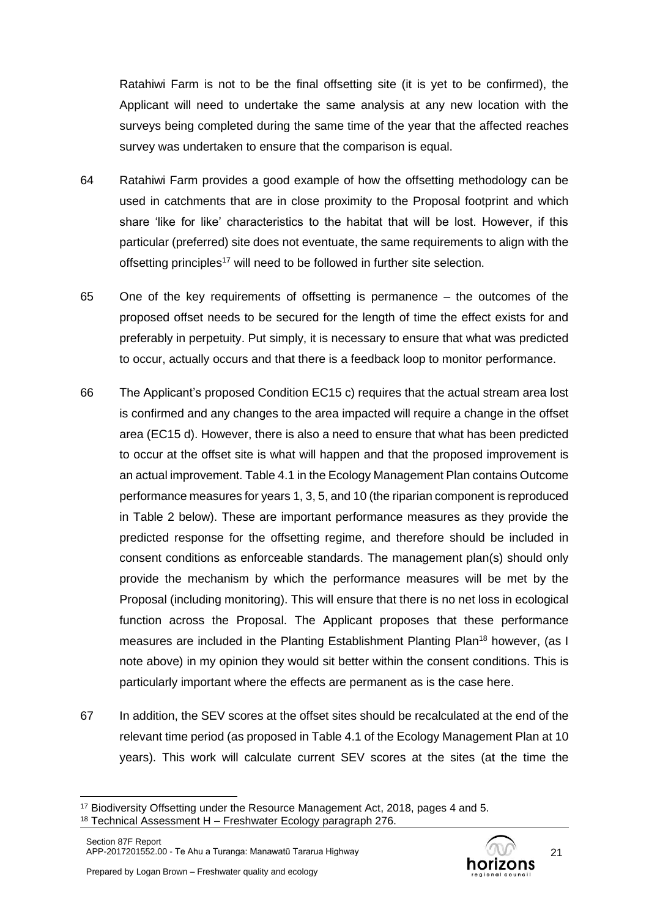Ratahiwi Farm is not to be the final offsetting site (it is yet to be confirmed), the Applicant will need to undertake the same analysis at any new location with the surveys being completed during the same time of the year that the affected reaches survey was undertaken to ensure that the comparison is equal.

64 Ratahiwi Farm provides a good example of how the offsetting methodology can be used in catchments that are in close proximity to the Proposal footprint and which share 'like for like' characteristics to the habitat that will be lost. However, if this particular (preferred) site does not eventuate, the same requirements to align with the offsetting principles[17] will need to be followed in further site selection.

65 One of the key requirements of offsetting is permanence – the outcomes of the proposed offset needs to be secured for the length of time the effect exists for and preferably in perpetuity. Put simply, it is necessary to ensure that what was predicted to occur, actually occurs and that there is a feedback loop to monitor performance.

66 The Applicant's proposed Condition EC15 c) requires that the actual stream area lost is confirmed and any changes to the area impacted will require a change in the offset area (EC15 d). However, there is also a need to ensure that what has been predicted to occur at the offset site is what will happen and that the proposed improvement is an actual improvement. Table 4.1 in the Ecology Management Plan contains Outcome performance measures for years 1, 3, 5, and 10 (the riparian component is reproduced in Table 2 below). These are important performance measures as they provide the predicted response for the offsetting regime, and therefore should be included in consent conditions as enforceable standards. The management plan(s) should only provide the mechanism by which the performance measures will be met by the Proposal (including monitoring). This will ensure that there is no net loss in ecological function across the Proposal. The Applicant proposes that these performance measures are included in the Planting Establishment Planting Plan[18] however, (as I note above) in my opinion they would sit better within the consent conditions. This is particularly important where the effects are permanent as is the case here.

67 In addition, the SEV scores at the offset sites should be recalculated at the end of the relevant time period (as proposed in Table 4.1 of the Ecology Management Plan at 10 years). This work will calculate current SEV scores at the sites (at the time the

[17] Biodiversity Offsetting under the Resource Management Act, 2018, pages 4 and 5.

[18] Technical Assessment H – Freshwater Ecology paragraph 276.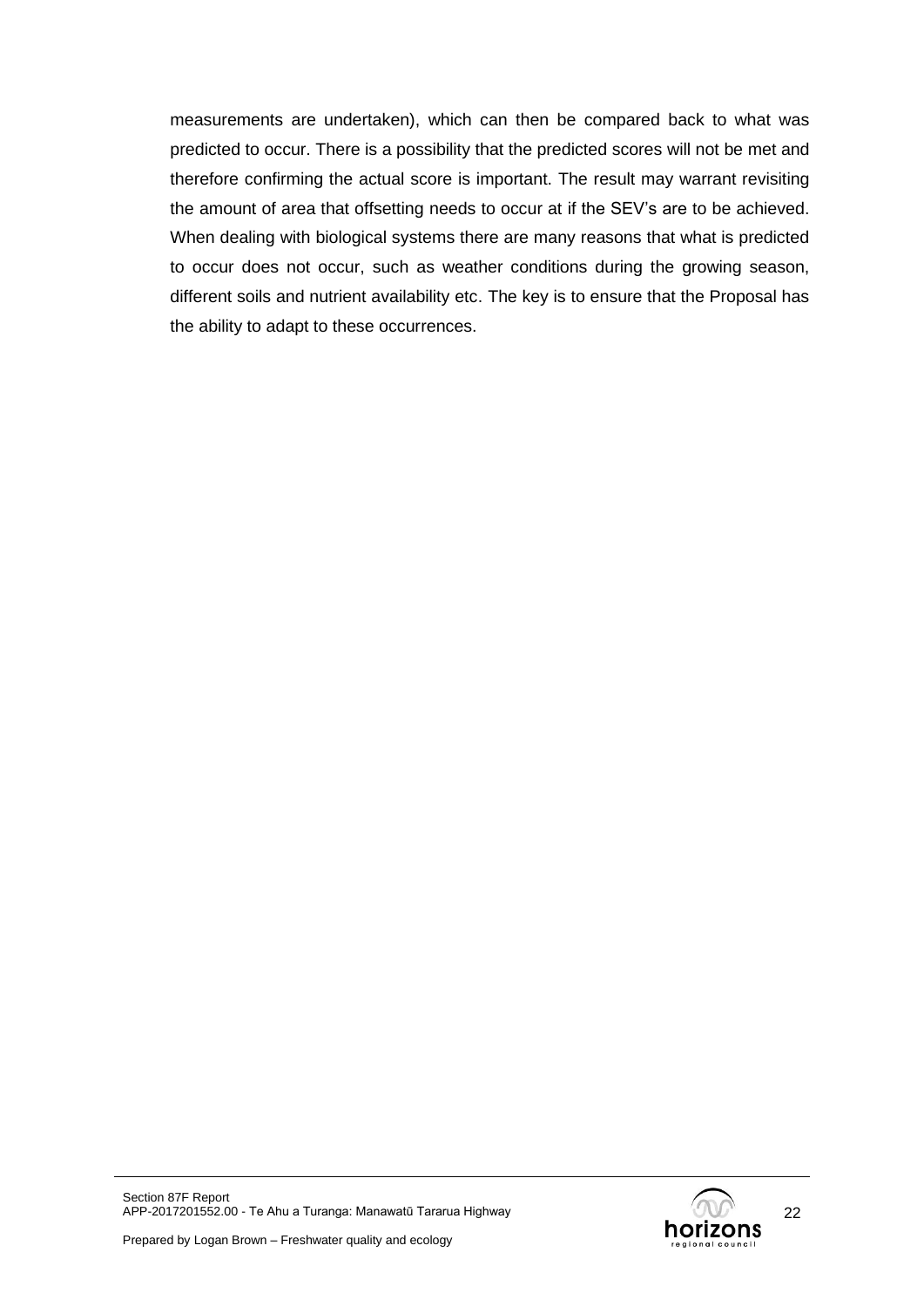measurements are undertaken), which can then be compared back to what was predicted to occur. There is a possibility that the predicted scores will not be met and therefore confirming the actual score is important. The result may warrant revisiting the amount of area that offsetting needs to occur at if the SEV's are to be achieved. When dealing with biological systems there are many reasons that what is predicted to occur does not occur, such as weather conditions during the growing season, different soils and nutrient availability etc. The key is to ensure that the Proposal has the ability to adapt to these occurrences.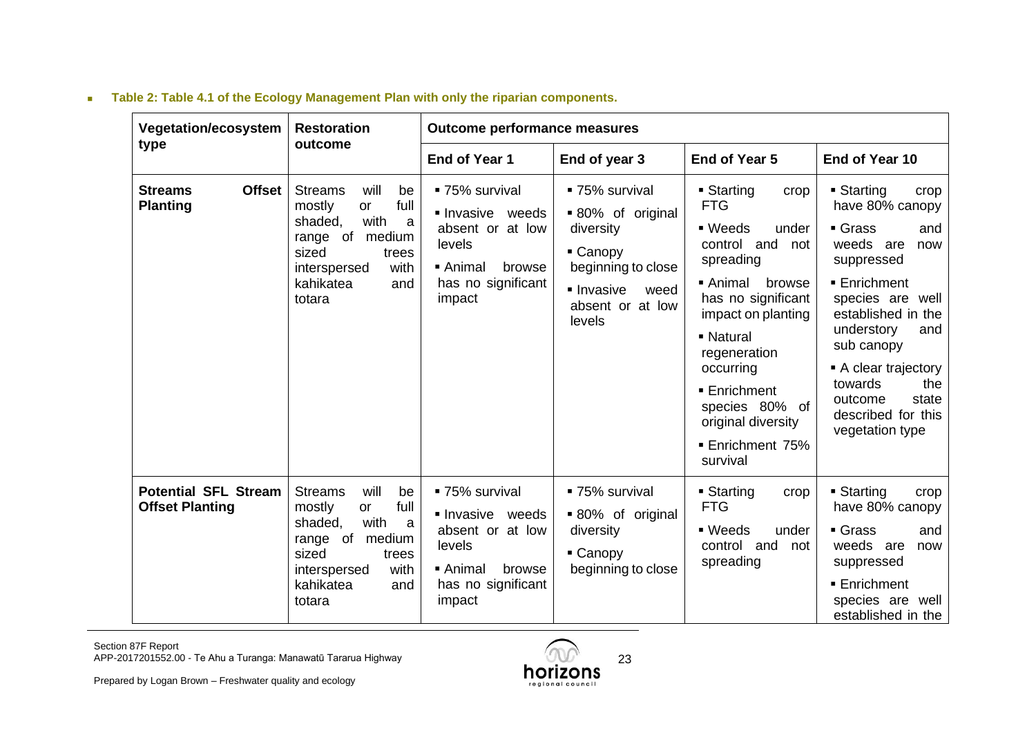- **Table 2: Table 4.1 of the Ecology Management Plan with only the riparian components.**

| Vegetation/ecosystem type | Restoration outcome | Outcome performance measures | | | |
|---|---|---|---|---|---|
| | | **End of Year 1** | **End of year 3** | **End of Year 5** | **End of Year 10** |
| **Streams Offset Planting** | Streams will be mostly or full shaded, with a range of medium sized trees interspersed with kahikatea and totara | ▪ 75% survival<br>▪ Invasive weeds absent or at low levels<br>▪ Animal browse has no significant impact | ▪ 75% survival<br>▪ 80% of original diversity<br>▪ Canopy beginning to close<br>▪ Invasive weed absent or at low levels | ▪ Starting crop FTG<br>▪ Weeds under control and not spreading<br>▪ Animal browse has no significant impact on planting<br>▪ Natural regeneration occurring<br>▪ Enrichment species 80% of original diversity<br>▪ Enrichment 75% survival | ▪ Starting crop have 80% canopy<br>▪ Grass and weeds are now suppressed<br>▪ Enrichment species are well established in the understory and sub canopy<br>▪ A clear trajectory towards the outcome state described for this vegetation type |
| **Potential SFL Stream Offset Planting** | Streams will be mostly or full shaded, with a range of medium sized trees interspersed with kahikatea and totara | ▪ 75% survival<br>▪ Invasive weeds absent or at low levels<br>▪ Animal browse has no significant impact | ▪ 75% survival<br>▪ 80% of original diversity<br>▪ Canopy beginning to close | ▪ Starting crop FTG<br>▪ Weeds under control and not spreading | ▪ Starting crop have 80% canopy<br>▪ Grass and weeds are now suppressed<br>▪ Enrichment species are well established in the |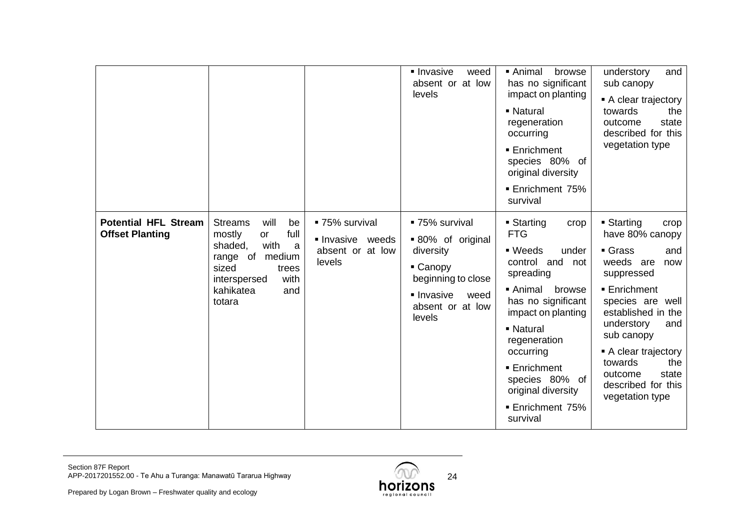| | | | | | |
|---|---|---|---|---|---|
| | | | ▪ Invasive weed absent or at low levels | ▪ Animal browse has no significant impact on planting<br>▪ Natural regeneration occurring<br>▪ Enrichment species 80% of original diversity<br>▪ Enrichment 75% survival | understory and sub canopy<br>▪ A clear trajectory towards the outcome state described for this vegetation type |
| **Potential HFL Stream Offset Planting** | Streams will be mostly or full shaded, with a range of medium sized trees interspersed with kahikatea and totara | ▪ 75% survival<br>▪ Invasive weeds absent or at low levels | ▪ 75% survival<br>▪ 80% of original diversity<br>▪ Canopy beginning to close<br>▪ Invasive weed absent or at low levels | ▪ Starting crop FTG<br>▪ Weeds under control and not spreading<br>▪ Animal browse has no significant impact on planting<br>▪ Natural regeneration occurring<br>▪ Enrichment species 80% of original diversity<br>▪ Enrichment 75% survival | ▪ Starting crop have 80% canopy<br>▪ Grass and weeds are now suppressed<br>▪ Enrichment species are well established in the understory and sub canopy<br>▪ A clear trajectory towards the outcome state described for this vegetation type |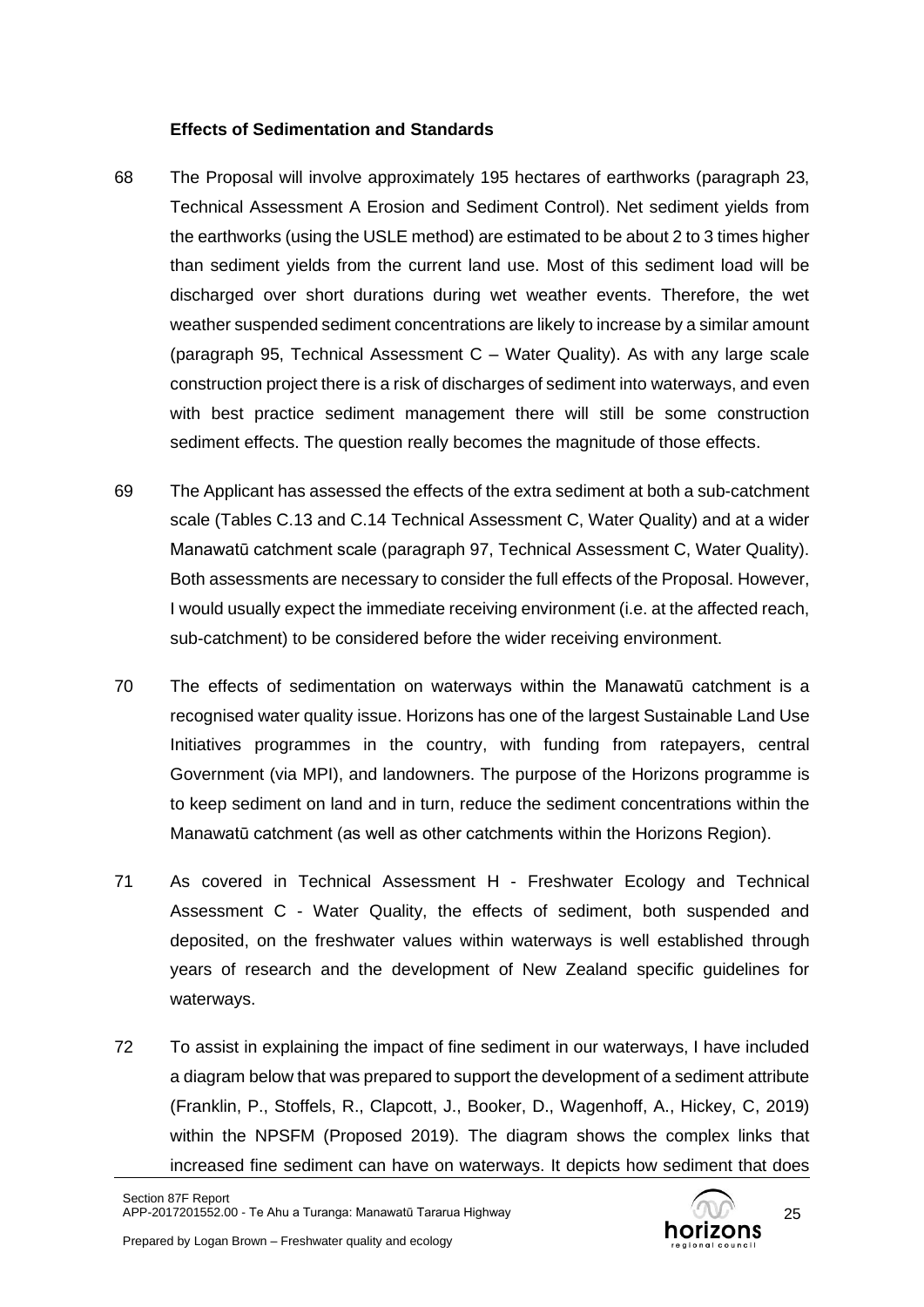**Effects of Sedimentation and Standards**

68 The Proposal will involve approximately 195 hectares of earthworks (paragraph 23, Technical Assessment A Erosion and Sediment Control). Net sediment yields from the earthworks (using the USLE method) are estimated to be about 2 to 3 times higher than sediment yields from the current land use. Most of this sediment load will be discharged over short durations during wet weather events. Therefore, the wet weather suspended sediment concentrations are likely to increase by a similar amount (paragraph 95, Technical Assessment C – Water Quality). As with any large scale construction project there is a risk of discharges of sediment into waterways, and even with best practice sediment management there will still be some construction sediment effects. The question really becomes the magnitude of those effects.

69 The Applicant has assessed the effects of the extra sediment at both a sub-catchment scale (Tables C.13 and C.14 Technical Assessment C, Water Quality) and at a wider Manawatū catchment scale (paragraph 97, Technical Assessment C, Water Quality). Both assessments are necessary to consider the full effects of the Proposal. However, I would usually expect the immediate receiving environment (i.e. at the affected reach, sub-catchment) to be considered before the wider receiving environment.

70 The effects of sedimentation on waterways within the Manawatū catchment is a recognised water quality issue. Horizons has one of the largest Sustainable Land Use Initiatives programmes in the country, with funding from ratepayers, central Government (via MPI), and landowners. The purpose of the Horizons programme is to keep sediment on land and in turn, reduce the sediment concentrations within the Manawatū catchment (as well as other catchments within the Horizons Region).

71 As covered in Technical Assessment H - Freshwater Ecology and Technical Assessment C - Water Quality, the effects of sediment, both suspended and deposited, on the freshwater values within waterways is well established through years of research and the development of New Zealand specific guidelines for waterways.

72 To assist in explaining the impact of fine sediment in our waterways, I have included a diagram below that was prepared to support the development of a sediment attribute (Franklin, P., Stoffels, R., Clapcott, J., Booker, D., Wagenhoff, A., Hickey, C, 2019) within the NPSFM (Proposed 2019). The diagram shows the complex links that increased fine sediment can have on waterways. It depicts how sediment that does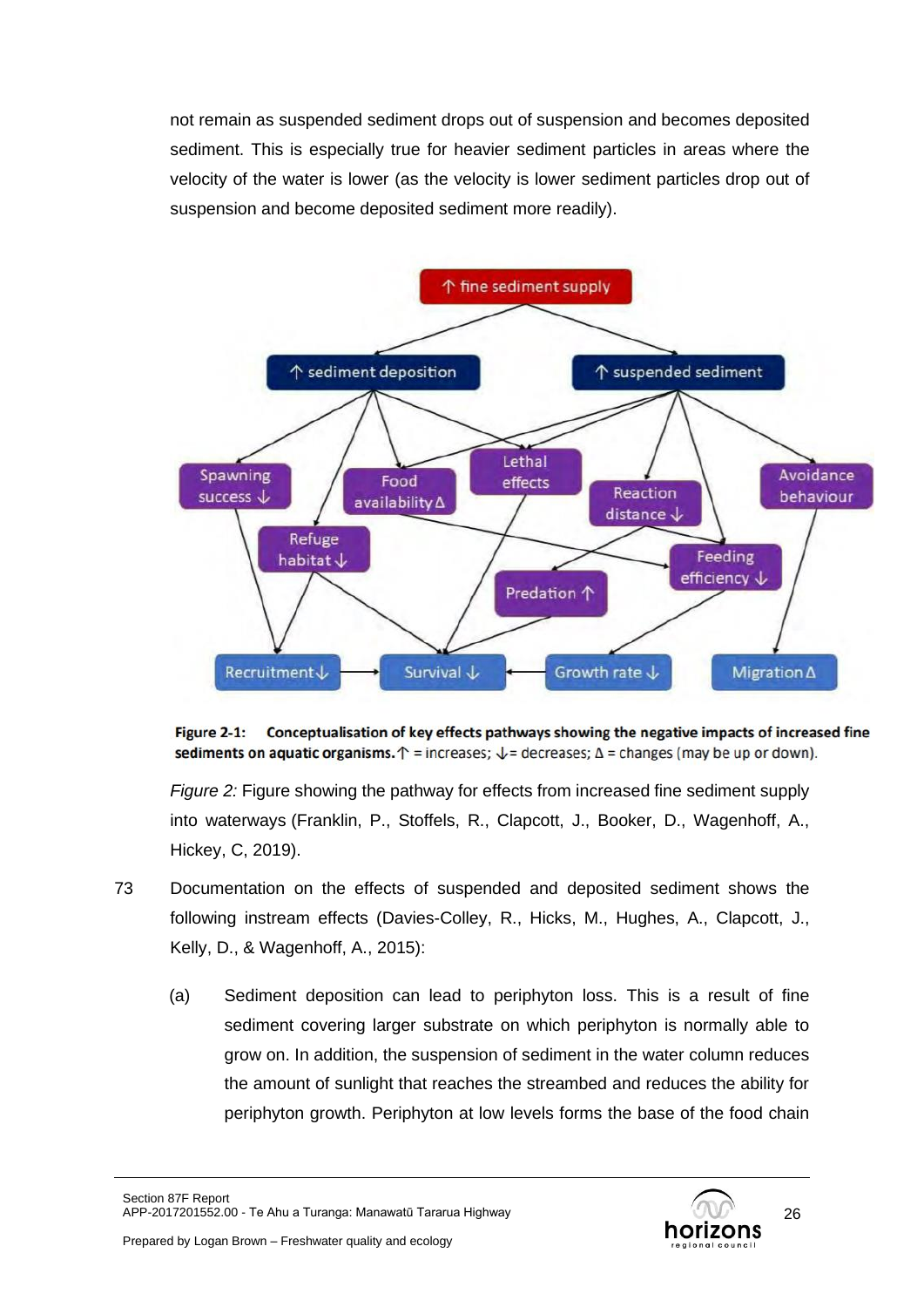not remain as suspended sediment drops out of suspension and becomes deposited sediment. This is especially true for heavier sediment particles in areas where the velocity of the water is lower (as the velocity is lower sediment particles drop out of suspension and become deposited sediment more readily).

**Figure 2-1: Conceptualisation of key effects pathways showing the negative impacts of increased fine sediments on aquatic organisms.** ↑ = increases; ↓ = decreases; Δ = changes (may be up or down).

*Figure 2:* Figure showing the pathway for effects from increased fine sediment supply into waterways (Franklin, P., Stoffels, R., Clapcott, J., Booker, D., Wagenhoff, A., Hickey, C, 2019).

73 Documentation on the effects of suspended and deposited sediment shows the following instream effects (Davies-Colley, R., Hicks, M., Hughes, A., Clapcott, J., Kelly, D., & Wagenhoff, A., 2015):

(a) Sediment deposition can lead to periphyton loss. This is a result of fine sediment covering larger substrate on which periphyton is normally able to grow on. In addition, the suspension of sediment in the water column reduces the amount of sunlight that reaches the streambed and reduces the ability for periphyton growth. Periphyton at low levels forms the base of the food chain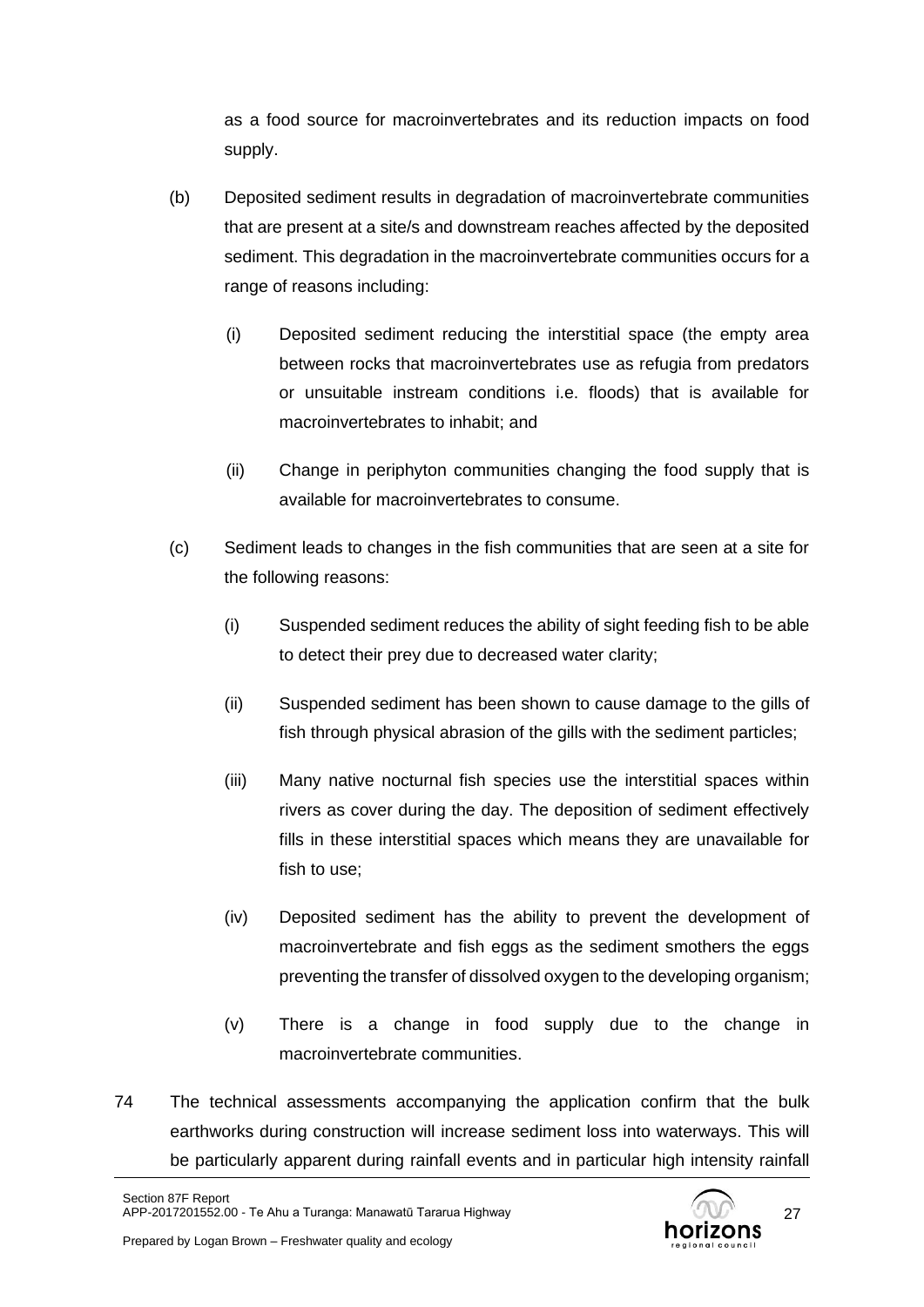as a food source for macroinvertebrates and its reduction impacts on food supply.

(b) Deposited sediment results in degradation of macroinvertebrate communities that are present at a site/s and downstream reaches affected by the deposited sediment. This degradation in the macroinvertebrate communities occurs for a range of reasons including:

   (i) Deposited sediment reducing the interstitial space (the empty area between rocks that macroinvertebrates use as refugia from predators or unsuitable instream conditions i.e. floods) that is available for macroinvertebrates to inhabit; and

   (ii) Change in periphyton communities changing the food supply that is available for macroinvertebrates to consume.

(c) Sediment leads to changes in the fish communities that are seen at a site for the following reasons:

   (i) Suspended sediment reduces the ability of sight feeding fish to be able to detect their prey due to decreased water clarity;

   (ii) Suspended sediment has been shown to cause damage to the gills of fish through physical abrasion of the gills with the sediment particles;

   (iii) Many native nocturnal fish species use the interstitial spaces within rivers as cover during the day. The deposition of sediment effectively fills in these interstitial spaces which means they are unavailable for fish to use;

   (iv) Deposited sediment has the ability to prevent the development of macroinvertebrate and fish eggs as the sediment smothers the eggs preventing the transfer of dissolved oxygen to the developing organism;

   (v) There is a change in food supply due to the change in macroinvertebrate communities.

74 The technical assessments accompanying the application confirm that the bulk earthworks during construction will increase sediment loss into waterways. This will be particularly apparent during rainfall events and in particular high intensity rainfall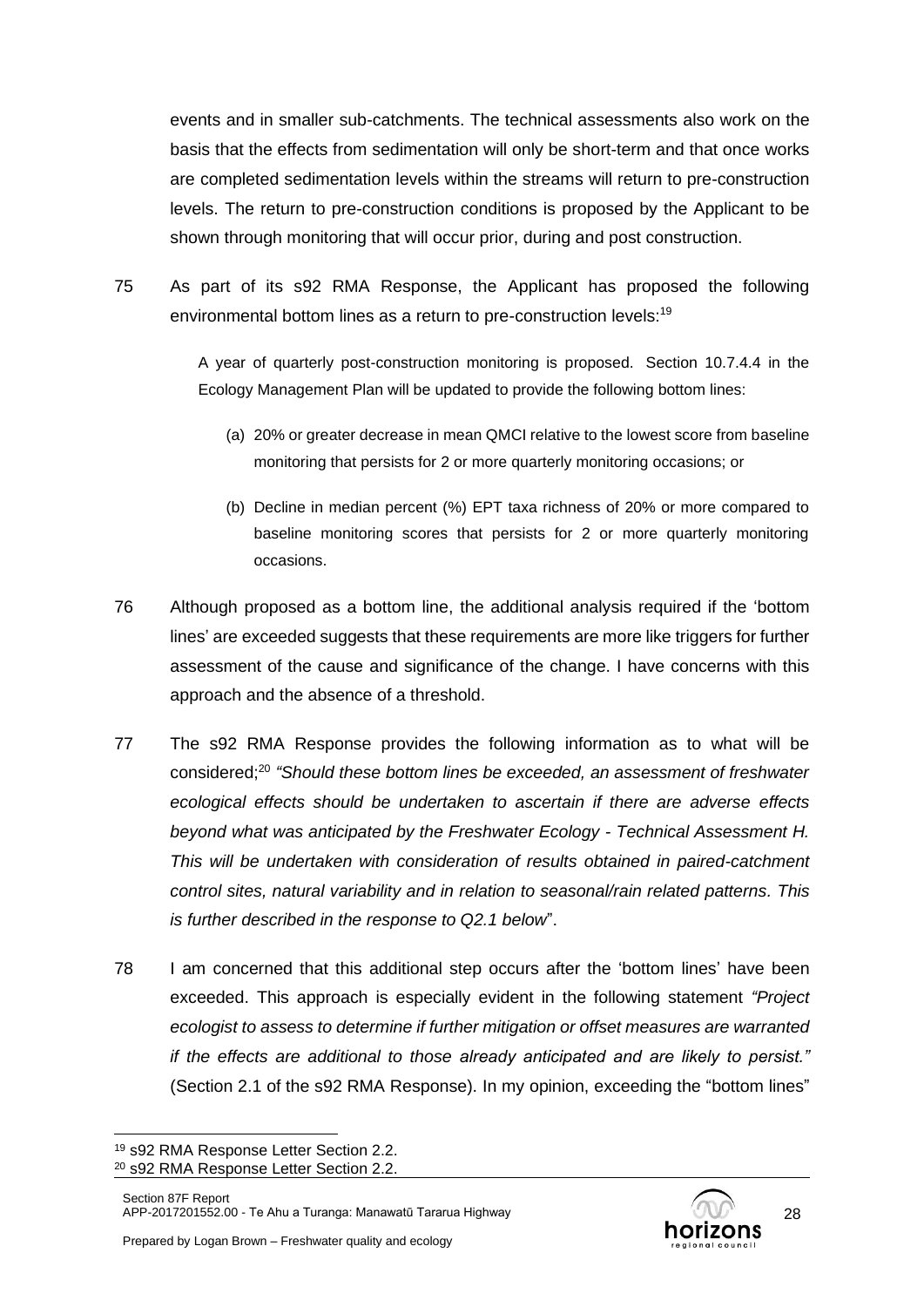events and in smaller sub-catchments. The technical assessments also work on the basis that the effects from sedimentation will only be short-term and that once works are completed sedimentation levels within the streams will return to pre-construction levels. The return to pre-construction conditions is proposed by the Applicant to be shown through monitoring that will occur prior, during and post construction.

75 As part of its s92 RMA Response, the Applicant has proposed the following environmental bottom lines as a return to pre-construction levels:[19]

> A year of quarterly post-construction monitoring is proposed. Section 10.7.4.4 in the Ecology Management Plan will be updated to provide the following bottom lines:
>
> (a) 20% or greater decrease in mean QMCI relative to the lowest score from baseline monitoring that persists for 2 or more quarterly monitoring occasions; or
>
> (b) Decline in median percent (%) EPT taxa richness of 20% or more compared to baseline monitoring scores that persists for 2 or more quarterly monitoring occasions.

76 Although proposed as a bottom line, the additional analysis required if the 'bottom lines' are exceeded suggests that these requirements are more like triggers for further assessment of the cause and significance of the change. I have concerns with this approach and the absence of a threshold.

77 The s92 RMA Response provides the following information as to what will be considered;[20] *"Should these bottom lines be exceeded, an assessment of freshwater ecological effects should be undertaken to ascertain if there are adverse effects beyond what was anticipated by the Freshwater Ecology - Technical Assessment H. This will be undertaken with consideration of results obtained in paired-catchment control sites, natural variability and in relation to seasonal/rain related patterns. This is further described in the response to Q2.1 below*".

78 I am concerned that this additional step occurs after the 'bottom lines' have been exceeded. This approach is especially evident in the following statement *"Project ecologist to assess to determine if further mitigation or offset measures are warranted if the effects are additional to those already anticipated and are likely to persist."* (Section 2.1 of the s92 RMA Response). In my opinion, exceeding the "bottom lines"

[19] s92 RMA Response Letter Section 2.2.

[20] s92 RMA Response Letter Section 2.2.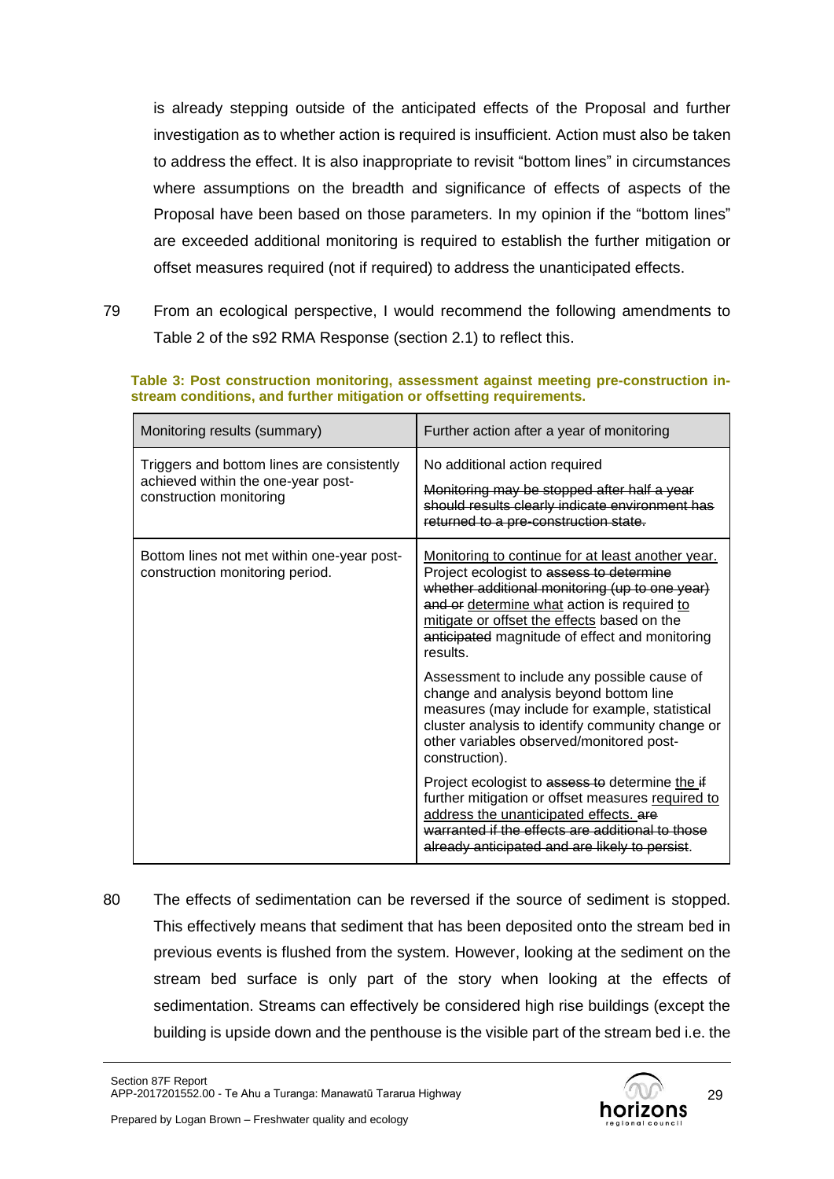is already stepping outside of the anticipated effects of the Proposal and further investigation as to whether action is required is insufficient. Action must also be taken to address the effect. It is also inappropriate to revisit "bottom lines" in circumstances where assumptions on the breadth and significance of effects of aspects of the Proposal have been based on those parameters. In my opinion if the "bottom lines" are exceeded additional monitoring is required to establish the further mitigation or offset measures required (not if required) to address the unanticipated effects.

79 From an ecological perspective, I would recommend the following amendments to Table 2 of the s92 RMA Response (section 2.1) to reflect this.

**Table 3: Post construction monitoring, assessment against meeting pre-construction in-stream conditions, and further mitigation or offsetting requirements.**

| Monitoring results (summary) | Further action after a year of monitoring |
|---|---|
| Triggers and bottom lines are consistently achieved within the one-year post-construction monitoring | No additional action required<br><br>~~Monitoring may be stopped after half a year should results clearly indicate environment has returned to a pre-construction state.~~ |
| Bottom lines not met within one-year post-construction monitoring period. | <u>Monitoring to continue for at least another year.</u> Project ecologist to ~~assess to determine whether additional monitoring (up to one year) and or~~ <u>determine what</u> action is required <u>to mitigate or offset the effects</u> based on the ~~anticipated~~ magnitude of effect and monitoring results.<br><br>Assessment to include any possible cause of change and analysis beyond bottom line measures (may include for example, statistical cluster analysis to identify community change or other variables observed/monitored post-construction).<br><br>Project ecologist to ~~assess to~~ determine <u>the</u> ~~if~~ further mitigation or offset measures <u>required to address the unanticipated effects.</u> ~~are warranted if the effects are additional to those already anticipated and are likely to persist~~. |

80 The effects of sedimentation can be reversed if the source of sediment is stopped. This effectively means that sediment that has been deposited onto the stream bed in previous events is flushed from the system. However, looking at the sediment on the stream bed surface is only part of the story when looking at the effects of sedimentation. Streams can effectively be considered high rise buildings (except the building is upside down and the penthouse is the visible part of the stream bed i.e. the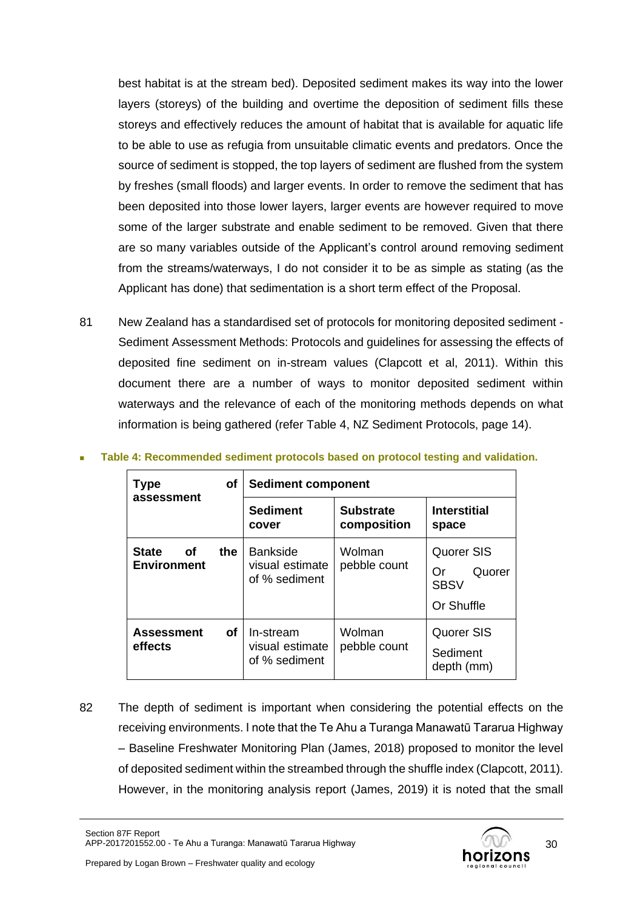best habitat is at the stream bed). Deposited sediment makes its way into the lower layers (storeys) of the building and overtime the deposition of sediment fills these storeys and effectively reduces the amount of habitat that is available for aquatic life to be able to use as refugia from unsuitable climatic events and predators. Once the source of sediment is stopped, the top layers of sediment are flushed from the system by freshes (small floods) and larger events. In order to remove the sediment that has been deposited into those lower layers, larger events are however required to move some of the larger substrate and enable sediment to be removed. Given that there are so many variables outside of the Applicant's control around removing sediment from the streams/waterways, I do not consider it to be as simple as stating (as the Applicant has done) that sedimentation is a short term effect of the Proposal.

81 New Zealand has a standardised set of protocols for monitoring deposited sediment - Sediment Assessment Methods: Protocols and guidelines for assessing the effects of deposited fine sediment on in-stream values (Clapcott et al, 2011). Within this document there are a number of ways to monitor deposited sediment within waterways and the relevance of each of the monitoring methods depends on what information is being gathered (refer Table 4, NZ Sediment Protocols, page 14).

**Table 4: Recommended sediment protocols based on protocol testing and validation.**

| **Type of assessment** | **Sediment component** | | |
|---|---|---|---|
| | **Sediment cover** | **Substrate composition** | **Interstitial space** |
| **State of the Environment** | Bankside visual estimate of % sediment | Wolman pebble count | Quorer SIS<br>Or Quorer SBSV<br>Or Shuffle |
| **Assessment of effects** | In-stream visual estimate of % sediment | Wolman pebble count | Quorer SIS<br>Sediment depth (mm) |

82 The depth of sediment is important when considering the potential effects on the receiving environments. I note that the Te Ahu a Turanga Manawatū Tararua Highway – Baseline Freshwater Monitoring Plan (James, 2018) proposed to monitor the level of deposited sediment within the streambed through the shuffle index (Clapcott, 2011). However, in the monitoring analysis report (James, 2019) it is noted that the small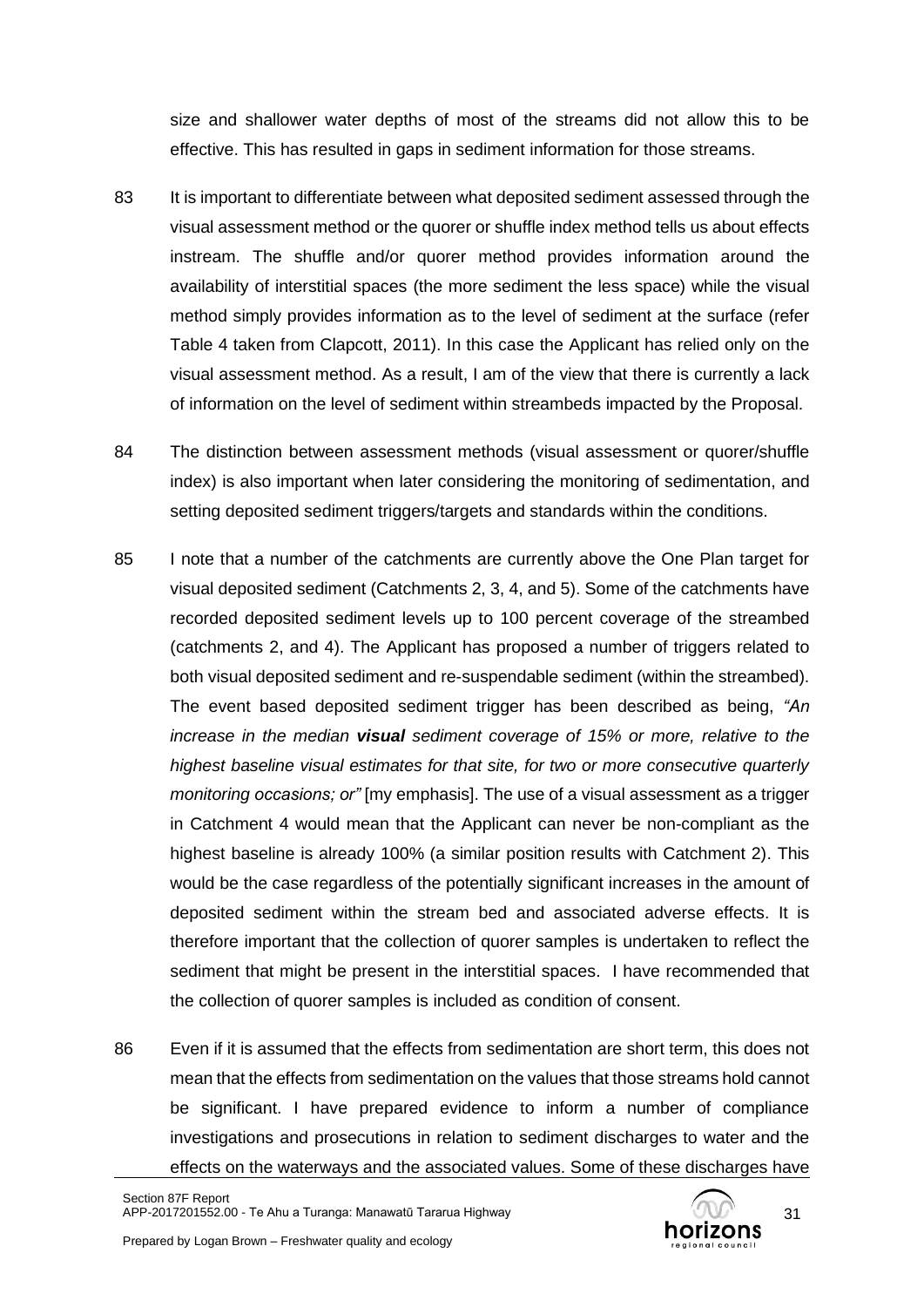size and shallower water depths of most of the streams did not allow this to be effective. This has resulted in gaps in sediment information for those streams.

83 It is important to differentiate between what deposited sediment assessed through the visual assessment method or the quorer or shuffle index method tells us about effects instream. The shuffle and/or quorer method provides information around the availability of interstitial spaces (the more sediment the less space) while the visual method simply provides information as to the level of sediment at the surface (refer Table 4 taken from Clapcott, 2011). In this case the Applicant has relied only on the visual assessment method. As a result, I am of the view that there is currently a lack of information on the level of sediment within streambeds impacted by the Proposal.

84 The distinction between assessment methods (visual assessment or quorer/shuffle index) is also important when later considering the monitoring of sedimentation, and setting deposited sediment triggers/targets and standards within the conditions.

85 I note that a number of the catchments are currently above the One Plan target for visual deposited sediment (Catchments 2, 3, 4, and 5). Some of the catchments have recorded deposited sediment levels up to 100 percent coverage of the streambed (catchments 2, and 4). The Applicant has proposed a number of triggers related to both visual deposited sediment and re-suspendable sediment (within the streambed). The event based deposited sediment trigger has been described as being, *"An increase in the median **visual** sediment coverage of 15% or more, relative to the highest baseline visual estimates for that site, for two or more consecutive quarterly monitoring occasions; or"* [my emphasis]. The use of a visual assessment as a trigger in Catchment 4 would mean that the Applicant can never be non-compliant as the highest baseline is already 100% (a similar position results with Catchment 2). This would be the case regardless of the potentially significant increases in the amount of deposited sediment within the stream bed and associated adverse effects. It is therefore important that the collection of quorer samples is undertaken to reflect the sediment that might be present in the interstitial spaces. I have recommended that the collection of quorer samples is included as condition of consent.

86 Even if it is assumed that the effects from sedimentation are short term, this does not mean that the effects from sedimentation on the values that those streams hold cannot be significant. I have prepared evidence to inform a number of compliance investigations and prosecutions in relation to sediment discharges to water and the effects on the waterways and the associated values. Some of these discharges have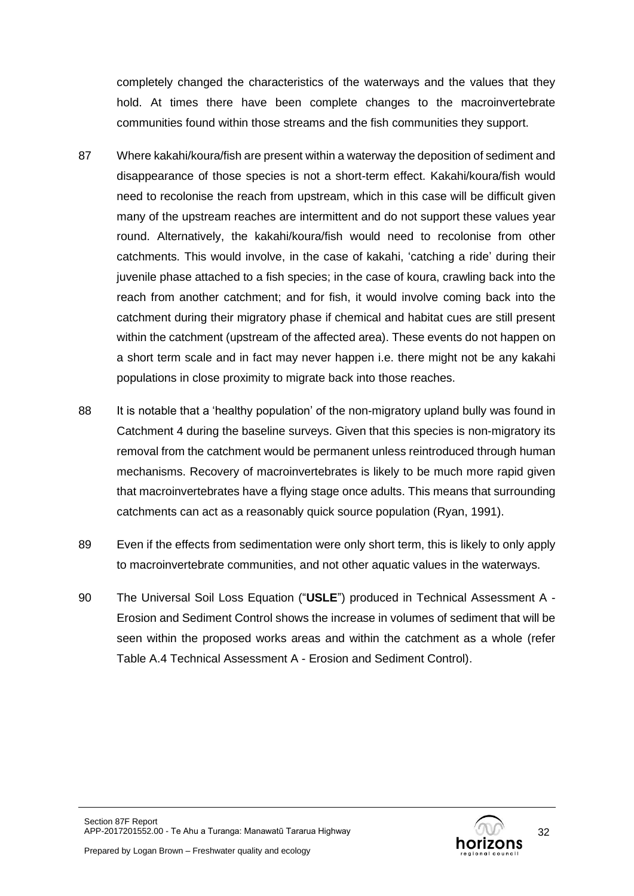completely changed the characteristics of the waterways and the values that they hold. At times there have been complete changes to the macroinvertebrate communities found within those streams and the fish communities they support.

87 Where kakahi/koura/fish are present within a waterway the deposition of sediment and disappearance of those species is not a short-term effect. Kakahi/koura/fish would need to recolonise the reach from upstream, which in this case will be difficult given many of the upstream reaches are intermittent and do not support these values year round. Alternatively, the kakahi/koura/fish would need to recolonise from other catchments. This would involve, in the case of kakahi, 'catching a ride' during their juvenile phase attached to a fish species; in the case of koura, crawling back into the reach from another catchment; and for fish, it would involve coming back into the catchment during their migratory phase if chemical and habitat cues are still present within the catchment (upstream of the affected area). These events do not happen on a short term scale and in fact may never happen i.e. there might not be any kakahi populations in close proximity to migrate back into those reaches.

88 It is notable that a 'healthy population' of the non-migratory upland bully was found in Catchment 4 during the baseline surveys. Given that this species is non-migratory its removal from the catchment would be permanent unless reintroduced through human mechanisms. Recovery of macroinvertebrates is likely to be much more rapid given that macroinvertebrates have a flying stage once adults. This means that surrounding catchments can act as a reasonably quick source population (Ryan, 1991).

89 Even if the effects from sedimentation were only short term, this is likely to only apply to macroinvertebrate communities, and not other aquatic values in the waterways.

90 The Universal Soil Loss Equation ("**USLE**") produced in Technical Assessment A - Erosion and Sediment Control shows the increase in volumes of sediment that will be seen within the proposed works areas and within the catchment as a whole (refer Table A.4 Technical Assessment A - Erosion and Sediment Control).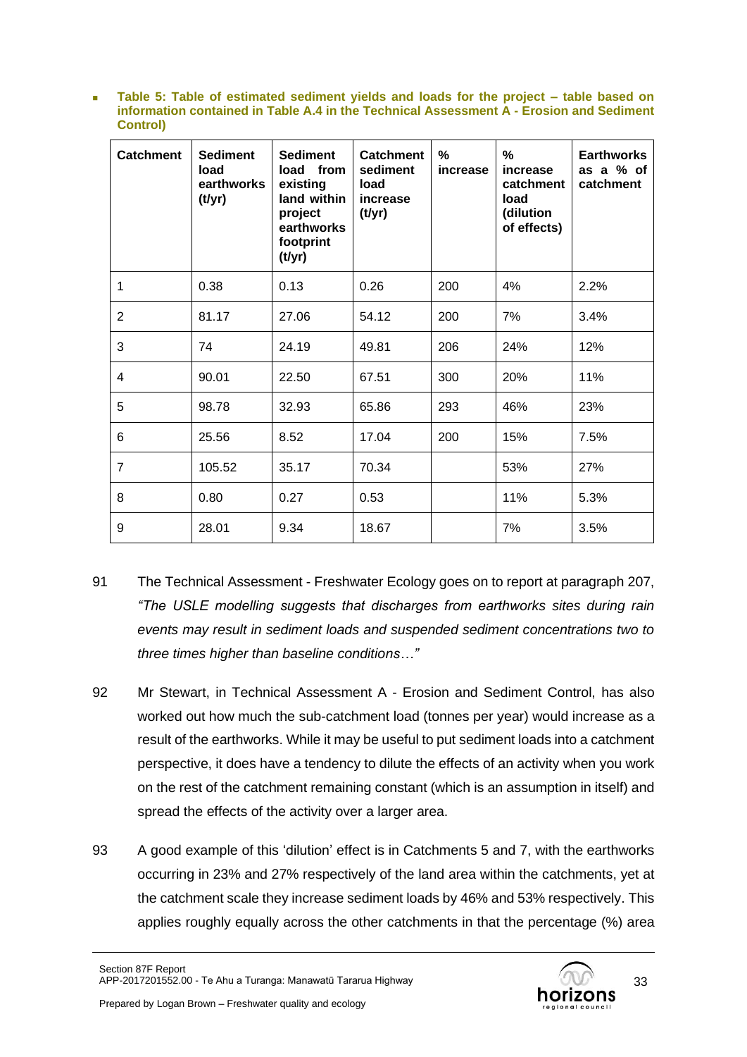- **Table 5: Table of estimated sediment yields and loads for the project – table based on information contained in Table A.4 in the Technical Assessment A - Erosion and Sediment Control)**

| Catchment | Sediment load earthworks (t/yr) | Sediment load from existing land within project earthworks footprint (t/yr) | Catchment sediment load increase (t/yr) | % increase | % increase catchment load (dilution of effects) | Earthworks as a % of catchment |
|---|---|---|---|---|---|---|
| 1 | 0.38 | 0.13 | 0.26 | 200 | 4% | 2.2% |
| 2 | 81.17 | 27.06 | 54.12 | 200 | 7% | 3.4% |
| 3 | 74 | 24.19 | 49.81 | 206 | 24% | 12% |
| 4 | 90.01 | 22.50 | 67.51 | 300 | 20% | 11% |
| 5 | 98.78 | 32.93 | 65.86 | 293 | 46% | 23% |
| 6 | 25.56 | 8.52 | 17.04 | 200 | 15% | 7.5% |
| 7 | 105.52 | 35.17 | 70.34 | | 53% | 27% |
| 8 | 0.80 | 0.27 | 0.53 | | 11% | 5.3% |
| 9 | 28.01 | 9.34 | 18.67 | | 7% | 3.5% |

91 The Technical Assessment - Freshwater Ecology goes on to report at paragraph 207, *"The USLE modelling suggests that discharges from earthworks sites during rain events may result in sediment loads and suspended sediment concentrations two to three times higher than baseline conditions…"*

92 Mr Stewart, in Technical Assessment A - Erosion and Sediment Control, has also worked out how much the sub-catchment load (tonnes per year) would increase as a result of the earthworks. While it may be useful to put sediment loads into a catchment perspective, it does have a tendency to dilute the effects of an activity when you work on the rest of the catchment remaining constant (which is an assumption in itself) and spread the effects of the activity over a larger area.

93 A good example of this 'dilution' effect is in Catchments 5 and 7, with the earthworks occurring in 23% and 27% respectively of the land area within the catchments, yet at the catchment scale they increase sediment loads by 46% and 53% respectively. This applies roughly equally across the other catchments in that the percentage (%) area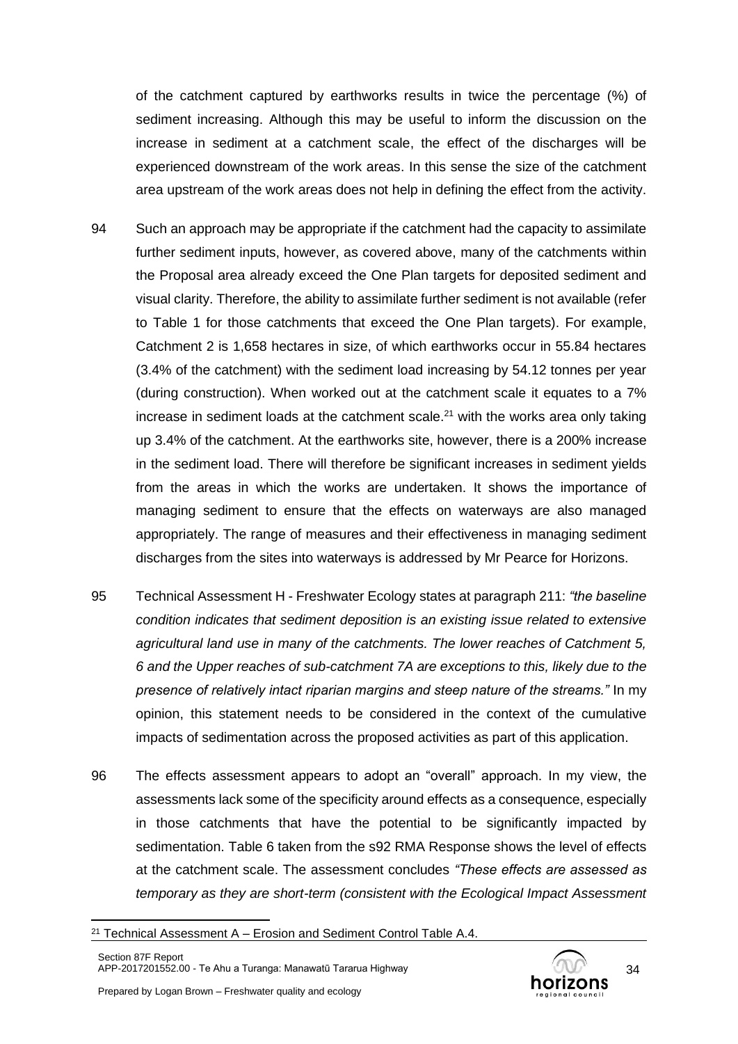of the catchment captured by earthworks results in twice the percentage (%) of sediment increasing. Although this may be useful to inform the discussion on the increase in sediment at a catchment scale, the effect of the discharges will be experienced downstream of the work areas. In this sense the size of the catchment area upstream of the work areas does not help in defining the effect from the activity.

94 Such an approach may be appropriate if the catchment had the capacity to assimilate further sediment inputs, however, as covered above, many of the catchments within the Proposal area already exceed the One Plan targets for deposited sediment and visual clarity. Therefore, the ability to assimilate further sediment is not available (refer to Table 1 for those catchments that exceed the One Plan targets). For example, Catchment 2 is 1,658 hectares in size, of which earthworks occur in 55.84 hectares (3.4% of the catchment) with the sediment load increasing by 54.12 tonnes per year (during construction). When worked out at the catchment scale it equates to a 7% increase in sediment loads at the catchment scale.[21] with the works area only taking up 3.4% of the catchment. At the earthworks site, however, there is a 200% increase in the sediment load. There will therefore be significant increases in sediment yields from the areas in which the works are undertaken. It shows the importance of managing sediment to ensure that the effects on waterways are also managed appropriately. The range of measures and their effectiveness in managing sediment discharges from the sites into waterways is addressed by Mr Pearce for Horizons.

95 Technical Assessment H - Freshwater Ecology states at paragraph 211: *"the baseline condition indicates that sediment deposition is an existing issue related to extensive agricultural land use in many of the catchments. The lower reaches of Catchment 5, 6 and the Upper reaches of sub-catchment 7A are exceptions to this, likely due to the presence of relatively intact riparian margins and steep nature of the streams."* In my opinion, this statement needs to be considered in the context of the cumulative impacts of sedimentation across the proposed activities as part of this application.

96 The effects assessment appears to adopt an "overall" approach. In my view, the assessments lack some of the specificity around effects as a consequence, especially in those catchments that have the potential to be significantly impacted by sedimentation. Table 6 taken from the s92 RMA Response shows the level of effects at the catchment scale. The assessment concludes *"These effects are assessed as temporary as they are short-term (consistent with the Ecological Impact Assessment*

---

[21] Technical Assessment A – Erosion and Sediment Control Table A.4.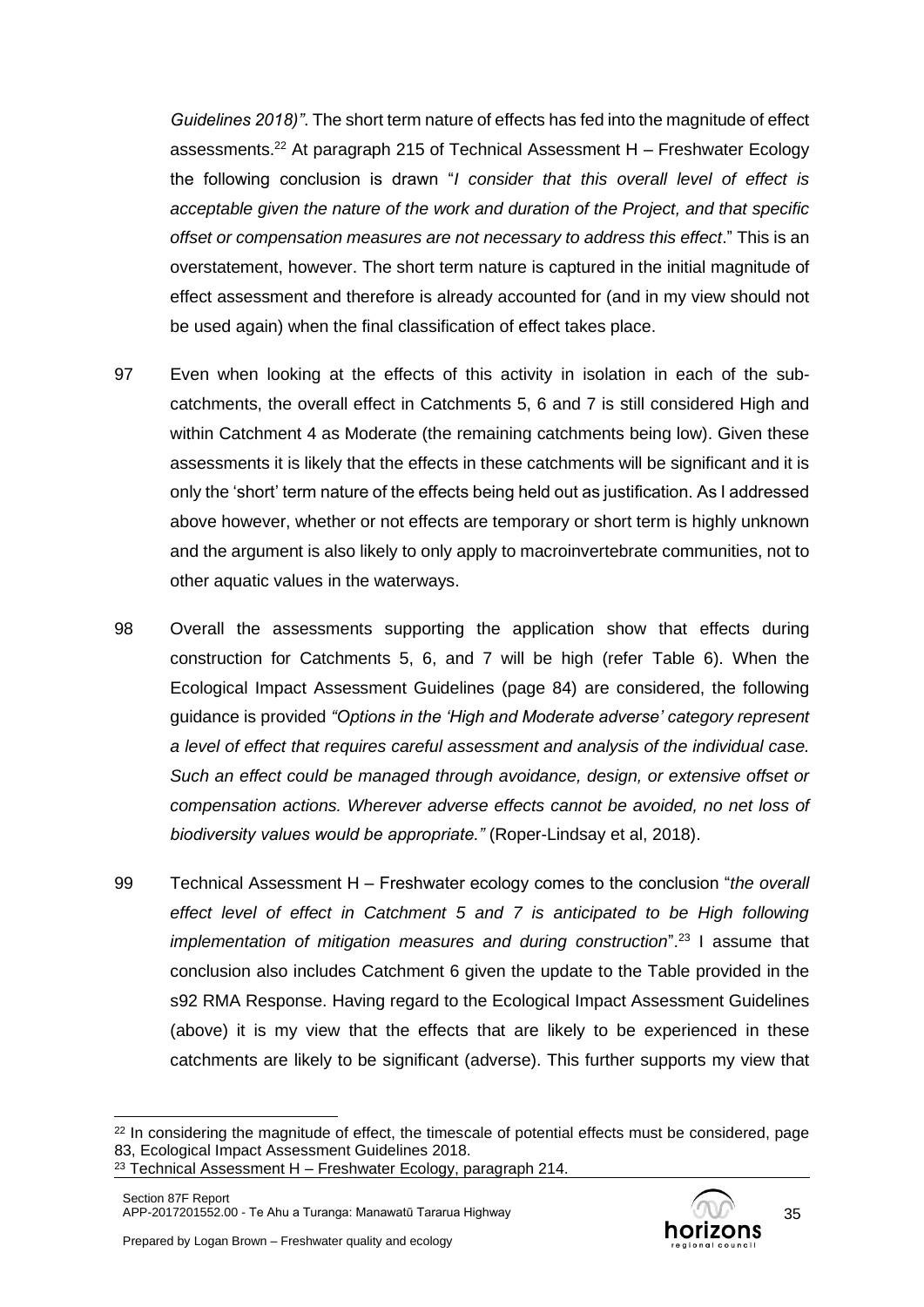*Guidelines 2018)"*. The short term nature of effects has fed into the magnitude of effect assessments.[22] At paragraph 215 of Technical Assessment H – Freshwater Ecology the following conclusion is drawn "*I consider that this overall level of effect is acceptable given the nature of the work and duration of the Project, and that specific offset or compensation measures are not necessary to address this effect*." This is an overstatement, however. The short term nature is captured in the initial magnitude of effect assessment and therefore is already accounted for (and in my view should not be used again) when the final classification of effect takes place.

97 Even when looking at the effects of this activity in isolation in each of the sub-catchments, the overall effect in Catchments 5, 6 and 7 is still considered High and within Catchment 4 as Moderate (the remaining catchments being low). Given these assessments it is likely that the effects in these catchments will be significant and it is only the 'short' term nature of the effects being held out as justification. As I addressed above however, whether or not effects are temporary or short term is highly unknown and the argument is also likely to only apply to macroinvertebrate communities, not to other aquatic values in the waterways.

98 Overall the assessments supporting the application show that effects during construction for Catchments 5, 6, and 7 will be high (refer Table 6). When the Ecological Impact Assessment Guidelines (page 84) are considered, the following guidance is provided *"Options in the 'High and Moderate adverse' category represent a level of effect that requires careful assessment and analysis of the individual case. Such an effect could be managed through avoidance, design, or extensive offset or compensation actions. Wherever adverse effects cannot be avoided, no net loss of biodiversity values would be appropriate."* (Roper-Lindsay et al, 2018).

99 Technical Assessment H – Freshwater ecology comes to the conclusion "*the overall effect level of effect in Catchment 5 and 7 is anticipated to be High following implementation of mitigation measures and during construction*".[23] I assume that conclusion also includes Catchment 6 given the update to the Table provided in the s92 RMA Response. Having regard to the Ecological Impact Assessment Guidelines (above) it is my view that the effects that are likely to be experienced in these catchments are likely to be significant (adverse). This further supports my view that

---

[22] In considering the magnitude of effect, the timescale of potential effects must be considered, page 83, Ecological Impact Assessment Guidelines 2018.

[23] Technical Assessment H – Freshwater Ecology, paragraph 214.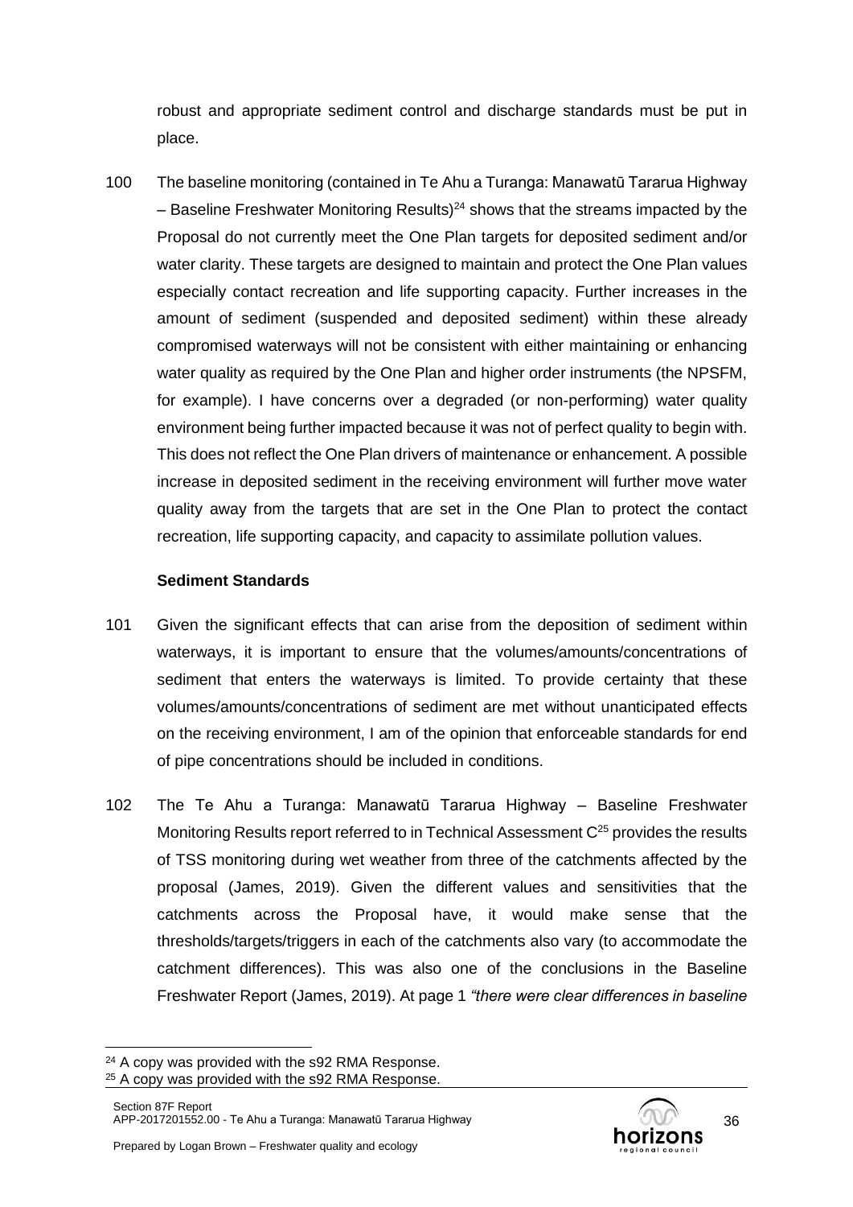robust and appropriate sediment control and discharge standards must be put in place.

100 The baseline monitoring (contained in Te Ahu a Turanga: Manawatū Tararua Highway – Baseline Freshwater Monitoring Results)[24] shows that the streams impacted by the Proposal do not currently meet the One Plan targets for deposited sediment and/or water clarity. These targets are designed to maintain and protect the One Plan values especially contact recreation and life supporting capacity. Further increases in the amount of sediment (suspended and deposited sediment) within these already compromised waterways will not be consistent with either maintaining or enhancing water quality as required by the One Plan and higher order instruments (the NPSFM, for example). I have concerns over a degraded (or non-performing) water quality environment being further impacted because it was not of perfect quality to begin with. This does not reflect the One Plan drivers of maintenance or enhancement. A possible increase in deposited sediment in the receiving environment will further move water quality away from the targets that are set in the One Plan to protect the contact recreation, life supporting capacity, and capacity to assimilate pollution values.

**Sediment Standards**

101 Given the significant effects that can arise from the deposition of sediment within waterways, it is important to ensure that the volumes/amounts/concentrations of sediment that enters the waterways is limited. To provide certainty that these volumes/amounts/concentrations of sediment are met without unanticipated effects on the receiving environment, I am of the opinion that enforceable standards for end of pipe concentrations should be included in conditions.

102 The Te Ahu a Turanga: Manawatū Tararua Highway – Baseline Freshwater Monitoring Results report referred to in Technical Assessment C[25] provides the results of TSS monitoring during wet weather from three of the catchments affected by the proposal (James, 2019). Given the different values and sensitivities that the catchments across the Proposal have, it would make sense that the thresholds/targets/triggers in each of the catchments also vary (to accommodate the catchment differences). This was also one of the conclusions in the Baseline Freshwater Report (James, 2019). At page 1 *"there were clear differences in baseline*

[24] A copy was provided with the s92 RMA Response.
[25] A copy was provided with the s92 RMA Response.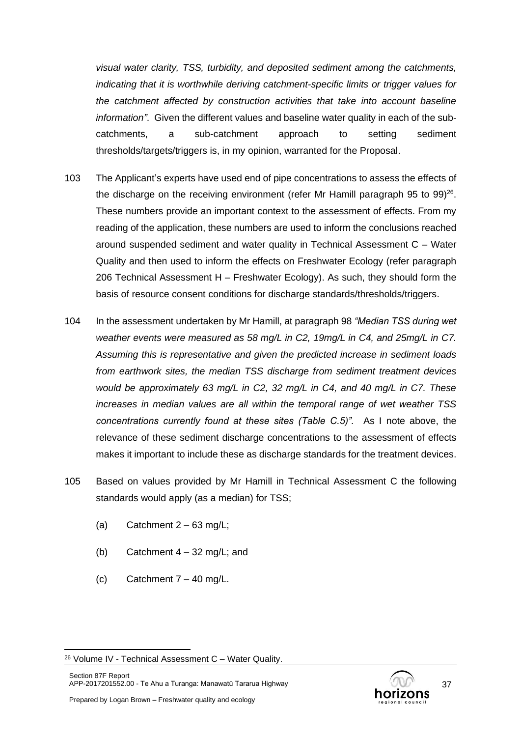*visual water clarity, TSS, turbidity, and deposited sediment among the catchments, indicating that it is worthwhile deriving catchment-specific limits or trigger values for the catchment affected by construction activities that take into account baseline information"*. Given the different values and baseline water quality in each of the sub-catchments, a sub-catchment approach to setting sediment thresholds/targets/triggers is, in my opinion, warranted for the Proposal.

103 The Applicant's experts have used end of pipe concentrations to assess the effects of the discharge on the receiving environment (refer Mr Hamill paragraph 95 to 99)[26]. These numbers provide an important context to the assessment of effects. From my reading of the application, these numbers are used to inform the conclusions reached around suspended sediment and water quality in Technical Assessment C – Water Quality and then used to inform the effects on Freshwater Ecology (refer paragraph 206 Technical Assessment H – Freshwater Ecology). As such, they should form the basis of resource consent conditions for discharge standards/thresholds/triggers.

104 In the assessment undertaken by Mr Hamill, at paragraph 98 *"Median TSS during wet weather events were measured as 58 mg/L in C2, 19mg/L in C4, and 25mg/L in C7. Assuming this is representative and given the predicted increase in sediment loads from earthwork sites, the median TSS discharge from sediment treatment devices would be approximately 63 mg/L in C2, 32 mg/L in C4, and 40 mg/L in C7. These increases in median values are all within the temporal range of wet weather TSS concentrations currently found at these sites (Table C.5)"*. As I note above, the relevance of these sediment discharge concentrations to the assessment of effects makes it important to include these as discharge standards for the treatment devices.

105 Based on values provided by Mr Hamill in Technical Assessment C the following standards would apply (as a median) for TSS;

(a) Catchment 2 – 63 mg/L;

(b) Catchment 4 – 32 mg/L; and

(c) Catchment 7 – 40 mg/L.

---

[26] Volume IV - Technical Assessment C – Water Quality.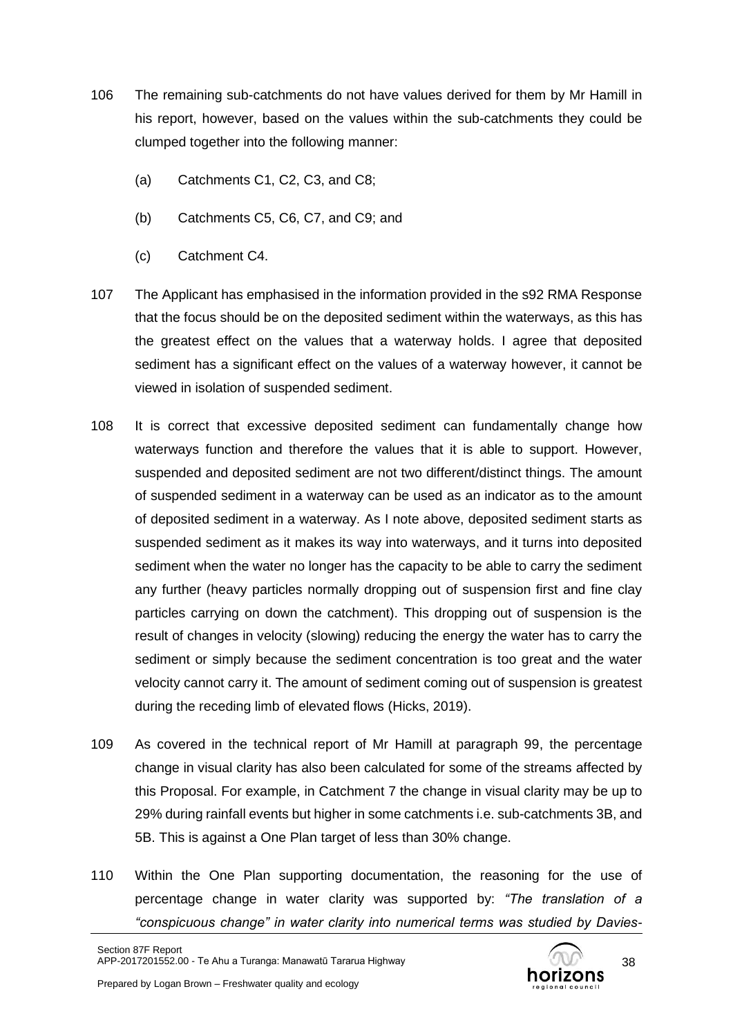106 The remaining sub-catchments do not have values derived for them by Mr Hamill in his report, however, based on the values within the sub-catchments they could be clumped together into the following manner:

   (a) Catchments C1, C2, C3, and C8;

   (b) Catchments C5, C6, C7, and C9; and

   (c) Catchment C4.

107 The Applicant has emphasised in the information provided in the s92 RMA Response that the focus should be on the deposited sediment within the waterways, as this has the greatest effect on the values that a waterway holds. I agree that deposited sediment has a significant effect on the values of a waterway however, it cannot be viewed in isolation of suspended sediment.

108 It is correct that excessive deposited sediment can fundamentally change how waterways function and therefore the values that it is able to support. However, suspended and deposited sediment are not two different/distinct things. The amount of suspended sediment in a waterway can be used as an indicator as to the amount of deposited sediment in a waterway. As I note above, deposited sediment starts as suspended sediment as it makes its way into waterways, and it turns into deposited sediment when the water no longer has the capacity to be able to carry the sediment any further (heavy particles normally dropping out of suspension first and fine clay particles carrying on down the catchment). This dropping out of suspension is the result of changes in velocity (slowing) reducing the energy the water has to carry the sediment or simply because the sediment concentration is too great and the water velocity cannot carry it. The amount of sediment coming out of suspension is greatest during the receding limb of elevated flows (Hicks, 2019).

109 As covered in the technical report of Mr Hamill at paragraph 99, the percentage change in visual clarity has also been calculated for some of the streams affected by this Proposal. For example, in Catchment 7 the change in visual clarity may be up to 29% during rainfall events but higher in some catchments i.e. sub-catchments 3B, and 5B. This is against a One Plan target of less than 30% change.

110 Within the One Plan supporting documentation, the reasoning for the use of percentage change in water clarity was supported by: *"The translation of a "conspicuous change" in water clarity into numerical terms was studied by Davies-*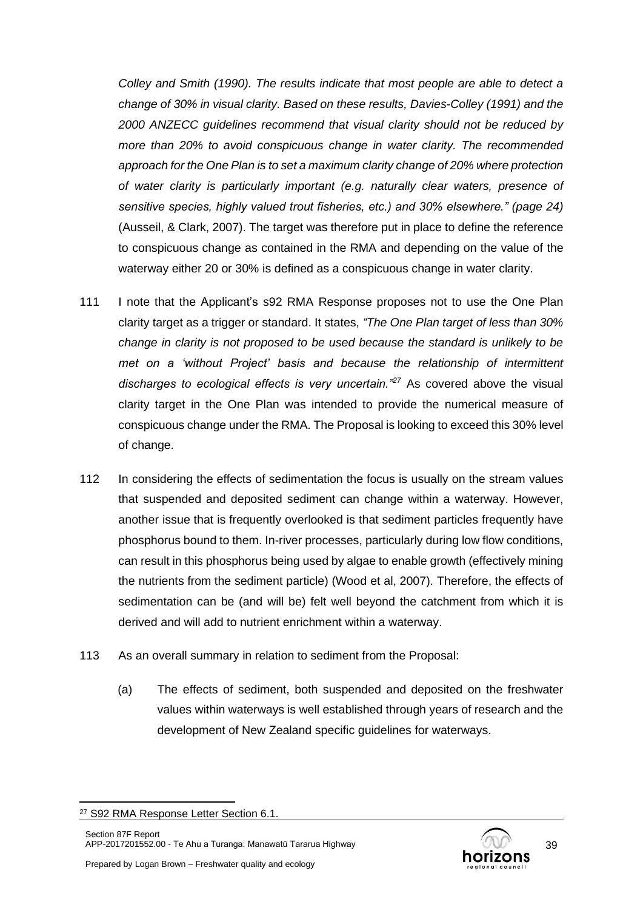*Colley and Smith (1990). The results indicate that most people are able to detect a change of 30% in visual clarity. Based on these results, Davies-Colley (1991) and the 2000 ANZECC guidelines recommend that visual clarity should not be reduced by more than 20% to avoid conspicuous change in water clarity. The recommended approach for the One Plan is to set a maximum clarity change of 20% where protection of water clarity is particularly important (e.g. naturally clear waters, presence of sensitive species, highly valued trout fisheries, etc.) and 30% elsewhere." (page 24)* (Ausseil, & Clark, 2007). The target was therefore put in place to define the reference to conspicuous change as contained in the RMA and depending on the value of the waterway either 20 or 30% is defined as a conspicuous change in water clarity.

111 I note that the Applicant's s92 RMA Response proposes not to use the One Plan clarity target as a trigger or standard. It states, *"The One Plan target of less than 30% change in clarity is not proposed to be used because the standard is unlikely to be met on a 'without Project' basis and because the relationship of intermittent discharges to ecological effects is very uncertain."*[27] As covered above the visual clarity target in the One Plan was intended to provide the numerical measure of conspicuous change under the RMA. The Proposal is looking to exceed this 30% level of change.

112 In considering the effects of sedimentation the focus is usually on the stream values that suspended and deposited sediment can change within a waterway. However, another issue that is frequently overlooked is that sediment particles frequently have phosphorus bound to them. In-river processes, particularly during low flow conditions, can result in this phosphorus being used by algae to enable growth (effectively mining the nutrients from the sediment particle) (Wood et al, 2007). Therefore, the effects of sedimentation can be (and will be) felt well beyond the catchment from which it is derived and will add to nutrient enrichment within a waterway.

113 As an overall summary in relation to sediment from the Proposal:

(a) The effects of sediment, both suspended and deposited on the freshwater values within waterways is well established through years of research and the development of New Zealand specific guidelines for waterways.

[27] S92 RMA Response Letter Section 6.1.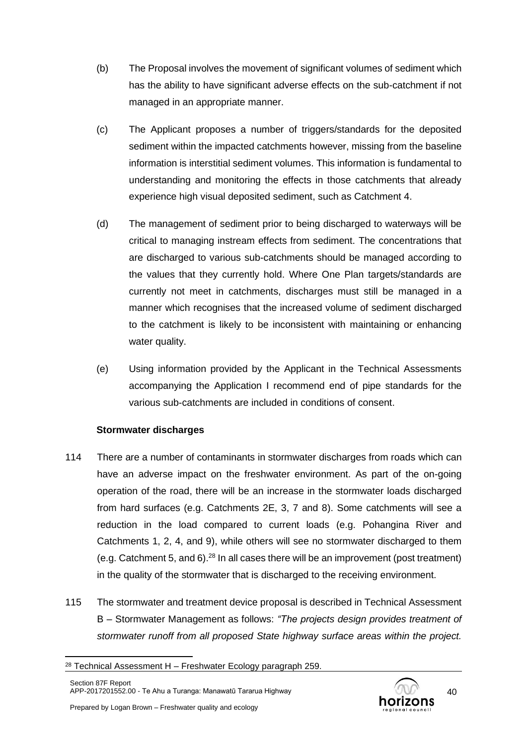(b) The Proposal involves the movement of significant volumes of sediment which has the ability to have significant adverse effects on the sub-catchment if not managed in an appropriate manner.

(c) The Applicant proposes a number of triggers/standards for the deposited sediment within the impacted catchments however, missing from the baseline information is interstitial sediment volumes. This information is fundamental to understanding and monitoring the effects in those catchments that already experience high visual deposited sediment, such as Catchment 4.

(d) The management of sediment prior to being discharged to waterways will be critical to managing instream effects from sediment. The concentrations that are discharged to various sub-catchments should be managed according to the values that they currently hold. Where One Plan targets/standards are currently not meet in catchments, discharges must still be managed in a manner which recognises that the increased volume of sediment discharged to the catchment is likely to be inconsistent with maintaining or enhancing water quality.

(e) Using information provided by the Applicant in the Technical Assessments accompanying the Application I recommend end of pipe standards for the various sub-catchments are included in conditions of consent.

**Stormwater discharges**

114 There are a number of contaminants in stormwater discharges from roads which can have an adverse impact on the freshwater environment. As part of the on-going operation of the road, there will be an increase in the stormwater loads discharged from hard surfaces (e.g. Catchments 2E, 3, 7 and 8). Some catchments will see a reduction in the load compared to current loads (e.g. Pohangina River and Catchments 1, 2, 4, and 9), while others will see no stormwater discharged to them (e.g. Catchment 5, and 6).[28] In all cases there will be an improvement (post treatment) in the quality of the stormwater that is discharged to the receiving environment.

115 The stormwater and treatment device proposal is described in Technical Assessment B – Stormwater Management as follows: *"The projects design provides treatment of stormwater runoff from all proposed State highway surface areas within the project.*

[28] Technical Assessment H – Freshwater Ecology paragraph 259.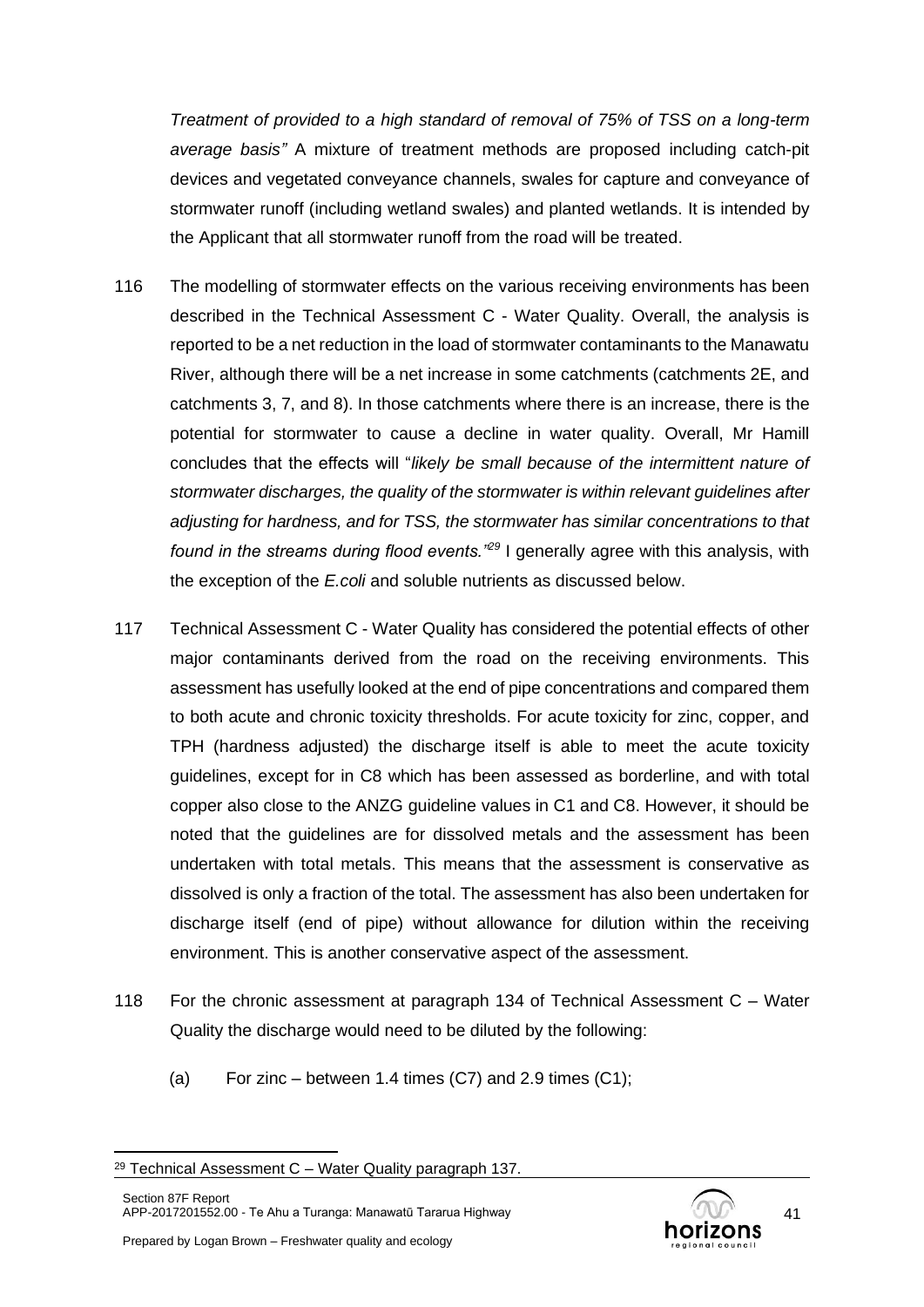*Treatment of provided to a high standard of removal of 75% of TSS on a long-term average basis"* A mixture of treatment methods are proposed including catch-pit devices and vegetated conveyance channels, swales for capture and conveyance of stormwater runoff (including wetland swales) and planted wetlands. It is intended by the Applicant that all stormwater runoff from the road will be treated.

116 The modelling of stormwater effects on the various receiving environments has been described in the Technical Assessment C - Water Quality. Overall, the analysis is reported to be a net reduction in the load of stormwater contaminants to the Manawatu River, although there will be a net increase in some catchments (catchments 2E, and catchments 3, 7, and 8). In those catchments where there is an increase, there is the potential for stormwater to cause a decline in water quality. Overall, Mr Hamill concludes that the effects will "*likely be small because of the intermittent nature of stormwater discharges, the quality of the stormwater is within relevant guidelines after adjusting for hardness, and for TSS, the stormwater has similar concentrations to that found in the streams during flood events."*[29] I generally agree with this analysis, with the exception of the *E.coli* and soluble nutrients as discussed below.

117 Technical Assessment C - Water Quality has considered the potential effects of other major contaminants derived from the road on the receiving environments. This assessment has usefully looked at the end of pipe concentrations and compared them to both acute and chronic toxicity thresholds. For acute toxicity for zinc, copper, and TPH (hardness adjusted) the discharge itself is able to meet the acute toxicity guidelines, except for in C8 which has been assessed as borderline, and with total copper also close to the ANZG guideline values in C1 and C8. However, it should be noted that the guidelines are for dissolved metals and the assessment has been undertaken with total metals. This means that the assessment is conservative as dissolved is only a fraction of the total. The assessment has also been undertaken for discharge itself (end of pipe) without allowance for dilution within the receiving environment. This is another conservative aspect of the assessment.

118 For the chronic assessment at paragraph 134 of Technical Assessment C – Water Quality the discharge would need to be diluted by the following:

(a) For zinc – between 1.4 times (C7) and 2.9 times (C1);

[29] Technical Assessment C – Water Quality paragraph 137.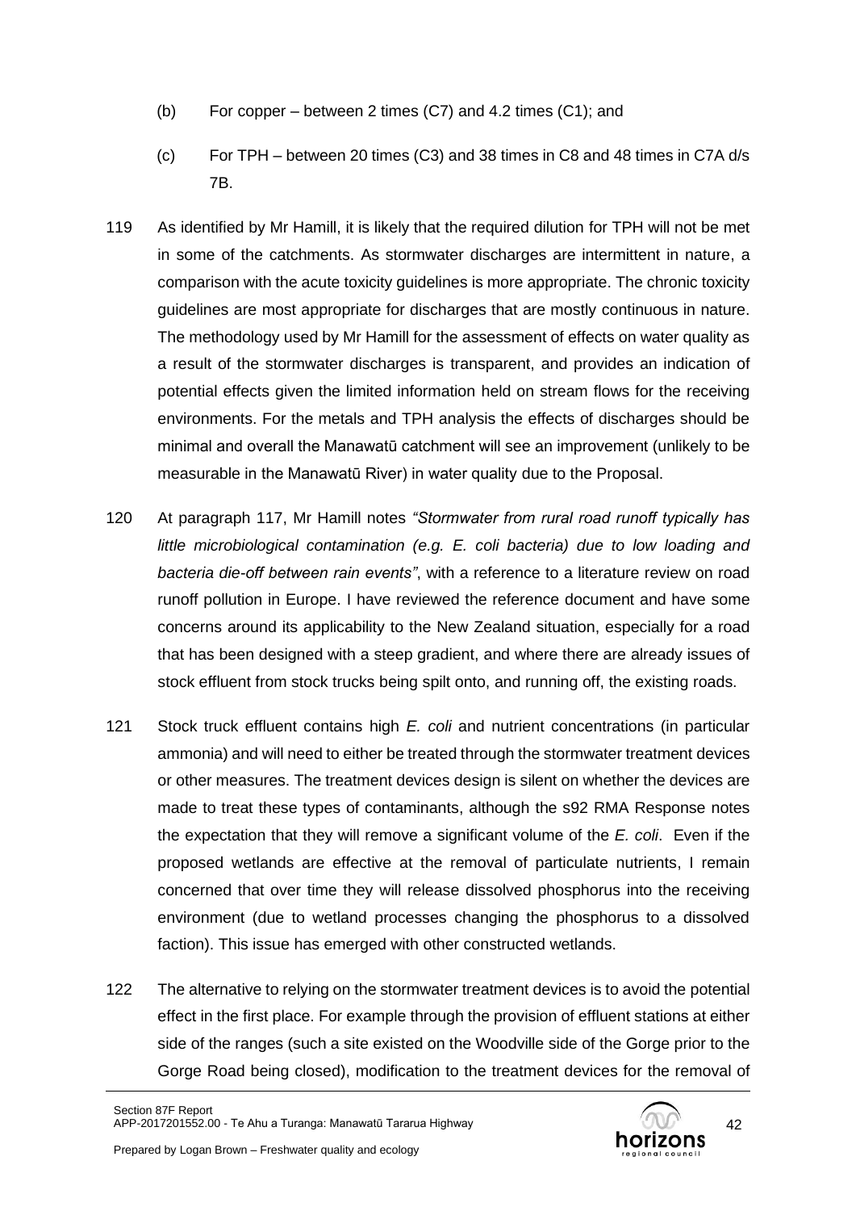(b) For copper – between 2 times (C7) and 4.2 times (C1); and

(c) For TPH – between 20 times (C3) and 38 times in C8 and 48 times in C7A d/s 7B.

119 As identified by Mr Hamill, it is likely that the required dilution for TPH will not be met in some of the catchments. As stormwater discharges are intermittent in nature, a comparison with the acute toxicity guidelines is more appropriate. The chronic toxicity guidelines are most appropriate for discharges that are mostly continuous in nature. The methodology used by Mr Hamill for the assessment of effects on water quality as a result of the stormwater discharges is transparent, and provides an indication of potential effects given the limited information held on stream flows for the receiving environments. For the metals and TPH analysis the effects of discharges should be minimal and overall the Manawatū catchment will see an improvement (unlikely to be measurable in the Manawatū River) in water quality due to the Proposal.

120 At paragraph 117, Mr Hamill notes *"Stormwater from rural road runoff typically has little microbiological contamination (e.g. E. coli bacteria) due to low loading and bacteria die-off between rain events"*, with a reference to a literature review on road runoff pollution in Europe. I have reviewed the reference document and have some concerns around its applicability to the New Zealand situation, especially for a road that has been designed with a steep gradient, and where there are already issues of stock effluent from stock trucks being spilt onto, and running off, the existing roads.

121 Stock truck effluent contains high *E. coli* and nutrient concentrations (in particular ammonia) and will need to either be treated through the stormwater treatment devices or other measures. The treatment devices design is silent on whether the devices are made to treat these types of contaminants, although the s92 RMA Response notes the expectation that they will remove a significant volume of the *E. coli*. Even if the proposed wetlands are effective at the removal of particulate nutrients, I remain concerned that over time they will release dissolved phosphorus into the receiving environment (due to wetland processes changing the phosphorus to a dissolved faction). This issue has emerged with other constructed wetlands.

122 The alternative to relying on the stormwater treatment devices is to avoid the potential effect in the first place. For example through the provision of effluent stations at either side of the ranges (such a site existed on the Woodville side of the Gorge prior to the Gorge Road being closed), modification to the treatment devices for the removal of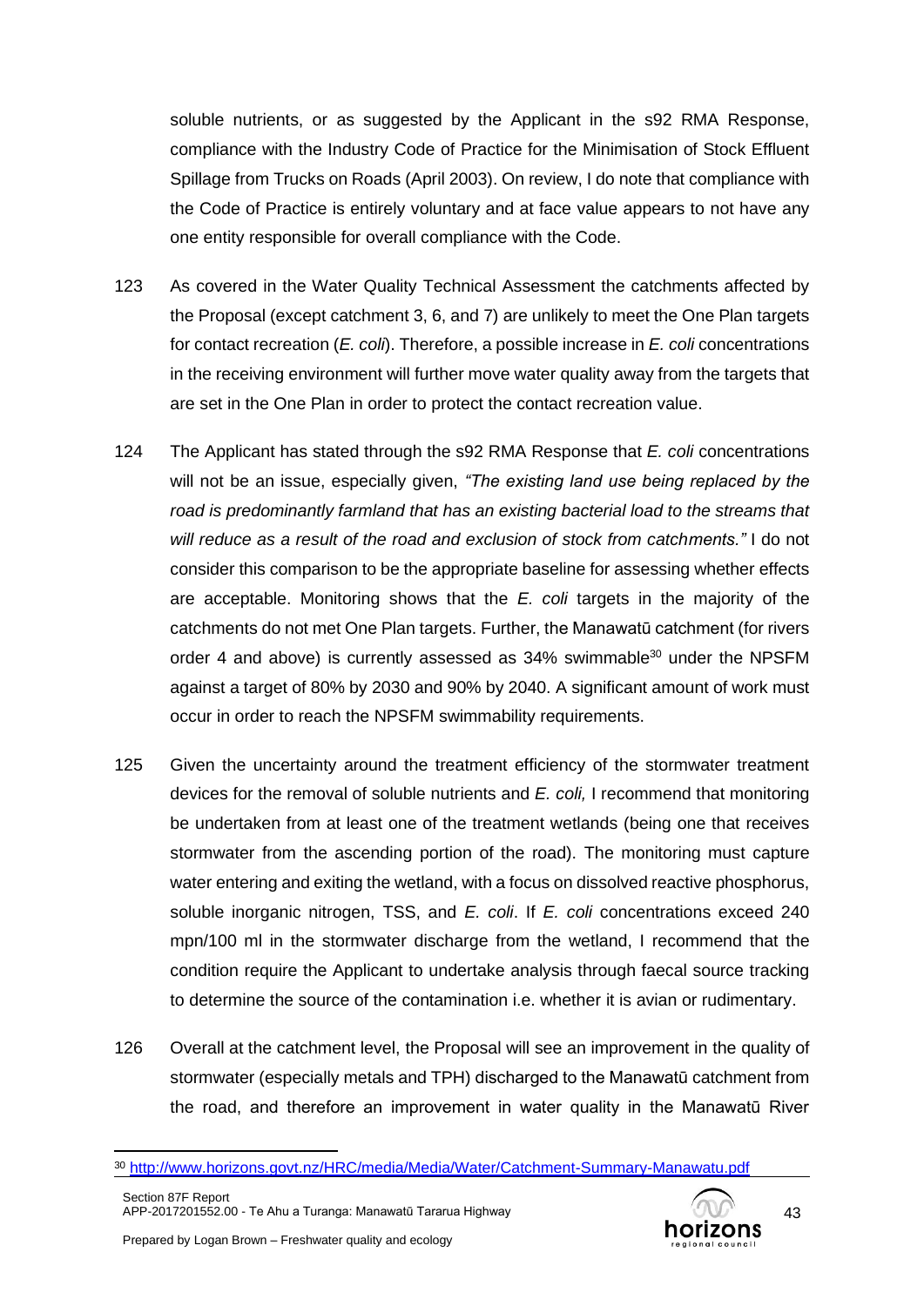soluble nutrients, or as suggested by the Applicant in the s92 RMA Response, compliance with the Industry Code of Practice for the Minimisation of Stock Effluent Spillage from Trucks on Roads (April 2003). On review, I do note that compliance with the Code of Practice is entirely voluntary and at face value appears to not have any one entity responsible for overall compliance with the Code.

123 As covered in the Water Quality Technical Assessment the catchments affected by the Proposal (except catchment 3, 6, and 7) are unlikely to meet the One Plan targets for contact recreation (*E. coli*). Therefore, a possible increase in *E. coli* concentrations in the receiving environment will further move water quality away from the targets that are set in the One Plan in order to protect the contact recreation value.

124 The Applicant has stated through the s92 RMA Response that *E. coli* concentrations will not be an issue, especially given, *"The existing land use being replaced by the road is predominantly farmland that has an existing bacterial load to the streams that will reduce as a result of the road and exclusion of stock from catchments."* I do not consider this comparison to be the appropriate baseline for assessing whether effects are acceptable. Monitoring shows that the *E. coli* targets in the majority of the catchments do not met One Plan targets. Further, the Manawatū catchment (for rivers order 4 and above) is currently assessed as 34% swimmable[30] under the NPSFM against a target of 80% by 2030 and 90% by 2040. A significant amount of work must occur in order to reach the NPSFM swimmability requirements.

125 Given the uncertainty around the treatment efficiency of the stormwater treatment devices for the removal of soluble nutrients and *E. coli,* I recommend that monitoring be undertaken from at least one of the treatment wetlands (being one that receives stormwater from the ascending portion of the road). The monitoring must capture water entering and exiting the wetland, with a focus on dissolved reactive phosphorus, soluble inorganic nitrogen, TSS, and *E. coli*. If *E. coli* concentrations exceed 240 mpn/100 ml in the stormwater discharge from the wetland, I recommend that the condition require the Applicant to undertake analysis through faecal source tracking to determine the source of the contamination i.e. whether it is avian or rudimentary.

126 Overall at the catchment level, the Proposal will see an improvement in the quality of stormwater (especially metals and TPH) discharged to the Manawatū catchment from the road, and therefore an improvement in water quality in the Manawatū River

[30] http://www.horizons.govt.nz/HRC/media/Media/Water/Catchment-Summary-Manawatu.pdf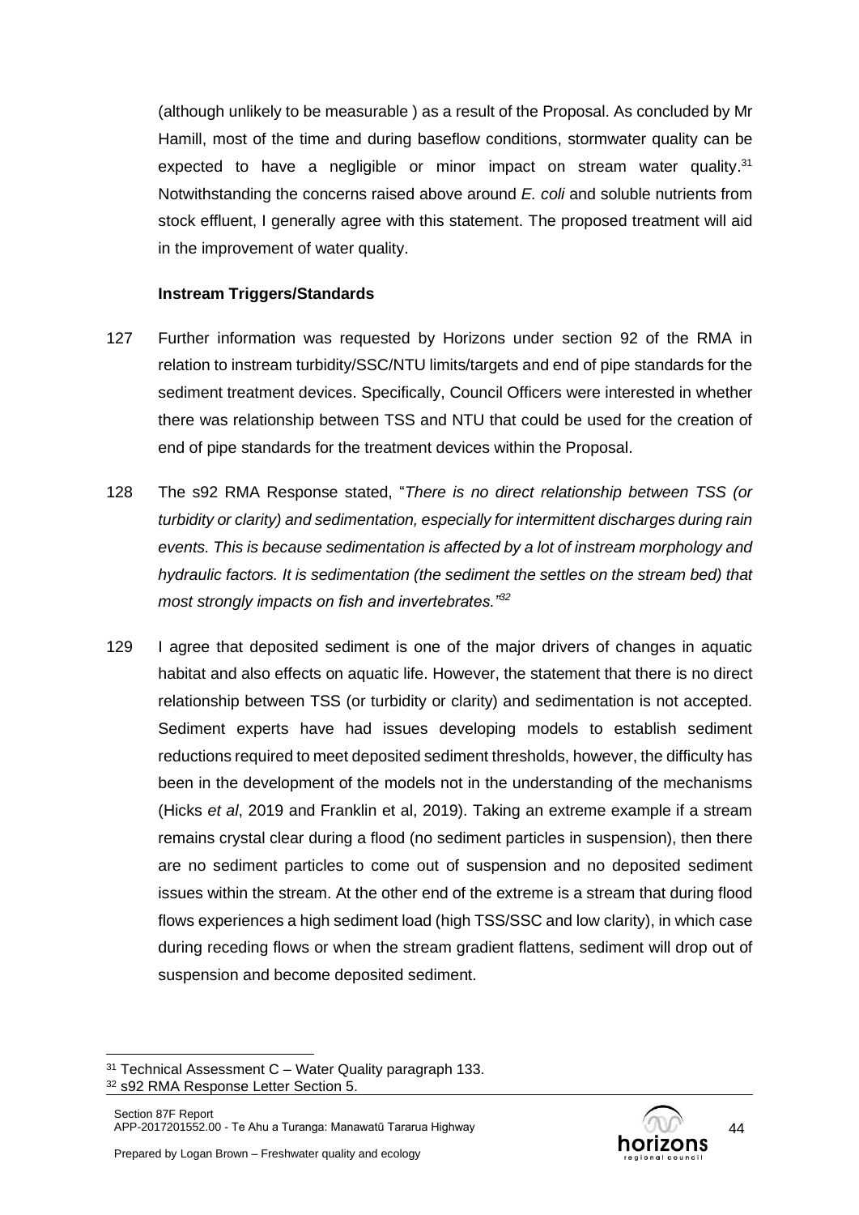(although unlikely to be measurable ) as a result of the Proposal. As concluded by Mr Hamill, most of the time and during baseflow conditions, stormwater quality can be expected to have a negligible or minor impact on stream water quality.[31] Notwithstanding the concerns raised above around *E. coli* and soluble nutrients from stock effluent, I generally agree with this statement. The proposed treatment will aid in the improvement of water quality.

**Instream Triggers/Standards**

127 Further information was requested by Horizons under section 92 of the RMA in relation to instream turbidity/SSC/NTU limits/targets and end of pipe standards for the sediment treatment devices. Specifically, Council Officers were interested in whether there was relationship between TSS and NTU that could be used for the creation of end of pipe standards for the treatment devices within the Proposal.

128 The s92 RMA Response stated, "*There is no direct relationship between TSS (or turbidity or clarity) and sedimentation, especially for intermittent discharges during rain events. This is because sedimentation is affected by a lot of instream morphology and hydraulic factors. It is sedimentation (the sediment the settles on the stream bed) that most strongly impacts on fish and invertebrates.*"[32]

129 I agree that deposited sediment is one of the major drivers of changes in aquatic habitat and also effects on aquatic life. However, the statement that there is no direct relationship between TSS (or turbidity or clarity) and sedimentation is not accepted. Sediment experts have had issues developing models to establish sediment reductions required to meet deposited sediment thresholds, however, the difficulty has been in the development of the models not in the understanding of the mechanisms (Hicks *et al*, 2019 and Franklin et al, 2019). Taking an extreme example if a stream remains crystal clear during a flood (no sediment particles in suspension), then there are no sediment particles to come out of suspension and no deposited sediment issues within the stream. At the other end of the extreme is a stream that during flood flows experiences a high sediment load (high TSS/SSC and low clarity), in which case during receding flows or when the stream gradient flattens, sediment will drop out of suspension and become deposited sediment.

---

[31] Technical Assessment C – Water Quality paragraph 133.

[32] s92 RMA Response Letter Section 5.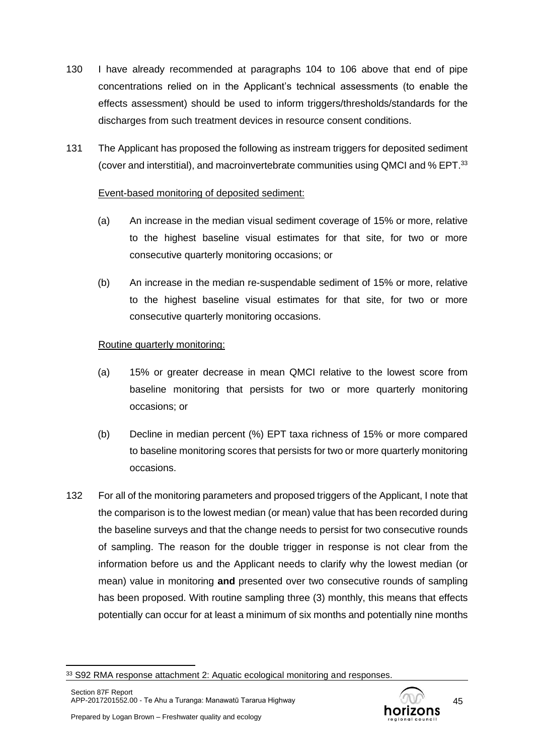130 I have already recommended at paragraphs 104 to 106 above that end of pipe concentrations relied on in the Applicant's technical assessments (to enable the effects assessment) should be used to inform triggers/thresholds/standards for the discharges from such treatment devices in resource consent conditions.

131 The Applicant has proposed the following as instream triggers for deposited sediment (cover and interstitial), and macroinvertebrate communities using QMCI and % EPT.[33]

<u>Event-based monitoring of deposited sediment:</u>

(a) An increase in the median visual sediment coverage of 15% or more, relative to the highest baseline visual estimates for that site, for two or more consecutive quarterly monitoring occasions; or

(b) An increase in the median re-suspendable sediment of 15% or more, relative to the highest baseline visual estimates for that site, for two or more consecutive quarterly monitoring occasions.

<u>Routine quarterly monitoring:</u>

(a) 15% or greater decrease in mean QMCI relative to the lowest score from baseline monitoring that persists for two or more quarterly monitoring occasions; or

(b) Decline in median percent (%) EPT taxa richness of 15% or more compared to baseline monitoring scores that persists for two or more quarterly monitoring occasions.

132 For all of the monitoring parameters and proposed triggers of the Applicant, I note that the comparison is to the lowest median (or mean) value that has been recorded during the baseline surveys and that the change needs to persist for two consecutive rounds of sampling. The reason for the double trigger in response is not clear from the information before us and the Applicant needs to clarify why the lowest median (or mean) value in monitoring **and** presented over two consecutive rounds of sampling has been proposed. With routine sampling three (3) monthly, this means that effects potentially can occur for at least a minimum of six months and potentially nine months

---

[33] S92 RMA response attachment 2: Aquatic ecological monitoring and responses.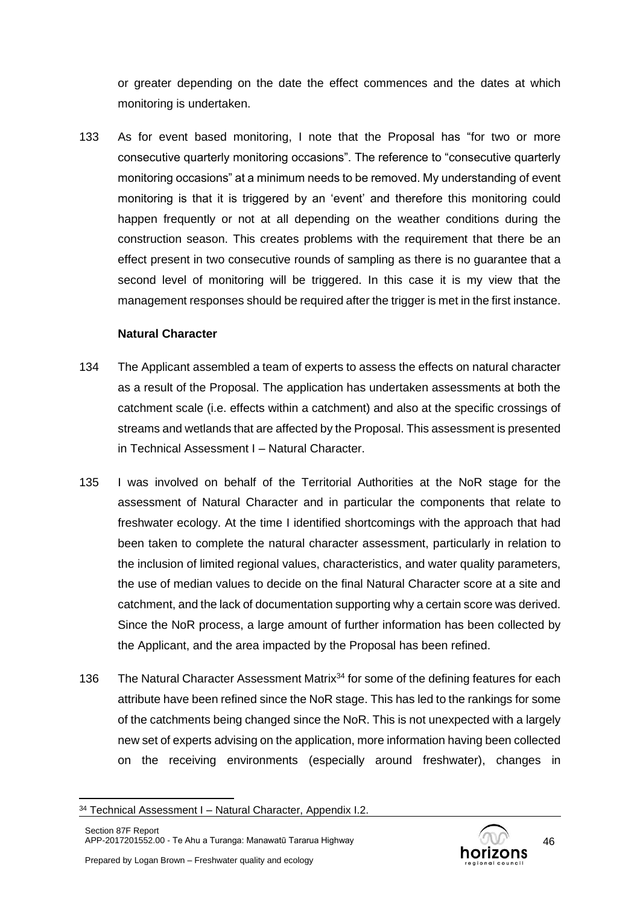or greater depending on the date the effect commences and the dates at which monitoring is undertaken.

133 As for event based monitoring, I note that the Proposal has "for two or more consecutive quarterly monitoring occasions". The reference to "consecutive quarterly monitoring occasions" at a minimum needs to be removed. My understanding of event monitoring is that it is triggered by an 'event' and therefore this monitoring could happen frequently or not at all depending on the weather conditions during the construction season. This creates problems with the requirement that there be an effect present in two consecutive rounds of sampling as there is no guarantee that a second level of monitoring will be triggered. In this case it is my view that the management responses should be required after the trigger is met in the first instance.

### Natural Character

134 The Applicant assembled a team of experts to assess the effects on natural character as a result of the Proposal. The application has undertaken assessments at both the catchment scale (i.e. effects within a catchment) and also at the specific crossings of streams and wetlands that are affected by the Proposal. This assessment is presented in Technical Assessment I – Natural Character.

135 I was involved on behalf of the Territorial Authorities at the NoR stage for the assessment of Natural Character and in particular the components that relate to freshwater ecology. At the time I identified shortcomings with the approach that had been taken to complete the natural character assessment, particularly in relation to the inclusion of limited regional values, characteristics, and water quality parameters, the use of median values to decide on the final Natural Character score at a site and catchment, and the lack of documentation supporting why a certain score was derived. Since the NoR process, a large amount of further information has been collected by the Applicant, and the area impacted by the Proposal has been refined.

136 The Natural Character Assessment Matrix[34] for some of the defining features for each attribute have been refined since the NoR stage. This has led to the rankings for some of the catchments being changed since the NoR. This is not unexpected with a largely new set of experts advising on the application, more information having been collected on the receiving environments (especially around freshwater), changes in

[34] Technical Assessment I – Natural Character, Appendix I.2.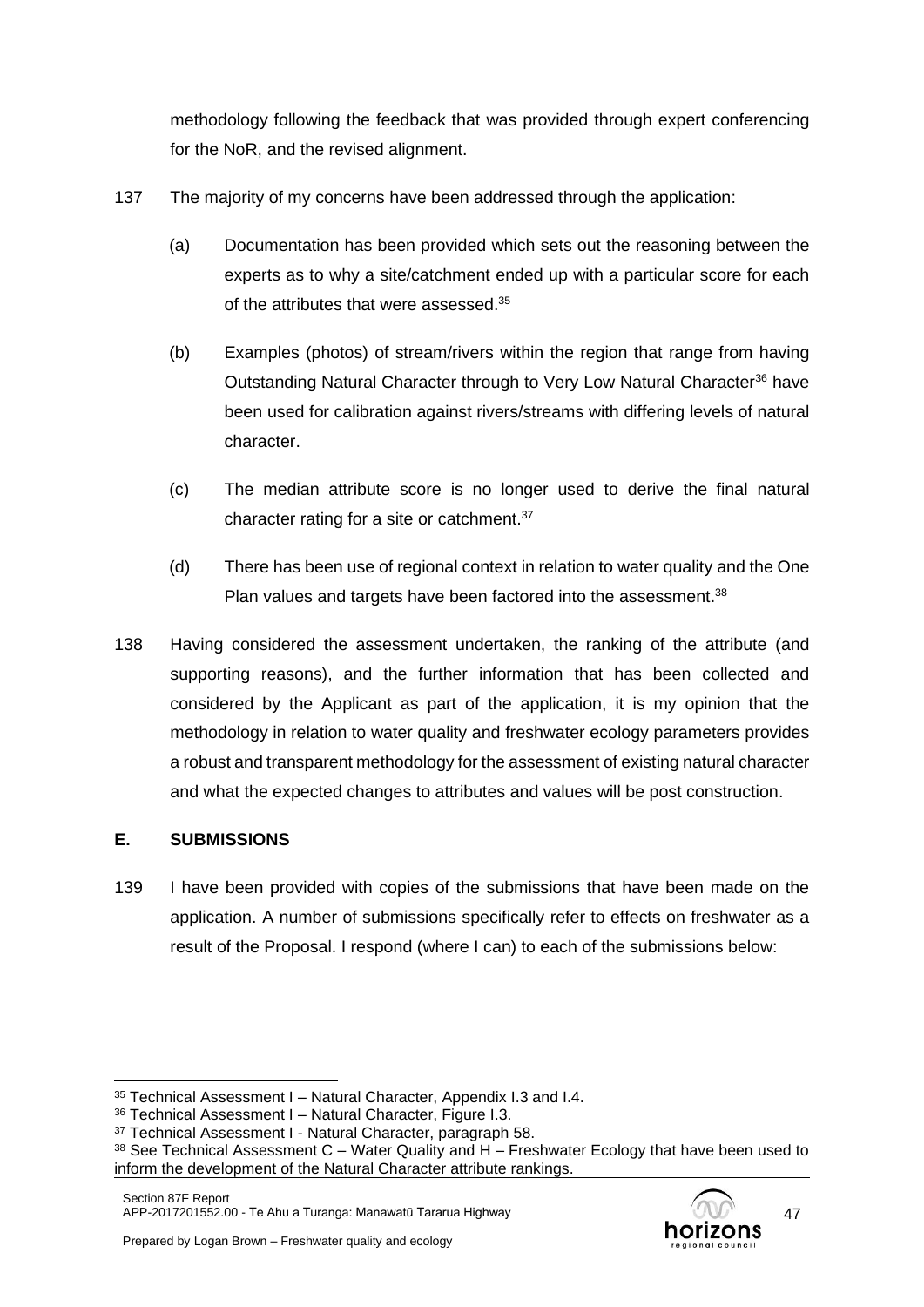methodology following the feedback that was provided through expert conferencing for the NoR, and the revised alignment.

137 The majority of my concerns have been addressed through the application:

(a) Documentation has been provided which sets out the reasoning between the experts as to why a site/catchment ended up with a particular score for each of the attributes that were assessed.[35]

(b) Examples (photos) of stream/rivers within the region that range from having Outstanding Natural Character through to Very Low Natural Character[36] have been used for calibration against rivers/streams with differing levels of natural character.

(c) The median attribute score is no longer used to derive the final natural character rating for a site or catchment.[37]

(d) There has been use of regional context in relation to water quality and the One Plan values and targets have been factored into the assessment.[38]

138 Having considered the assessment undertaken, the ranking of the attribute (and supporting reasons), and the further information that has been collected and considered by the Applicant as part of the application, it is my opinion that the methodology in relation to water quality and freshwater ecology parameters provides a robust and transparent methodology for the assessment of existing natural character and what the expected changes to attributes and values will be post construction.

## E. SUBMISSIONS

139 I have been provided with copies of the submissions that have been made on the application. A number of submissions specifically refer to effects on freshwater as a result of the Proposal. I respond (where I can) to each of the submissions below:

---

[35] Technical Assessment I – Natural Character, Appendix I.3 and I.4.

[36] Technical Assessment I – Natural Character, Figure I.3.

[37] Technical Assessment I - Natural Character, paragraph 58.

[38] See Technical Assessment C – Water Quality and H – Freshwater Ecology that have been used to inform the development of the Natural Character attribute rankings.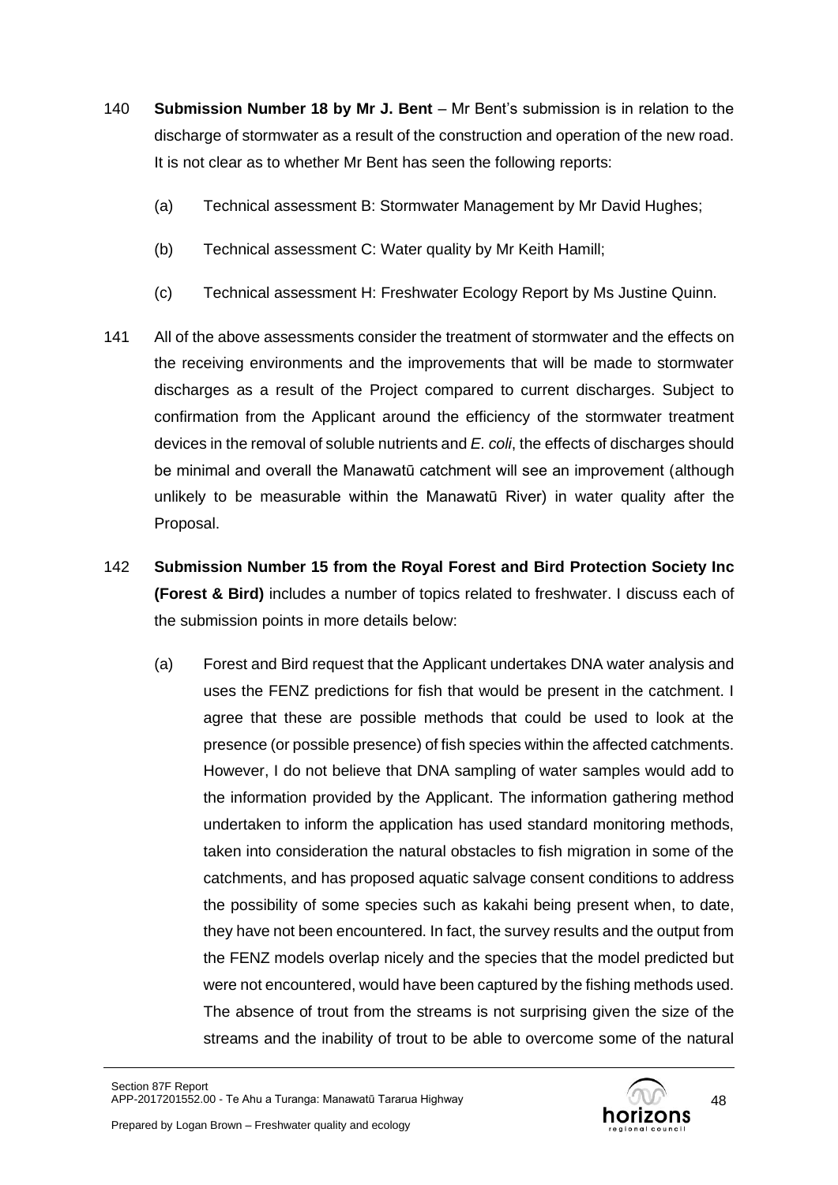140 **Submission Number 18 by Mr J. Bent** – Mr Bent's submission is in relation to the discharge of stormwater as a result of the construction and operation of the new road. It is not clear as to whether Mr Bent has seen the following reports:

(a) Technical assessment B: Stormwater Management by Mr David Hughes;

(b) Technical assessment C: Water quality by Mr Keith Hamill;

(c) Technical assessment H: Freshwater Ecology Report by Ms Justine Quinn.

141 All of the above assessments consider the treatment of stormwater and the effects on the receiving environments and the improvements that will be made to stormwater discharges as a result of the Project compared to current discharges. Subject to confirmation from the Applicant around the efficiency of the stormwater treatment devices in the removal of soluble nutrients and *E. coli*, the effects of discharges should be minimal and overall the Manawatū catchment will see an improvement (although unlikely to be measurable within the Manawatū River) in water quality after the Proposal.

142 **Submission Number 15 from the Royal Forest and Bird Protection Society Inc (Forest & Bird)** includes a number of topics related to freshwater. I discuss each of the submission points in more details below:

(a) Forest and Bird request that the Applicant undertakes DNA water analysis and uses the FENZ predictions for fish that would be present in the catchment. I agree that these are possible methods that could be used to look at the presence (or possible presence) of fish species within the affected catchments. However, I do not believe that DNA sampling of water samples would add to the information provided by the Applicant. The information gathering method undertaken to inform the application has used standard monitoring methods, taken into consideration the natural obstacles to fish migration in some of the catchments, and has proposed aquatic salvage consent conditions to address the possibility of some species such as kakahi being present when, to date, they have not been encountered. In fact, the survey results and the output from the FENZ models overlap nicely and the species that the model predicted but were not encountered, would have been captured by the fishing methods used. The absence of trout from the streams is not surprising given the size of the streams and the inability of trout to be able to overcome some of the natural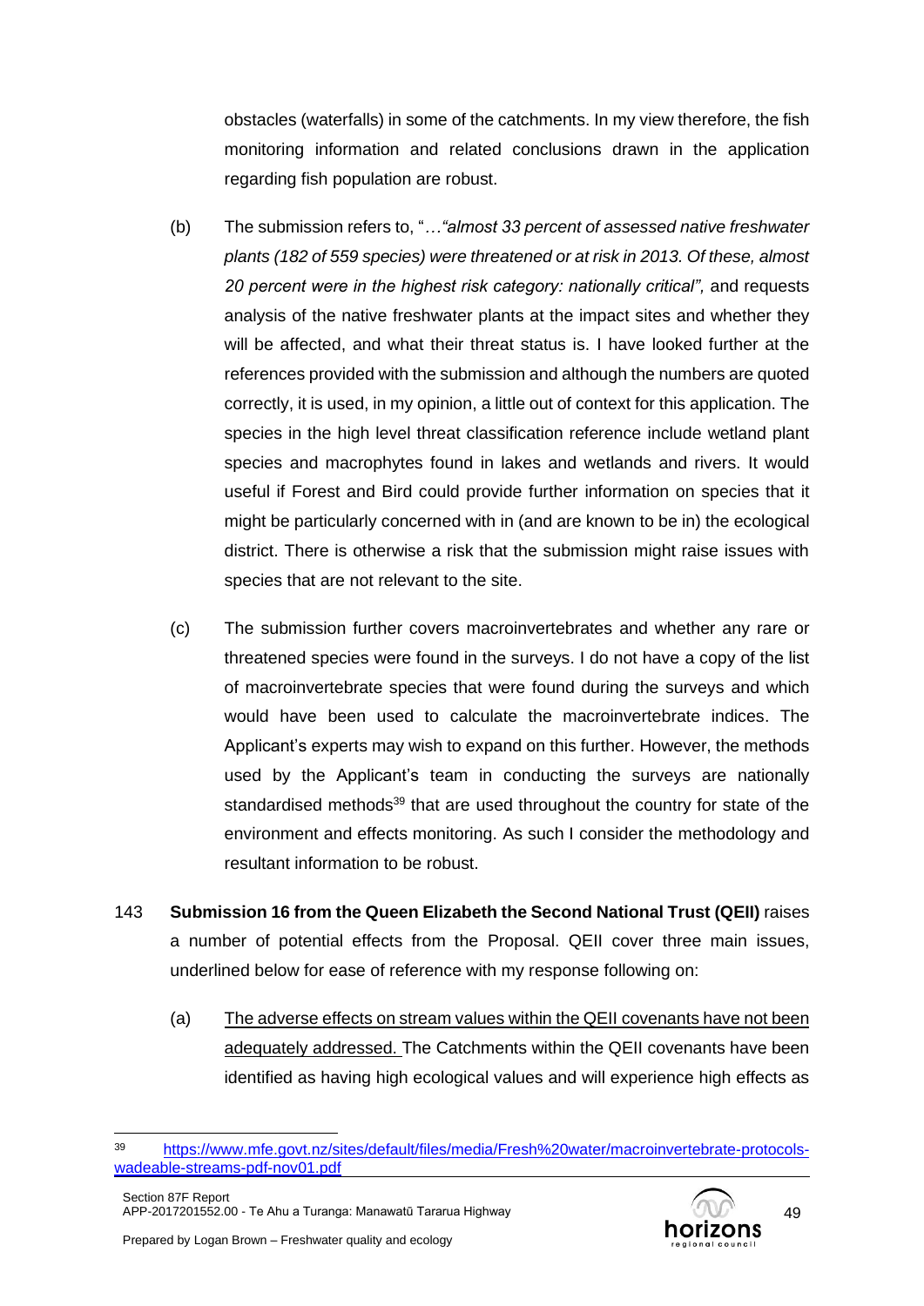obstacles (waterfalls) in some of the catchments. In my view therefore, the fish monitoring information and related conclusions drawn in the application regarding fish population are robust.

(b) The submission refers to, "*…"almost 33 percent of assessed native freshwater plants (182 of 559 species) were threatened or at risk in 2013. Of these, almost 20 percent were in the highest risk category: nationally critical",* and requests analysis of the native freshwater plants at the impact sites and whether they will be affected, and what their threat status is. I have looked further at the references provided with the submission and although the numbers are quoted correctly, it is used, in my opinion, a little out of context for this application. The species in the high level threat classification reference include wetland plant species and macrophytes found in lakes and wetlands and rivers. It would useful if Forest and Bird could provide further information on species that it might be particularly concerned with in (and are known to be in) the ecological district. There is otherwise a risk that the submission might raise issues with species that are not relevant to the site.

(c) The submission further covers macroinvertebrates and whether any rare or threatened species were found in the surveys. I do not have a copy of the list of macroinvertebrate species that were found during the surveys and which would have been used to calculate the macroinvertebrate indices. The Applicant's experts may wish to expand on this further. However, the methods used by the Applicant's team in conducting the surveys are nationally standardised methods[39] that are used throughout the country for state of the environment and effects monitoring. As such I consider the methodology and resultant information to be robust.

143 **Submission 16 from the Queen Elizabeth the Second National Trust (QEII)** raises a number of potential effects from the Proposal. QEII cover three main issues, underlined below for ease of reference with my response following on:

(a) <u>The adverse effects on stream values within the QEII covenants have not been adequately addressed.</u> The Catchments within the QEII covenants have been identified as having high ecological values and will experience high effects as

---

[39] https://www.mfe.govt.nz/sites/default/files/media/Fresh%20water/macroinvertebrate-protocols-wadeable-streams-pdf-nov01.pdf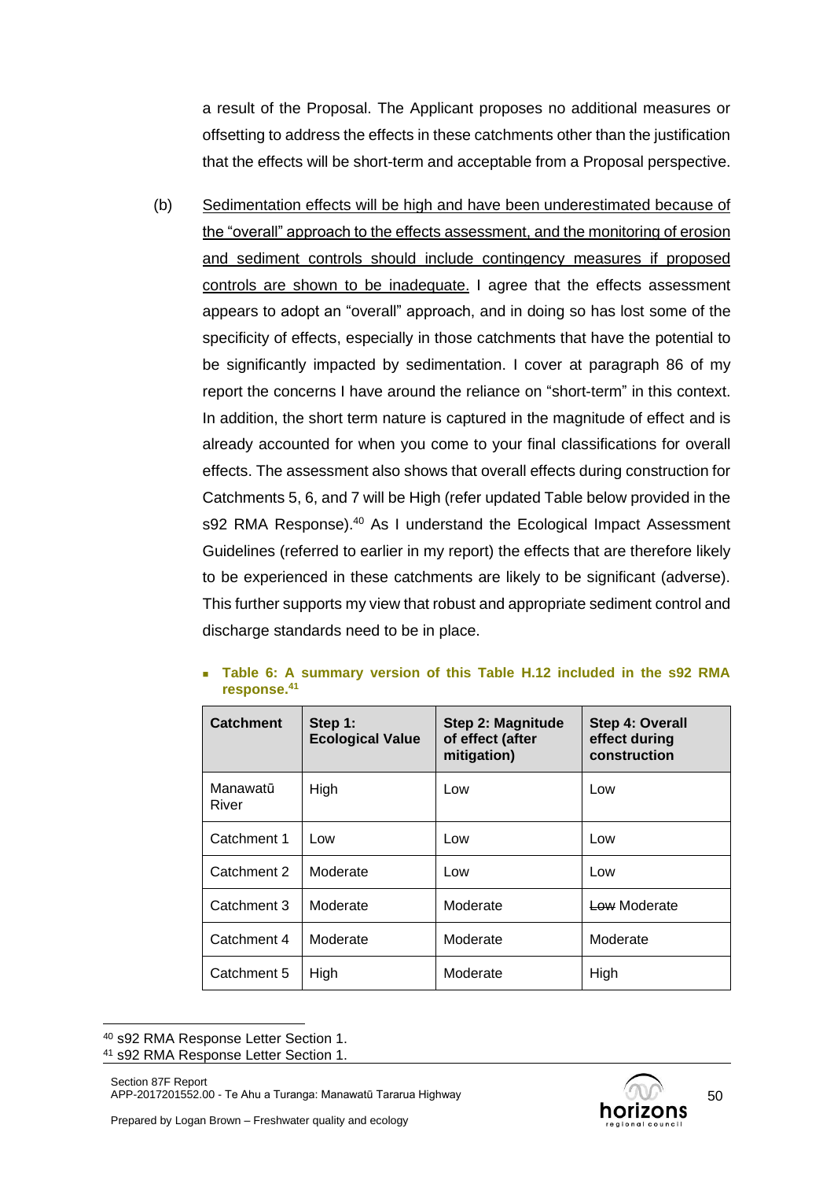a result of the Proposal. The Applicant proposes no additional measures or offsetting to address the effects in these catchments other than the justification that the effects will be short-term and acceptable from a Proposal perspective.

(b) Sedimentation effects will be high and have been underestimated because of the "overall" approach to the effects assessment, and the monitoring of erosion and sediment controls should include contingency measures if proposed controls are shown to be inadequate. I agree that the effects assessment appears to adopt an "overall" approach, and in doing so has lost some of the specificity of effects, especially in those catchments that have the potential to be significantly impacted by sedimentation. I cover at paragraph 86 of my report the concerns I have around the reliance on "short-term" in this context. In addition, the short term nature is captured in the magnitude of effect and is already accounted for when you come to your final classifications for overall effects. The assessment also shows that overall effects during construction for Catchments 5, 6, and 7 will be High (refer updated Table below provided in the s92 RMA Response).[40] As I understand the Ecological Impact Assessment Guidelines (referred to earlier in my report) the effects that are therefore likely to be experienced in these catchments are likely to be significant (adverse). This further supports my view that robust and appropriate sediment control and discharge standards need to be in place.

- **Table 6: A summary version of this Table H.12 included in the s92 RMA response.[41]**

| Catchment | Step 1: Ecological Value | Step 2: Magnitude of effect (after mitigation) | Step 4: Overall effect during construction |
|---|---|---|---|
| Manawatū River | High | Low | Low |
| Catchment 1 | Low | Low | Low |
| Catchment 2 | Moderate | Low | Low |
| Catchment 3 | Moderate | Moderate | ~~Low~~ Moderate |
| Catchment 4 | Moderate | Moderate | Moderate |
| Catchment 5 | High | Moderate | High |

[40] s92 RMA Response Letter Section 1.
[41] s92 RMA Response Letter Section 1.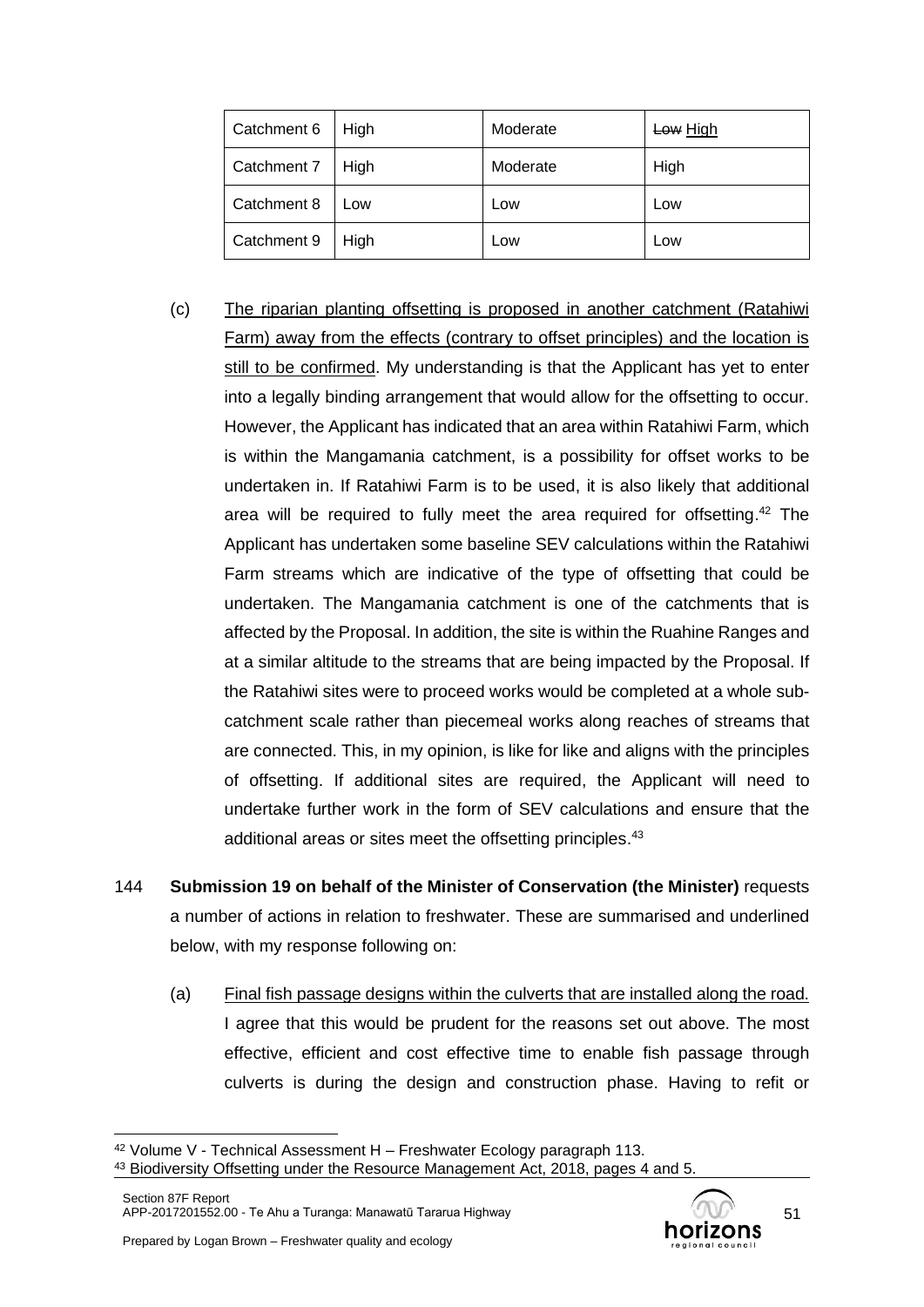| Catchment 6 | High | Moderate | ~~Low~~ High |
|---|---|---|---|
| Catchment 7 | High | Moderate | High |
| Catchment 8 | Low | Low | Low |
| Catchment 9 | High | Low | Low |

(c) The riparian planting offsetting is proposed in another catchment (Ratahiwi Farm) away from the effects (contrary to offset principles) and the location is still to be confirmed. My understanding is that the Applicant has yet to enter into a legally binding arrangement that would allow for the offsetting to occur. However, the Applicant has indicated that an area within Ratahiwi Farm, which is within the Mangamania catchment, is a possibility for offset works to be undertaken in. If Ratahiwi Farm is to be used, it is also likely that additional area will be required to fully meet the area required for offsetting.[42] The Applicant has undertaken some baseline SEV calculations within the Ratahiwi Farm streams which are indicative of the type of offsetting that could be undertaken. The Mangamania catchment is one of the catchments that is affected by the Proposal. In addition, the site is within the Ruahine Ranges and at a similar altitude to the streams that are being impacted by the Proposal. If the Ratahiwi sites were to proceed works would be completed at a whole sub-catchment scale rather than piecemeal works along reaches of streams that are connected. This, in my opinion, is like for like and aligns with the principles of offsetting. If additional sites are required, the Applicant will need to undertake further work in the form of SEV calculations and ensure that the additional areas or sites meet the offsetting principles.[43]

144 **Submission 19 on behalf of the Minister of Conservation (the Minister)** requests a number of actions in relation to freshwater. These are summarised and underlined below, with my response following on:

(a) Final fish passage designs within the culverts that are installed along the road. I agree that this would be prudent for the reasons set out above. The most effective, efficient and cost effective time to enable fish passage through culverts is during the design and construction phase. Having to refit or

[42] Volume V - Technical Assessment H – Freshwater Ecology paragraph 113.
[43] Biodiversity Offsetting under the Resource Management Act, 2018, pages 4 and 5.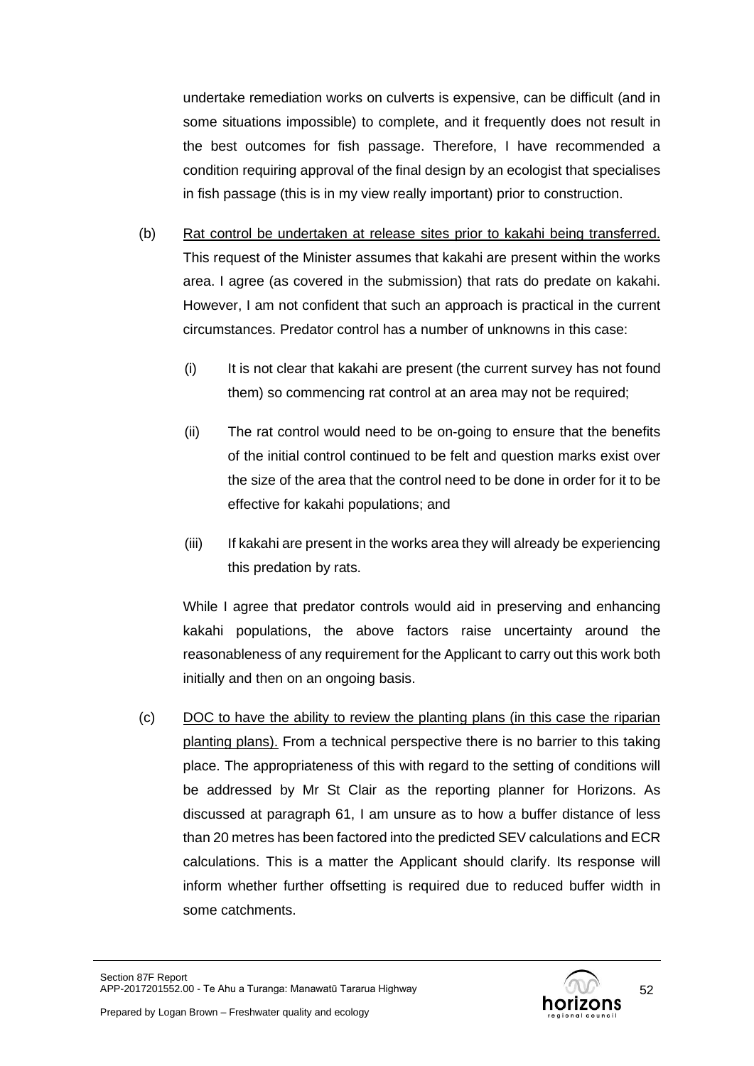undertake remediation works on culverts is expensive, can be difficult (and in some situations impossible) to complete, and it frequently does not result in the best outcomes for fish passage. Therefore, I have recommended a condition requiring approval of the final design by an ecologist that specialises in fish passage (this is in my view really important) prior to construction.

(b) Rat control be undertaken at release sites prior to kakahi being transferred. This request of the Minister assumes that kakahi are present within the works area. I agree (as covered in the submission) that rats do predate on kakahi. However, I am not confident that such an approach is practical in the current circumstances. Predator control has a number of unknowns in this case:

   (i) It is not clear that kakahi are present (the current survey has not found them) so commencing rat control at an area may not be required;

   (ii) The rat control would need to be on-going to ensure that the benefits of the initial control continued to be felt and question marks exist over the size of the area that the control need to be done in order for it to be effective for kakahi populations; and

   (iii) If kakahi are present in the works area they will already be experiencing this predation by rats.

   While I agree that predator controls would aid in preserving and enhancing kakahi populations, the above factors raise uncertainty around the reasonableness of any requirement for the Applicant to carry out this work both initially and then on an ongoing basis.

(c) DOC to have the ability to review the planting plans (in this case the riparian planting plans). From a technical perspective there is no barrier to this taking place. The appropriateness of this with regard to the setting of conditions will be addressed by Mr St Clair as the reporting planner for Horizons. As discussed at paragraph 61, I am unsure as to how a buffer distance of less than 20 metres has been factored into the predicted SEV calculations and ECR calculations. This is a matter the Applicant should clarify. Its response will inform whether further offsetting is required due to reduced buffer width in some catchments.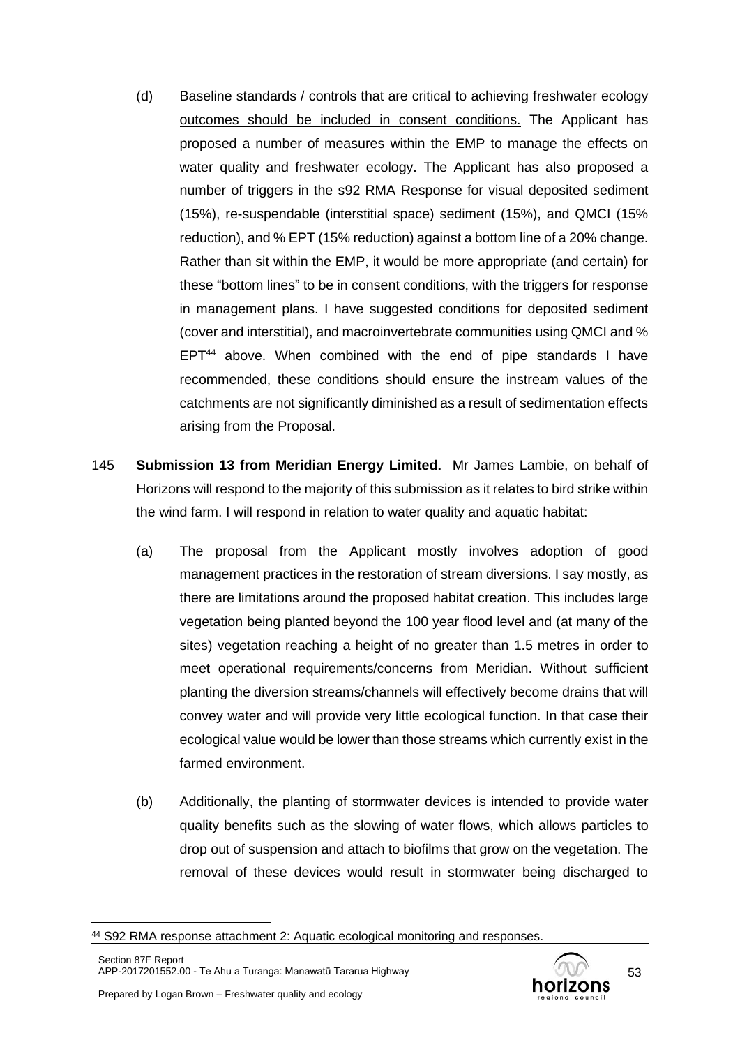(d) <u>Baseline standards / controls that are critical to achieving freshwater ecology outcomes should be included in consent conditions.</u> The Applicant has proposed a number of measures within the EMP to manage the effects on water quality and freshwater ecology. The Applicant has also proposed a number of triggers in the s92 RMA Response for visual deposited sediment (15%), re-suspendable (interstitial space) sediment (15%), and QMCI (15% reduction), and % EPT (15% reduction) against a bottom line of a 20% change. Rather than sit within the EMP, it would be more appropriate (and certain) for these "bottom lines" to be in consent conditions, with the triggers for response in management plans. I have suggested conditions for deposited sediment (cover and interstitial), and macroinvertebrate communities using QMCI and % EPT[44] above. When combined with the end of pipe standards I have recommended, these conditions should ensure the instream values of the catchments are not significantly diminished as a result of sedimentation effects arising from the Proposal.

145 **Submission 13 from Meridian Energy Limited.** Mr James Lambie, on behalf of Horizons will respond to the majority of this submission as it relates to bird strike within the wind farm. I will respond in relation to water quality and aquatic habitat:

(a) The proposal from the Applicant mostly involves adoption of good management practices in the restoration of stream diversions. I say mostly, as there are limitations around the proposed habitat creation. This includes large vegetation being planted beyond the 100 year flood level and (at many of the sites) vegetation reaching a height of no greater than 1.5 metres in order to meet operational requirements/concerns from Meridian. Without sufficient planting the diversion streams/channels will effectively become drains that will convey water and will provide very little ecological function. In that case their ecological value would be lower than those streams which currently exist in the farmed environment.

(b) Additionally, the planting of stormwater devices is intended to provide water quality benefits such as the slowing of water flows, which allows particles to drop out of suspension and attach to biofilms that grow on the vegetation. The removal of these devices would result in stormwater being discharged to

[44] S92 RMA response attachment 2: Aquatic ecological monitoring and responses.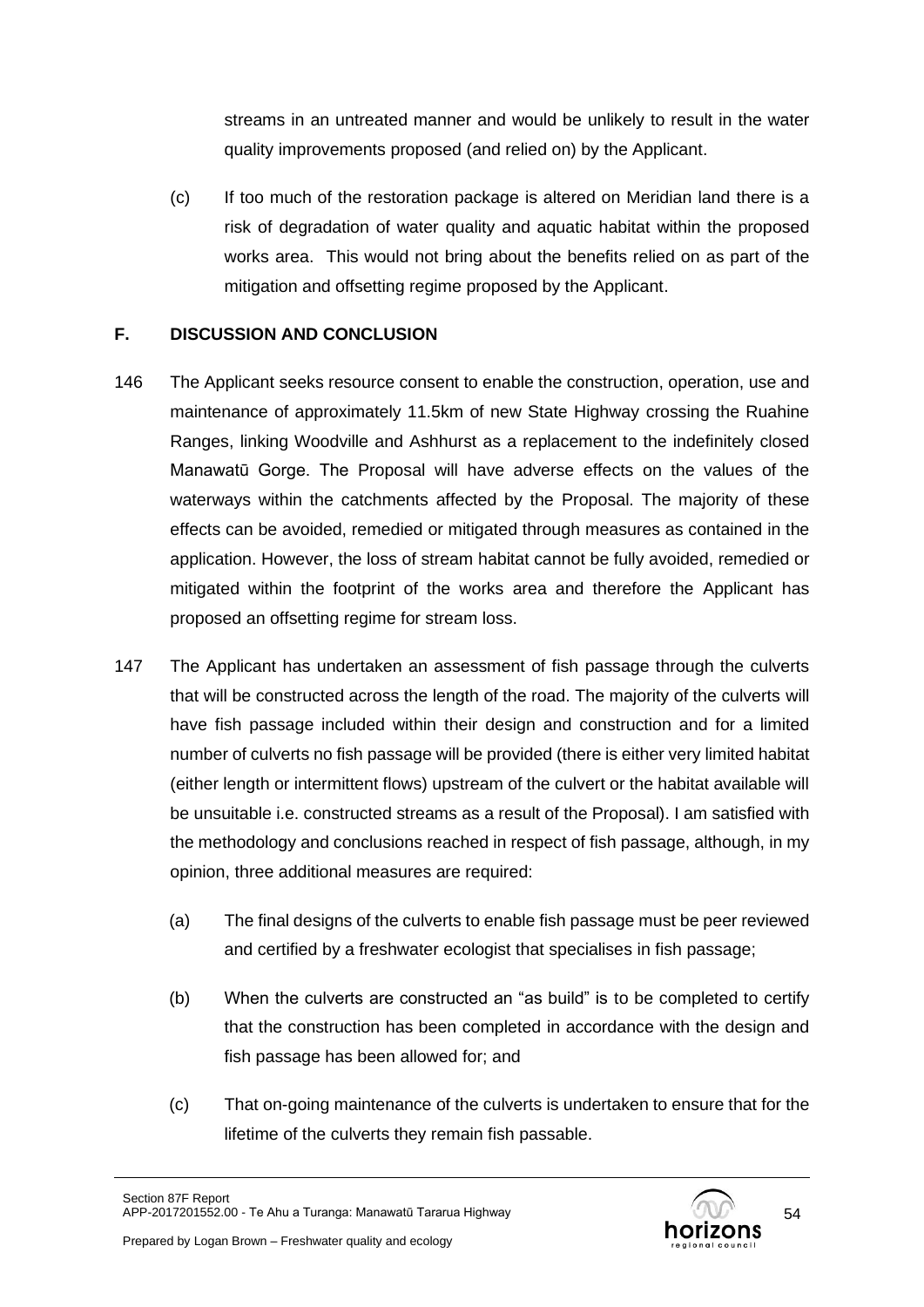streams in an untreated manner and would be unlikely to result in the water quality improvements proposed (and relied on) by the Applicant.

(c) If too much of the restoration package is altered on Meridian land there is a risk of degradation of water quality and aquatic habitat within the proposed works area. This would not bring about the benefits relied on as part of the mitigation and offsetting regime proposed by the Applicant.

## F. DISCUSSION AND CONCLUSION

146 The Applicant seeks resource consent to enable the construction, operation, use and maintenance of approximately 11.5km of new State Highway crossing the Ruahine Ranges, linking Woodville and Ashhurst as a replacement to the indefinitely closed Manawatū Gorge. The Proposal will have adverse effects on the values of the waterways within the catchments affected by the Proposal. The majority of these effects can be avoided, remedied or mitigated through measures as contained in the application. However, the loss of stream habitat cannot be fully avoided, remedied or mitigated within the footprint of the works area and therefore the Applicant has proposed an offsetting regime for stream loss.

147 The Applicant has undertaken an assessment of fish passage through the culverts that will be constructed across the length of the road. The majority of the culverts will have fish passage included within their design and construction and for a limited number of culverts no fish passage will be provided (there is either very limited habitat (either length or intermittent flows) upstream of the culvert or the habitat available will be unsuitable i.e. constructed streams as a result of the Proposal). I am satisfied with the methodology and conclusions reached in respect of fish passage, although, in my opinion, three additional measures are required:

(a) The final designs of the culverts to enable fish passage must be peer reviewed and certified by a freshwater ecologist that specialises in fish passage;

(b) When the culverts are constructed an "as build" is to be completed to certify that the construction has been completed in accordance with the design and fish passage has been allowed for; and

(c) That on-going maintenance of the culverts is undertaken to ensure that for the lifetime of the culverts they remain fish passable.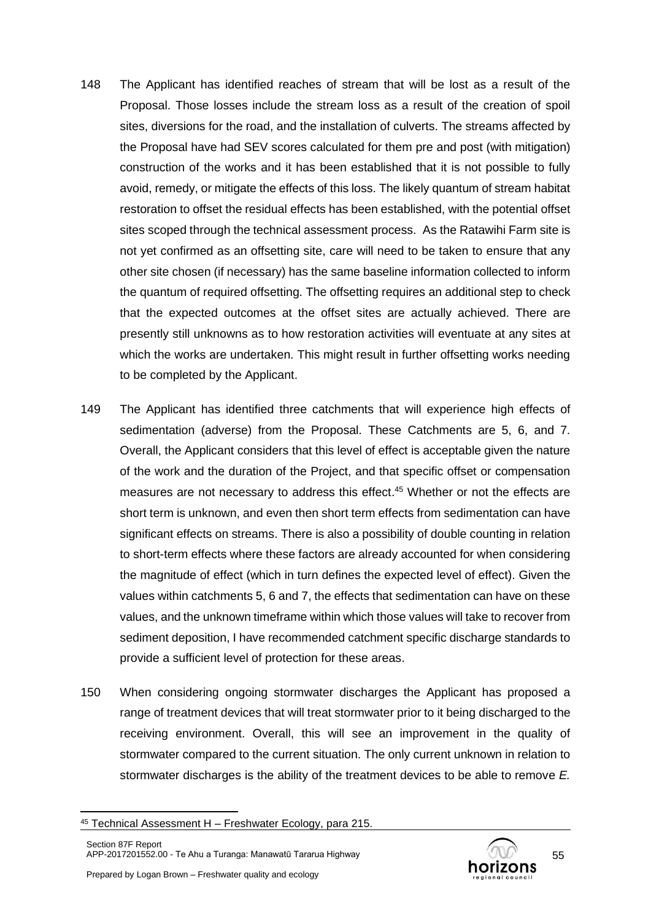148 The Applicant has identified reaches of stream that will be lost as a result of the Proposal. Those losses include the stream loss as a result of the creation of spoil sites, diversions for the road, and the installation of culverts. The streams affected by the Proposal have had SEV scores calculated for them pre and post (with mitigation) construction of the works and it has been established that it is not possible to fully avoid, remedy, or mitigate the effects of this loss. The likely quantum of stream habitat restoration to offset the residual effects has been established, with the potential offset sites scoped through the technical assessment process. As the Ratawihi Farm site is not yet confirmed as an offsetting site, care will need to be taken to ensure that any other site chosen (if necessary) has the same baseline information collected to inform the quantum of required offsetting. The offsetting requires an additional step to check that the expected outcomes at the offset sites are actually achieved. There are presently still unknowns as to how restoration activities will eventuate at any sites at which the works are undertaken. This might result in further offsetting works needing to be completed by the Applicant.

149 The Applicant has identified three catchments that will experience high effects of sedimentation (adverse) from the Proposal. These Catchments are 5, 6, and 7. Overall, the Applicant considers that this level of effect is acceptable given the nature of the work and the duration of the Project, and that specific offset or compensation measures are not necessary to address this effect.[45] Whether or not the effects are short term is unknown, and even then short term effects from sedimentation can have significant effects on streams. There is also a possibility of double counting in relation to short-term effects where these factors are already accounted for when considering the magnitude of effect (which in turn defines the expected level of effect). Given the values within catchments 5, 6 and 7, the effects that sedimentation can have on these values, and the unknown timeframe within which those values will take to recover from sediment deposition, I have recommended catchment specific discharge standards to provide a sufficient level of protection for these areas.

150 When considering ongoing stormwater discharges the Applicant has proposed a range of treatment devices that will treat stormwater prior to it being discharged to the receiving environment. Overall, this will see an improvement in the quality of stormwater compared to the current situation. The only current unknown in relation to stormwater discharges is the ability of the treatment devices to be able to remove *E.*

[45] Technical Assessment H – Freshwater Ecology, para 215.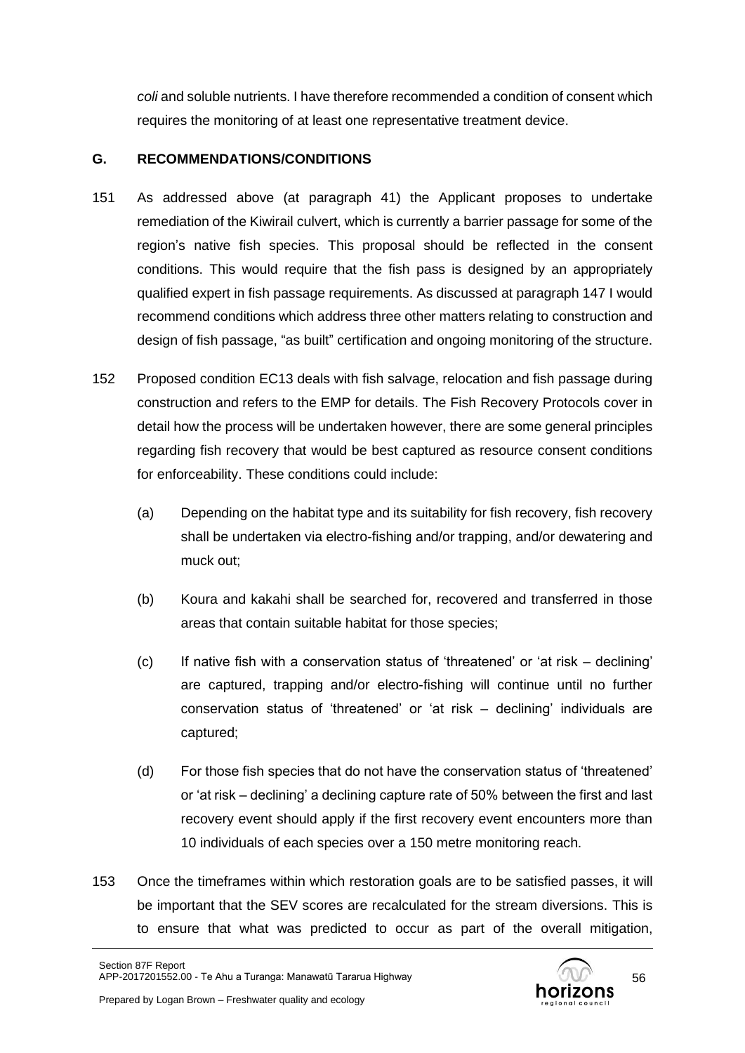*coli* and soluble nutrients. I have therefore recommended a condition of consent which requires the monitoring of at least one representative treatment device.

## G. RECOMMENDATIONS/CONDITIONS

151 As addressed above (at paragraph 41) the Applicant proposes to undertake remediation of the Kiwirail culvert, which is currently a barrier passage for some of the region's native fish species. This proposal should be reflected in the consent conditions. This would require that the fish pass is designed by an appropriately qualified expert in fish passage requirements. As discussed at paragraph 147 I would recommend conditions which address three other matters relating to construction and design of fish passage, "as built" certification and ongoing monitoring of the structure.

152 Proposed condition EC13 deals with fish salvage, relocation and fish passage during construction and refers to the EMP for details. The Fish Recovery Protocols cover in detail how the process will be undertaken however, there are some general principles regarding fish recovery that would be best captured as resource consent conditions for enforceability. These conditions could include:

(a) Depending on the habitat type and its suitability for fish recovery, fish recovery shall be undertaken via electro-fishing and/or trapping, and/or dewatering and muck out;

(b) Koura and kakahi shall be searched for, recovered and transferred in those areas that contain suitable habitat for those species;

(c) If native fish with a conservation status of 'threatened' or 'at risk – declining' are captured, trapping and/or electro-fishing will continue until no further conservation status of 'threatened' or 'at risk – declining' individuals are captured;

(d) For those fish species that do not have the conservation status of 'threatened' or 'at risk – declining' a declining capture rate of 50% between the first and last recovery event should apply if the first recovery event encounters more than 10 individuals of each species over a 150 metre monitoring reach.

153 Once the timeframes within which restoration goals are to be satisfied passes, it will be important that the SEV scores are recalculated for the stream diversions. This is to ensure that what was predicted to occur as part of the overall mitigation,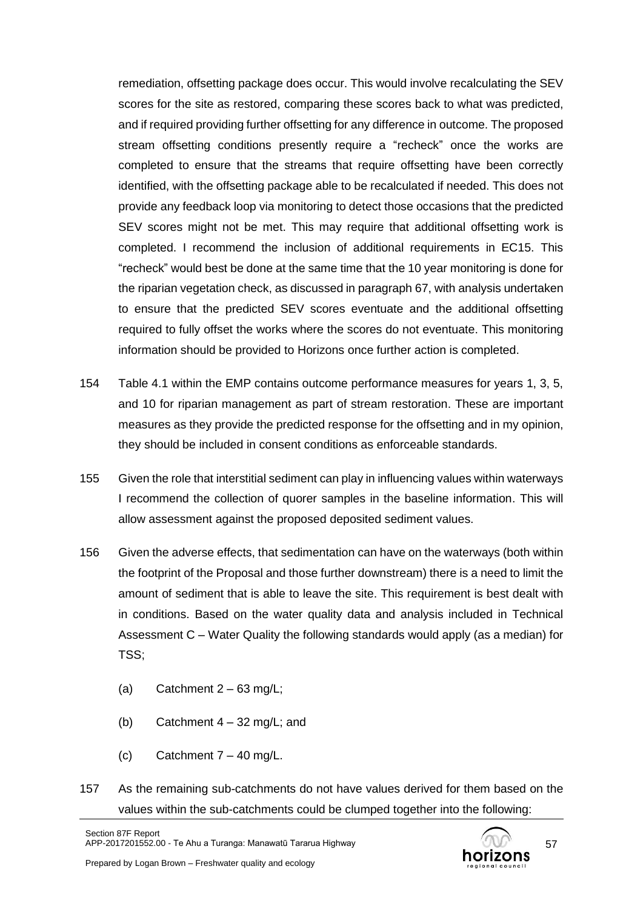remediation, offsetting package does occur. This would involve recalculating the SEV scores for the site as restored, comparing these scores back to what was predicted, and if required providing further offsetting for any difference in outcome. The proposed stream offsetting conditions presently require a "recheck" once the works are completed to ensure that the streams that require offsetting have been correctly identified, with the offsetting package able to be recalculated if needed. This does not provide any feedback loop via monitoring to detect those occasions that the predicted SEV scores might not be met. This may require that additional offsetting work is completed. I recommend the inclusion of additional requirements in EC15. This "recheck" would best be done at the same time that the 10 year monitoring is done for the riparian vegetation check, as discussed in paragraph 67, with analysis undertaken to ensure that the predicted SEV scores eventuate and the additional offsetting required to fully offset the works where the scores do not eventuate. This monitoring information should be provided to Horizons once further action is completed.

154 Table 4.1 within the EMP contains outcome performance measures for years 1, 3, 5, and 10 for riparian management as part of stream restoration. These are important measures as they provide the predicted response for the offsetting and in my opinion, they should be included in consent conditions as enforceable standards.

155 Given the role that interstitial sediment can play in influencing values within waterways I recommend the collection of quorer samples in the baseline information. This will allow assessment against the proposed deposited sediment values.

156 Given the adverse effects, that sedimentation can have on the waterways (both within the footprint of the Proposal and those further downstream) there is a need to limit the amount of sediment that is able to leave the site. This requirement is best dealt with in conditions. Based on the water quality data and analysis included in Technical Assessment C – Water Quality the following standards would apply (as a median) for TSS;

(a) Catchment 2 – 63 mg/L;

(b) Catchment 4 – 32 mg/L; and

(c) Catchment 7 – 40 mg/L.

157 As the remaining sub-catchments do not have values derived for them based on the values within the sub-catchments could be clumped together into the following: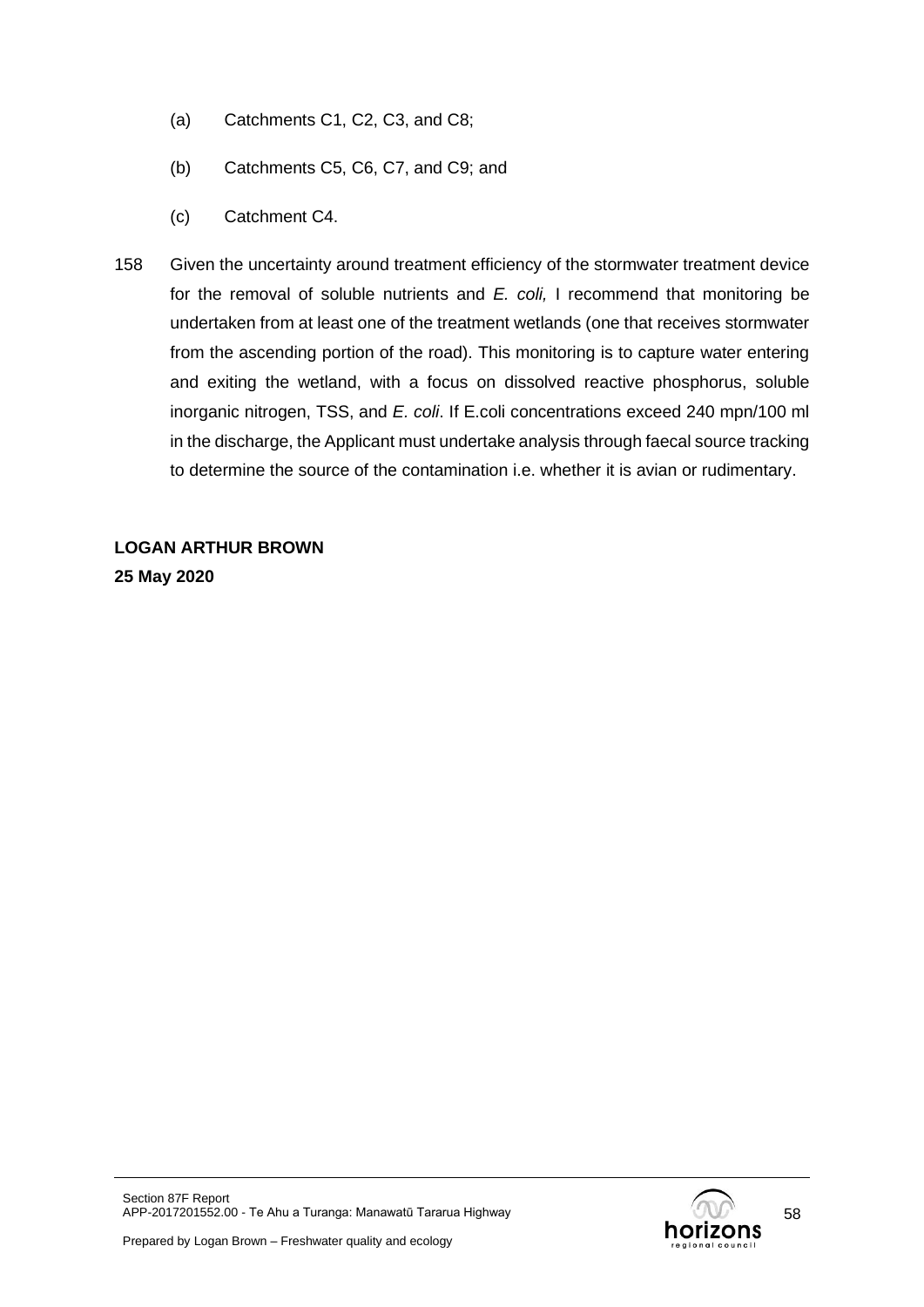(a) Catchments C1, C2, C3, and C8;

(b) Catchments C5, C6, C7, and C9; and

(c) Catchment C4.

158 Given the uncertainty around treatment efficiency of the stormwater treatment device for the removal of soluble nutrients and *E. coli,* I recommend that monitoring be undertaken from at least one of the treatment wetlands (one that receives stormwater from the ascending portion of the road). This monitoring is to capture water entering and exiting the wetland, with a focus on dissolved reactive phosphorus, soluble inorganic nitrogen, TSS, and *E. coli*. If E.coli concentrations exceed 240 mpn/100 ml in the discharge, the Applicant must undertake analysis through faecal source tracking to determine the source of the contamination i.e. whether it is avian or rudimentary.

**LOGAN ARTHUR BROWN**
**25 May 2020**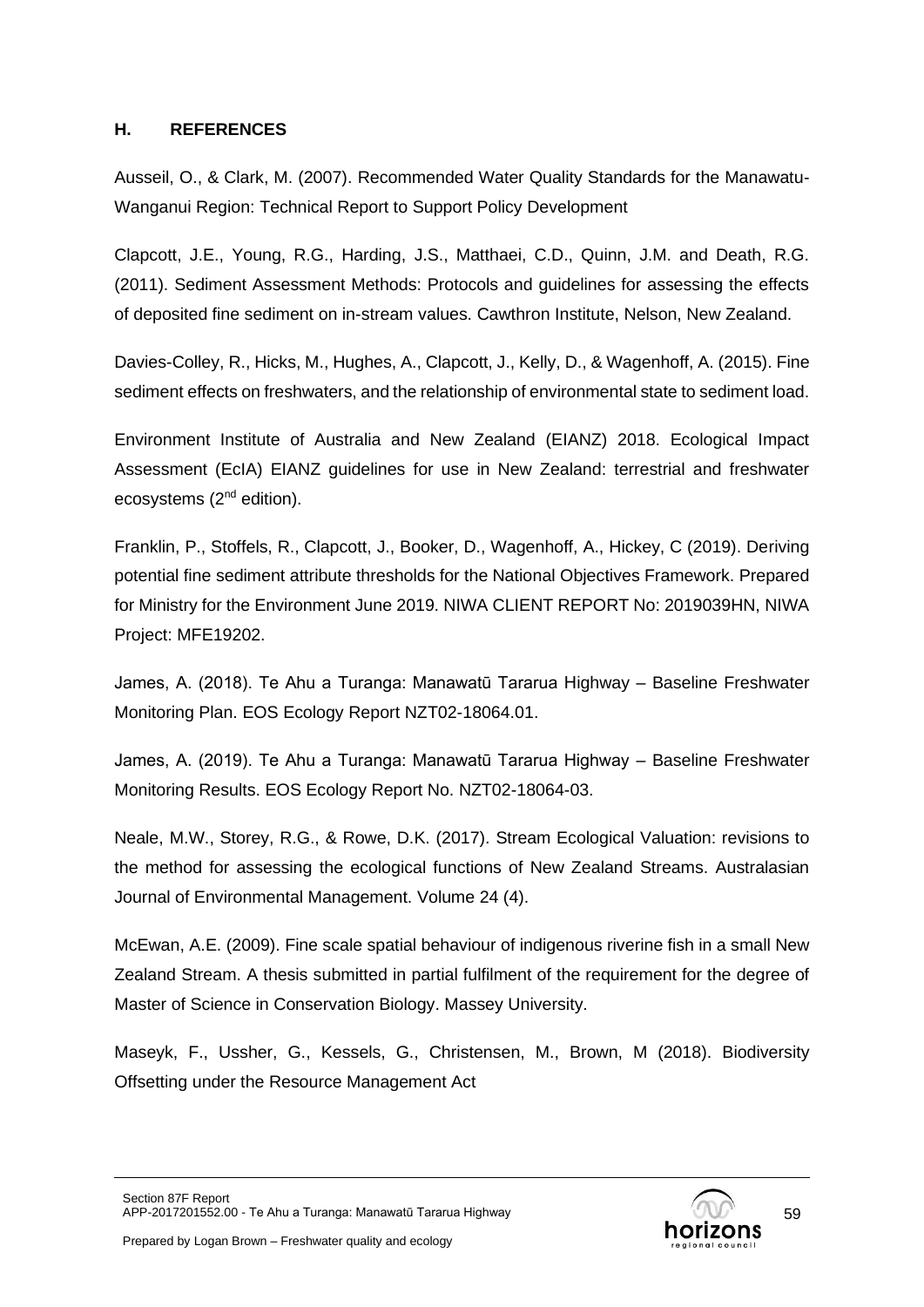## H. REFERENCES

Ausseil, O., & Clark, M. (2007). Recommended Water Quality Standards for the Manawatu-Wanganui Region: Technical Report to Support Policy Development

Clapcott, J.E., Young, R.G., Harding, J.S., Matthaei, C.D., Quinn, J.M. and Death, R.G. (2011). Sediment Assessment Methods: Protocols and guidelines for assessing the effects of deposited fine sediment on in-stream values. Cawthron Institute, Nelson, New Zealand.

Davies-Colley, R., Hicks, M., Hughes, A., Clapcott, J., Kelly, D., & Wagenhoff, A. (2015). Fine sediment effects on freshwaters, and the relationship of environmental state to sediment load.

Environment Institute of Australia and New Zealand (EIANZ) 2018. Ecological Impact Assessment (EcIA) EIANZ guidelines for use in New Zealand: terrestrial and freshwater ecosystems (2nd edition).

Franklin, P., Stoffels, R., Clapcott, J., Booker, D., Wagenhoff, A., Hickey, C (2019). Deriving potential fine sediment attribute thresholds for the National Objectives Framework. Prepared for Ministry for the Environment June 2019. NIWA CLIENT REPORT No: 2019039HN, NIWA Project: MFE19202.

James, A. (2018). Te Ahu a Turanga: Manawatū Tararua Highway – Baseline Freshwater Monitoring Plan. EOS Ecology Report NZT02-18064.01.

James, A. (2019). Te Ahu a Turanga: Manawatū Tararua Highway – Baseline Freshwater Monitoring Results. EOS Ecology Report No. NZT02-18064-03.

Neale, M.W., Storey, R.G., & Rowe, D.K. (2017). Stream Ecological Valuation: revisions to the method for assessing the ecological functions of New Zealand Streams. Australasian Journal of Environmental Management. Volume 24 (4).

McEwan, A.E. (2009). Fine scale spatial behaviour of indigenous riverine fish in a small New Zealand Stream. A thesis submitted in partial fulfilment of the requirement for the degree of Master of Science in Conservation Biology. Massey University.

Maseyk, F., Ussher, G., Kessels, G., Christensen, M., Brown, M (2018). Biodiversity Offsetting under the Resource Management Act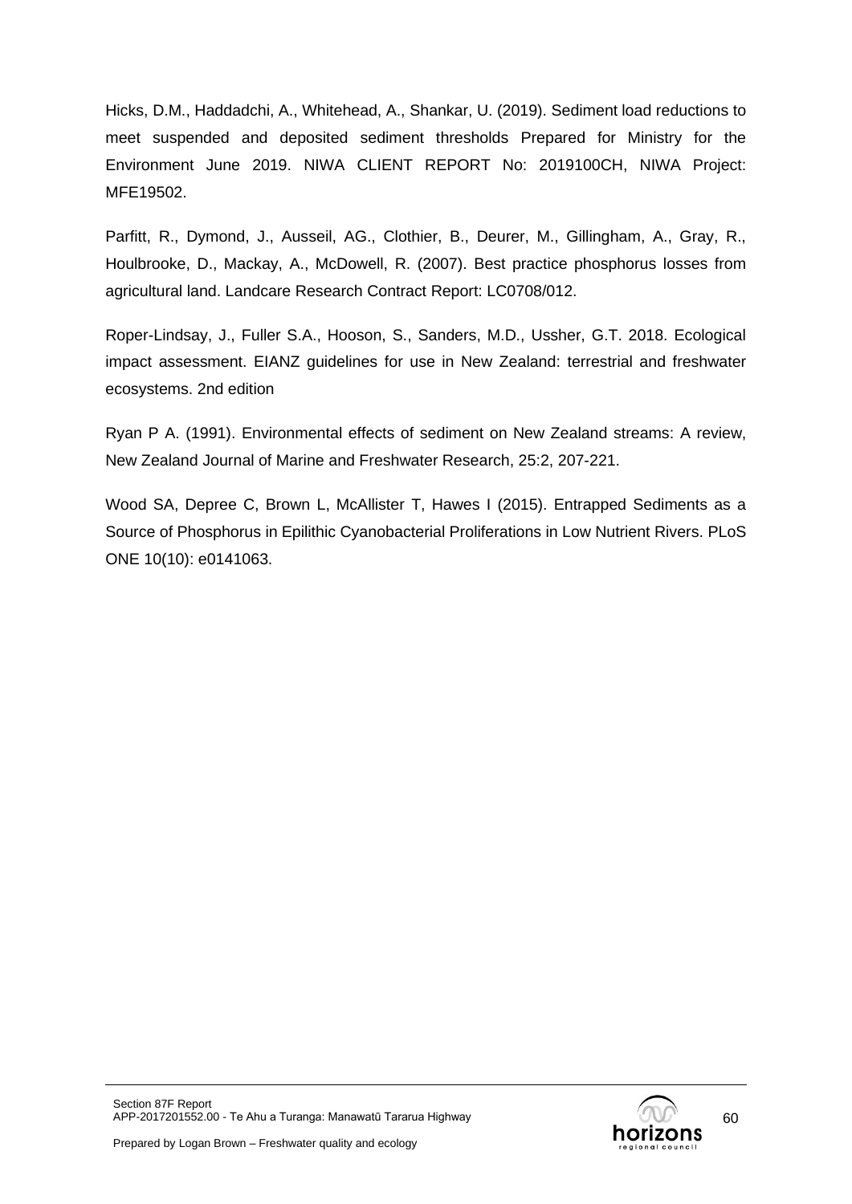Hicks, D.M., Haddadchi, A., Whitehead, A., Shankar, U. (2019). Sediment load reductions to meet suspended and deposited sediment thresholds Prepared for Ministry for the Environment June 2019. NIWA CLIENT REPORT No: 2019100CH, NIWA Project: MFE19502.

Parfitt, R., Dymond, J., Ausseil, AG., Clothier, B., Deurer, M., Gillingham, A., Gray, R., Houlbrooke, D., Mackay, A., McDowell, R. (2007). Best practice phosphorus losses from agricultural land. Landcare Research Contract Report: LC0708/012.

Roper-Lindsay, J., Fuller S.A., Hooson, S., Sanders, M.D., Ussher, G.T. 2018. Ecological impact assessment. EIANZ guidelines for use in New Zealand: terrestrial and freshwater ecosystems. 2nd edition

Ryan P A. (1991). Environmental effects of sediment on New Zealand streams: A review, New Zealand Journal of Marine and Freshwater Research, 25:2, 207-221.

Wood SA, Depree C, Brown L, McAllister T, Hawes I (2015). Entrapped Sediments as a Source of Phosphorus in Epilithic Cyanobacterial Proliferations in Low Nutrient Rivers. PLoS ONE 10(10): e0141063.